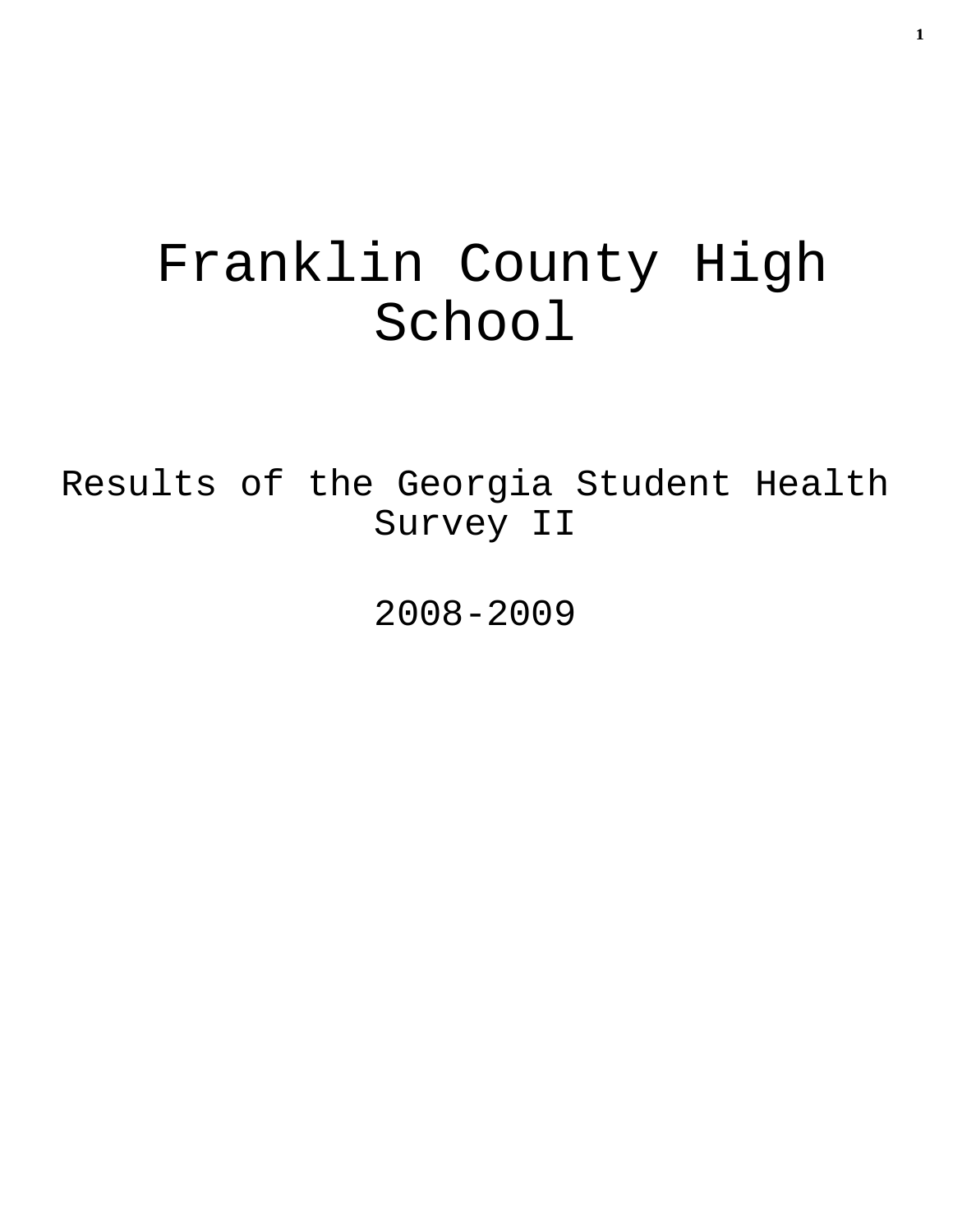# Franklin County High School

## Results of the Georgia Student Health Survey II

## 2008-2009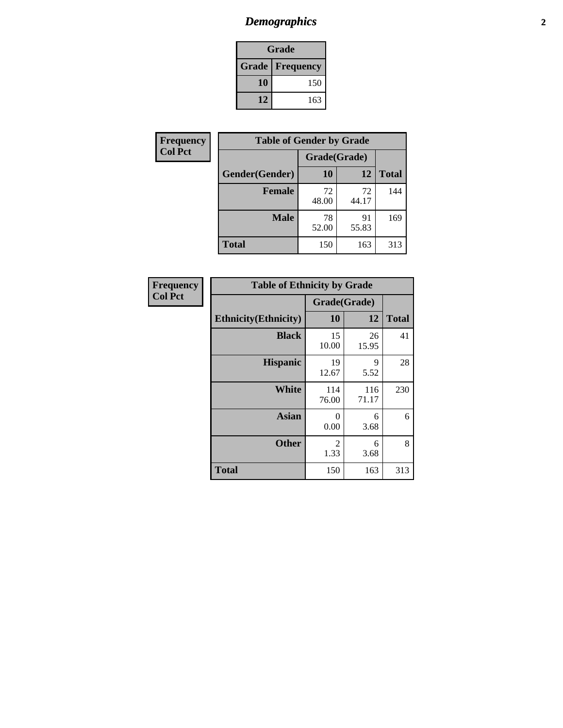# *Demographics*

| Grade | |
|---|---|
| **Grade** | **Frequency** |
| **10** | 150 |
| **12** | 163 |

**Frequency**
**Col Pct**

| Table of Gender by Grade | | | |
|---|---|---|---|
| | Grade(Grade) | | |
| **Gender(Gender)** | **10** | **12** | **Total** |
| **Female** | 72<br>48.00 | 72<br>44.17 | 144 |
| **Male** | 78<br>52.00 | 91<br>55.83 | 169 |
| **Total** | 150 | 163 | 313 |

**Frequency**
**Col Pct**

| Table of Ethnicity by Grade | | | |
|---|---|---|---|
| | Grade(Grade) | | |
| **Ethnicity(Ethnicity)** | **10** | **12** | **Total** |
| **Black** | 15<br>10.00 | 26<br>15.95 | 41 |
| **Hispanic** | 19<br>12.67 | 9<br>5.52 | 28 |
| **White** | 114<br>76.00 | 116<br>71.17 | 230 |
| **Asian** | 0<br>0.00 | 6<br>3.68 | 6 |
| **Other** | 2<br>1.33 | 6<br>3.68 | 8 |
| **Total** | 150 | 163 | 313 |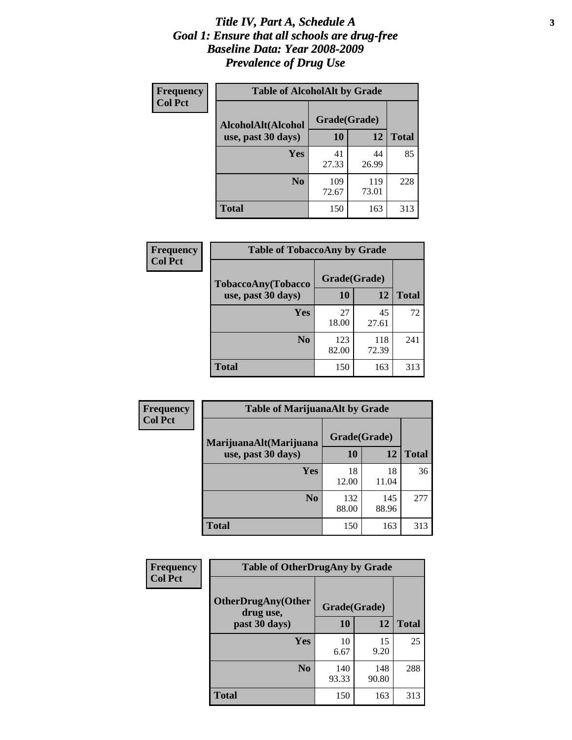# *Title IV, Part A, Schedule A*
# *Goal 1: Ensure that all schools are drug-free*
# *Baseline Data: Year 2008-2009*
# *Prevalence of Drug Use*

**Frequency**
**Col Pct**

**Table of AlcoholAlt by Grade**

| AlcoholAlt(Alcohol use, past 30 days) | Grade(Grade) | | |
|---|---|---|---|
| | 10 | 12 | Total |
| Yes | 41<br>27.33 | 44<br>26.99 | 85 |
| No | 109<br>72.67 | 119<br>73.01 | 228 |
| Total | 150 | 163 | 313 |

**Frequency**
**Col Pct**

**Table of TobaccoAny by Grade**

| TobaccoAny(Tobacco use, past 30 days) | Grade(Grade) | | |
|---|---|---|---|
| | 10 | 12 | Total |
| Yes | 27<br>18.00 | 45<br>27.61 | 72 |
| No | 123<br>82.00 | 118<br>72.39 | 241 |
| Total | 150 | 163 | 313 |

**Frequency**
**Col Pct**

**Table of MarijuanaAlt by Grade**

| MarijuanaAlt(Marijuana use, past 30 days) | Grade(Grade) | | |
|---|---|---|---|
| | 10 | 12 | Total |
| Yes | 18<br>12.00 | 18<br>11.04 | 36 |
| No | 132<br>88.00 | 145<br>88.96 | 277 |
| Total | 150 | 163 | 313 |

**Frequency**
**Col Pct**

**Table of OtherDrugAny by Grade**

| OtherDrugAny(Other drug use, past 30 days) | Grade(Grade) | | |
|---|---|---|---|
| | 10 | 12 | Total |
| Yes | 10<br>6.67 | 15<br>9.20 | 25 |
| No | 140<br>93.33 | 148<br>90.80 | 288 |
| Total | 150 | 163 | 313 |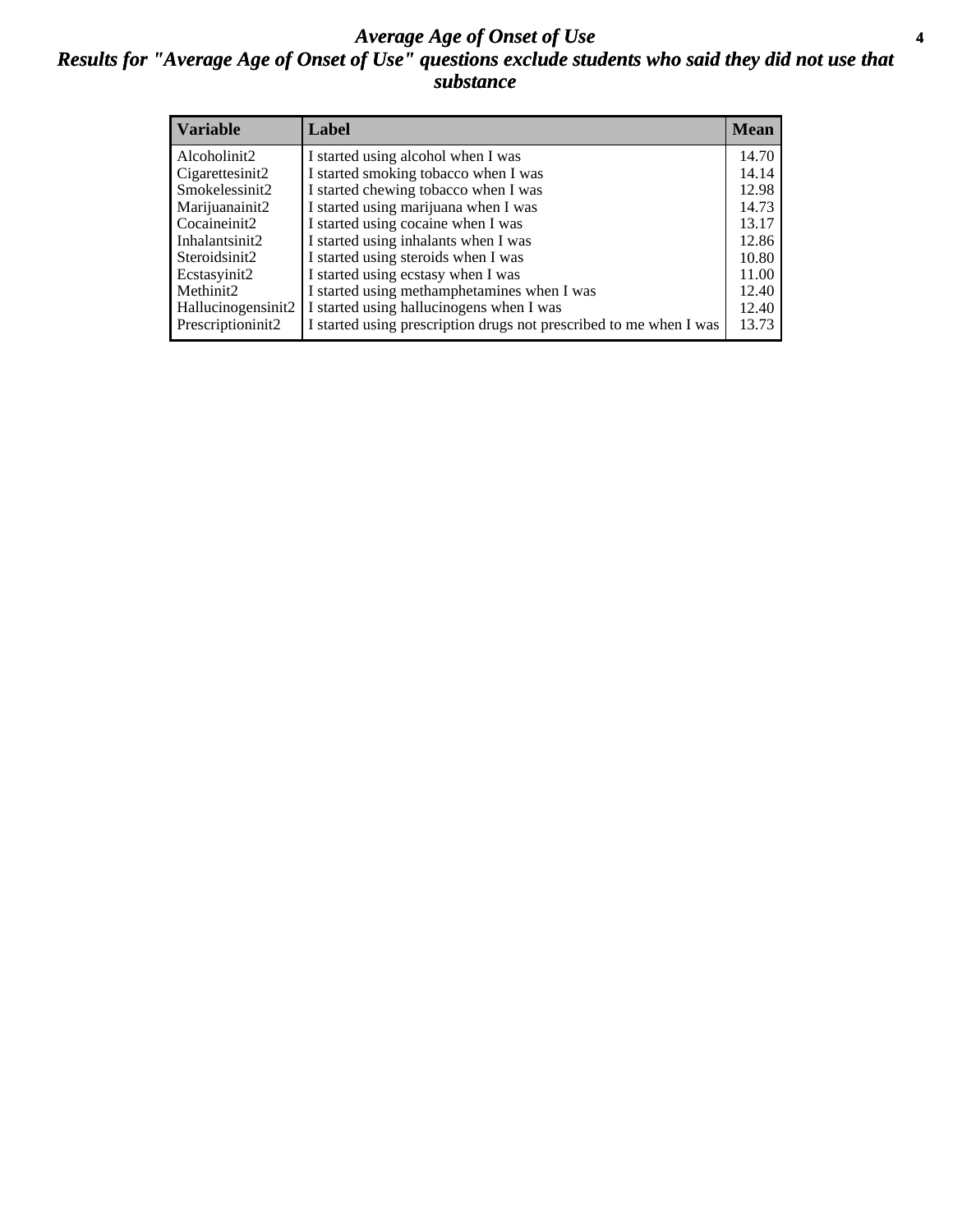# Average Age of Onset of Use

## Results for "Average Age of Onset of Use" questions exclude students who said they did not use that substance

| Variable | Label | Mean |
|---|---|---|
| Alcoholinit2 | I started using alcohol when I was | 14.70 |
| Cigarettesinit2 | I started smoking tobacco when I was | 14.14 |
| Smokelessinit2 | I started chewing tobacco when I was | 12.98 |
| Marijuanainit2 | I started using marijuana when I was | 14.73 |
| Cocaineinit2 | I started using cocaine when I was | 13.17 |
| Inhalantsinit2 | I started using inhalants when I was | 12.86 |
| Steroidsinit2 | I started using steroids when I was | 10.80 |
| Ecstasyinit2 | I started using ecstasy when I was | 11.00 |
| Methinit2 | I started using methamphetamines when I was | 12.40 |
| Hallucinogensinit2 | I started using hallucinogens when I was | 12.40 |
| Prescriptioninit2 | I started using prescription drugs not prescribed to me when I was | 13.73 |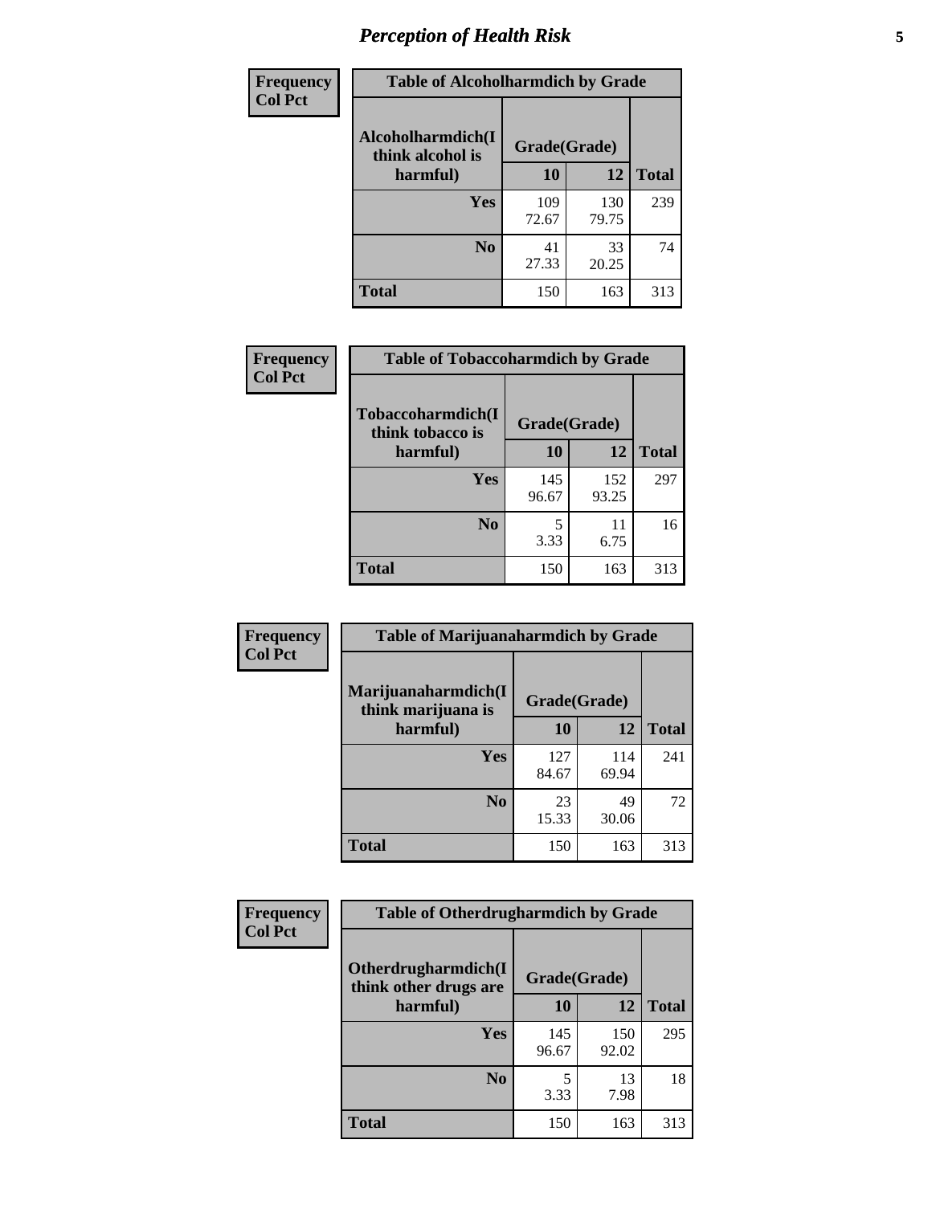# Perception of Health Risk

**Frequency**
**Col Pct**

| Table of Alcoholharmdich by Grade | | | |
|---|---|---|---|
| **Alcoholharmdich(I think alcohol is harmful)** | **Grade(Grade)** | | **Total** |
| | **10** | **12** | |
| **Yes** | 109<br>72.67 | 130<br>79.75 | 239 |
| **No** | 41<br>27.33 | 33<br>20.25 | 74 |
| **Total** | 150 | 163 | 313 |

**Frequency**
**Col Pct**

| Table of Tobaccoharmdich by Grade | | | |
|---|---|---|---|
| **Tobaccoharmdich(I think tobacco is harmful)** | **Grade(Grade)** | | **Total** |
| | **10** | **12** | |
| **Yes** | 145<br>96.67 | 152<br>93.25 | 297 |
| **No** | 5<br>3.33 | 11<br>6.75 | 16 |
| **Total** | 150 | 163 | 313 |

**Frequency**
**Col Pct**

| Table of Marijuanaharmdich by Grade | | | |
|---|---|---|---|
| **Marijuanaharmdich(I think marijuana is harmful)** | **Grade(Grade)** | | **Total** |
| | **10** | **12** | |
| **Yes** | 127<br>84.67 | 114<br>69.94 | 241 |
| **No** | 23<br>15.33 | 49<br>30.06 | 72 |
| **Total** | 150 | 163 | 313 |

**Frequency**
**Col Pct**

| Table of Otherdrugharmdich by Grade | | | |
|---|---|---|---|
| **Otherdrugharmdich(I think other drugs are harmful)** | **Grade(Grade)** | | **Total** |
| | **10** | **12** | |
| **Yes** | 145<br>96.67 | 150<br>92.02 | 295 |
| **No** | 5<br>3.33 | 13<br>7.98 | 18 |
| **Total** | 150 | 163 | 313 |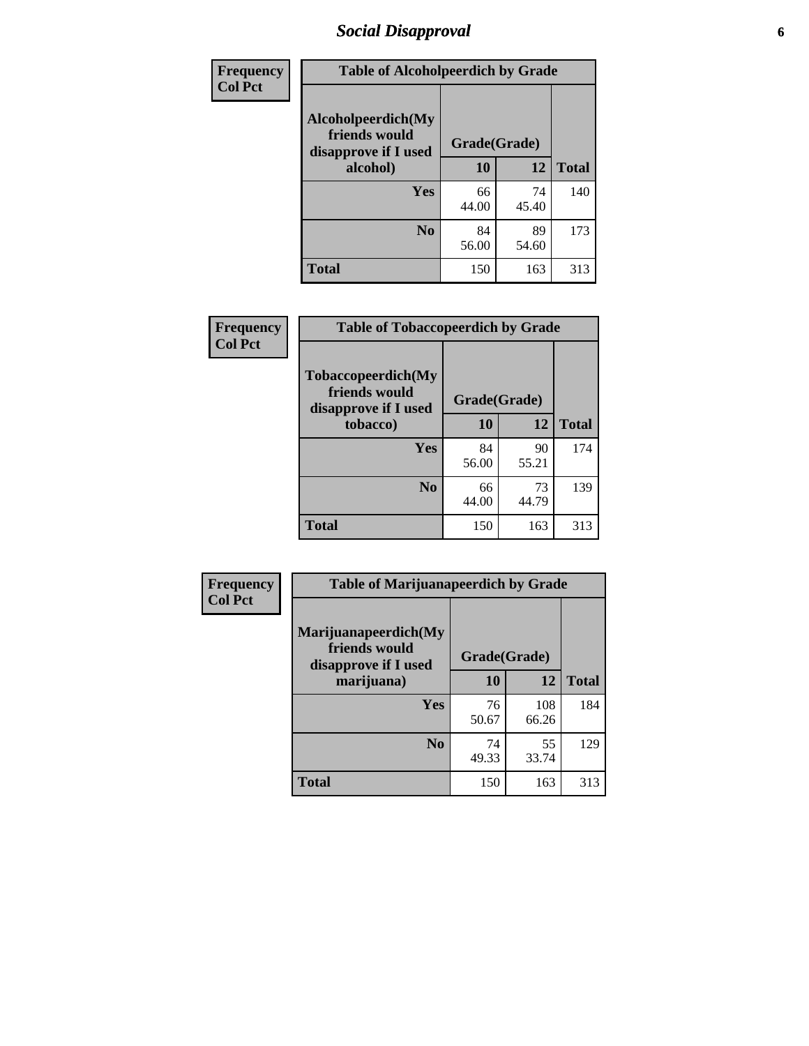## Social Disapproval

| Frequency Col Pct |
|---|

| Table of Alcoholpeerdich by Grade | | | |
|---|---|---|---|
| Alcoholpeerdich(My friends would disapprove if I used alcohol) | Grade(Grade) | | |
| | 10 | 12 | Total |
| Yes | 66<br>44.00 | 74<br>45.40 | 140 |
| No | 84<br>56.00 | 89<br>54.60 | 173 |
| Total | 150 | 163 | 313 |

| Frequency Col Pct |
|---|

| Table of Tobaccopeerdich by Grade | | | |
|---|---|---|---|
| Tobaccopeerdich(My friends would disapprove if I used tobacco) | Grade(Grade) | | |
| | 10 | 12 | Total |
| Yes | 84<br>56.00 | 90<br>55.21 | 174 |
| No | 66<br>44.00 | 73<br>44.79 | 139 |
| Total | 150 | 163 | 313 |

| Frequency Col Pct |
|---|

| Table of Marijuanapeerdich by Grade | | | |
|---|---|---|---|
| Marijuanapeerdich(My friends would disapprove if I used marijuana) | Grade(Grade) | | |
| | 10 | 12 | Total |
| Yes | 76<br>50.67 | 108<br>66.26 | 184 |
| No | 74<br>49.33 | 55<br>33.74 | 129 |
| Total | 150 | 163 | 313 |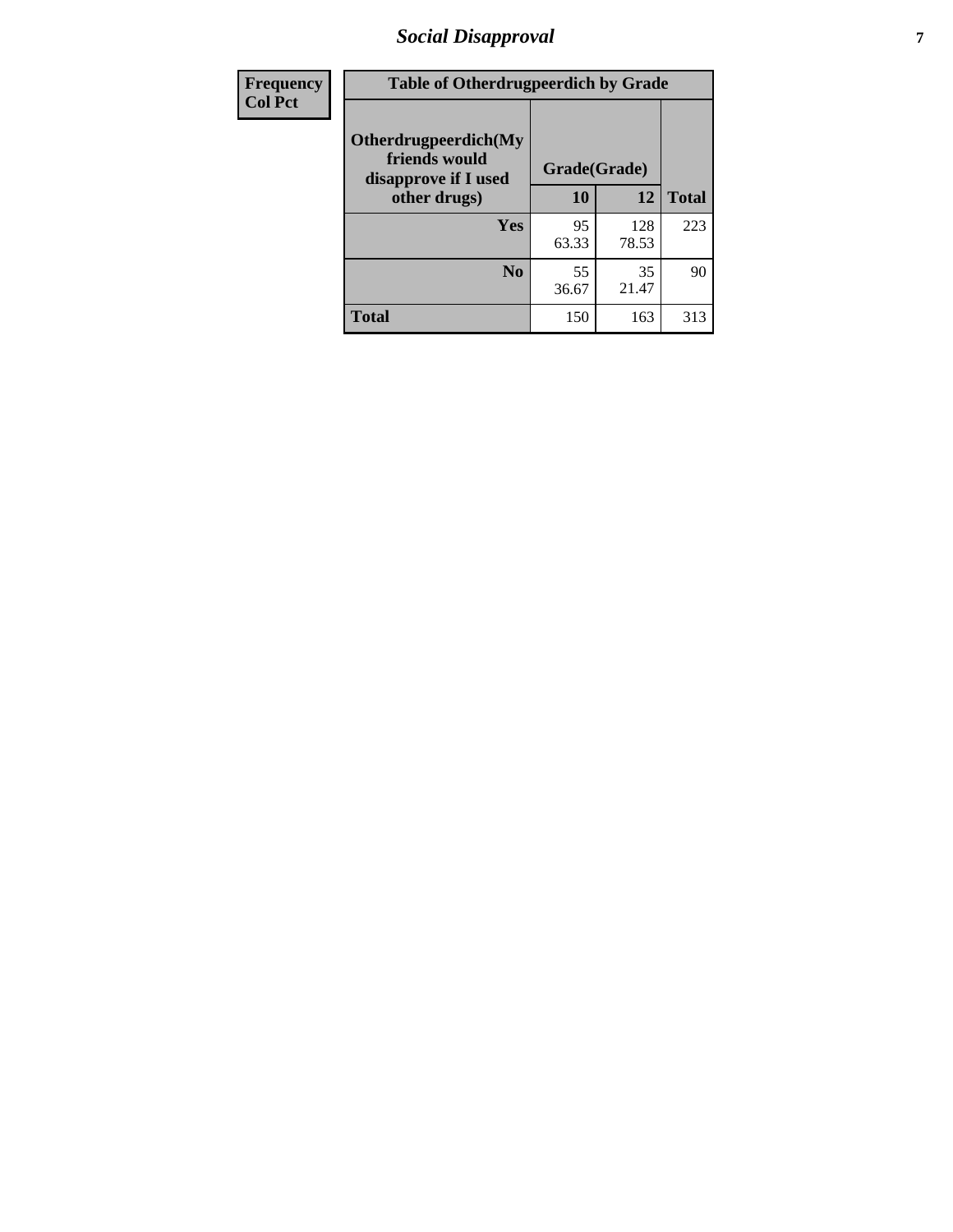| Frequency<br>Col Pct | Table of Otherdrugpeerdich by Grade | | |
|---|---|---|---|
| Otherdrugpeerdich(My friends would disapprove if I used other drugs) | Grade(Grade) | | |
| | 10 | 12 | Total |
| Yes | 95<br>63.33 | 128<br>78.53 | 223 |
| No | 55<br>36.67 | 35<br>21.47 | 90 |
| Total | 150 | 163 | 313 |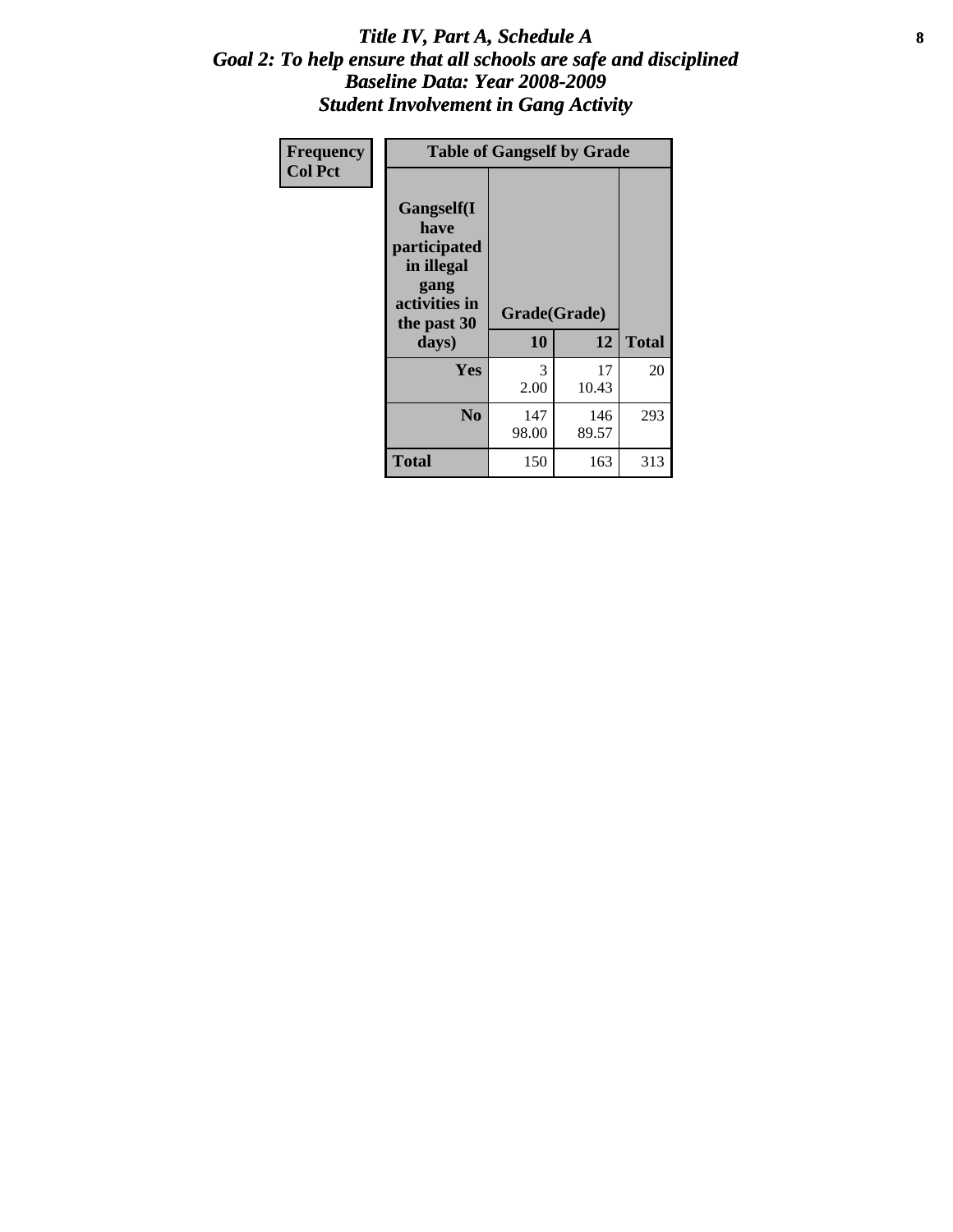# *Title IV, Part A, Schedule A*
## *Goal 2: To help ensure that all schools are safe and disciplined*
## *Baseline Data: Year 2008-2009*
## *Student Involvement in Gang Activity*

| Frequency<br>Col Pct | Table of Gangself by Grade | | |
|---|---|---|---|
| Gangself(I have participated in illegal gang activities in the past 30 days) | Grade(Grade) | | |
| | 10 | 12 | Total |
| Yes | 3<br>2.00 | 17<br>10.43 | 20 |
| No | 147<br>98.00 | 146<br>89.57 | 293 |
| Total | 150 | 163 | 313 |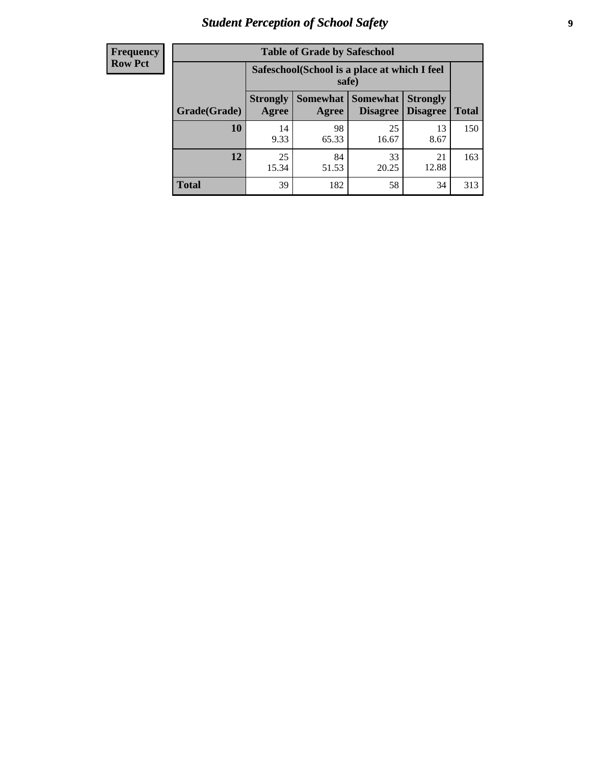| Frequency<br>Row Pct |
|---|

| Table of Grade by Safeschool | | | | | |
|---|---|---|---|---|---|
| | Safeschool(School is a place at which I feel safe) | | | | |
| Grade(Grade) | Strongly Agree | Somewhat Agree | Somewhat Disagree | Strongly Disagree | Total |
| 10 | 14<br>9.33 | 98<br>65.33 | 25<br>16.67 | 13<br>8.67 | 150 |
| 12 | 25<br>15.34 | 84<br>51.53 | 33<br>20.25 | 21<br>12.88 | 163 |
| Total | 39 | 182 | 58 | 34 | 313 |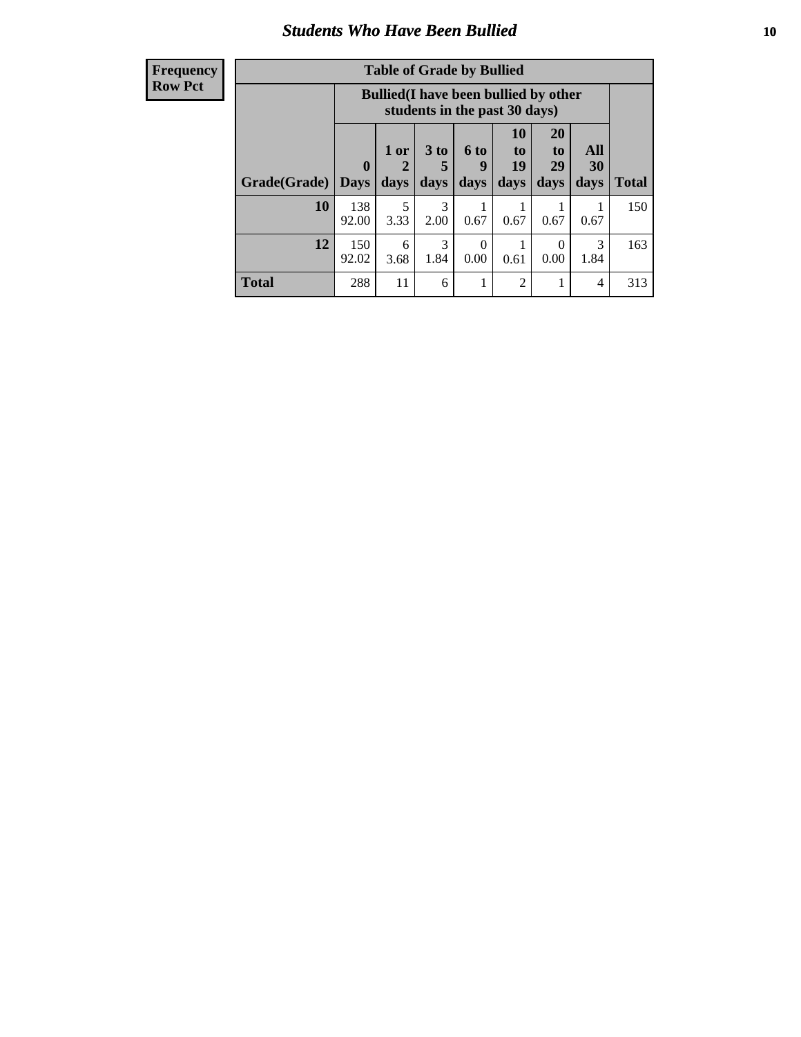| Frequency |
|---|
| Row Pct |

| Table of Grade by Bullied | | | | | | | | |
|---|---|---|---|---|---|---|---|---|
| | Bullied(I have been bullied by other students in the past 30 days) | | | | | | | |
| Grade(Grade) | 0 Days | 1 or 2 days | 3 to 5 days | 6 to 9 days | 10 to 19 days | 20 to 29 days | All 30 days | Total |
| 10 | 138<br>92.00 | 5<br>3.33 | 3<br>2.00 | 1<br>0.67 | 1<br>0.67 | 1<br>0.67 | 1<br>0.67 | 150 |
| 12 | 150<br>92.02 | 6<br>3.68 | 3<br>1.84 | 0<br>0.00 | 1<br>0.61 | 0<br>0.00 | 3<br>1.84 | 163 |
| Total | 288 | 11 | 6 | 1 | 2 | 1 | 4 | 313 |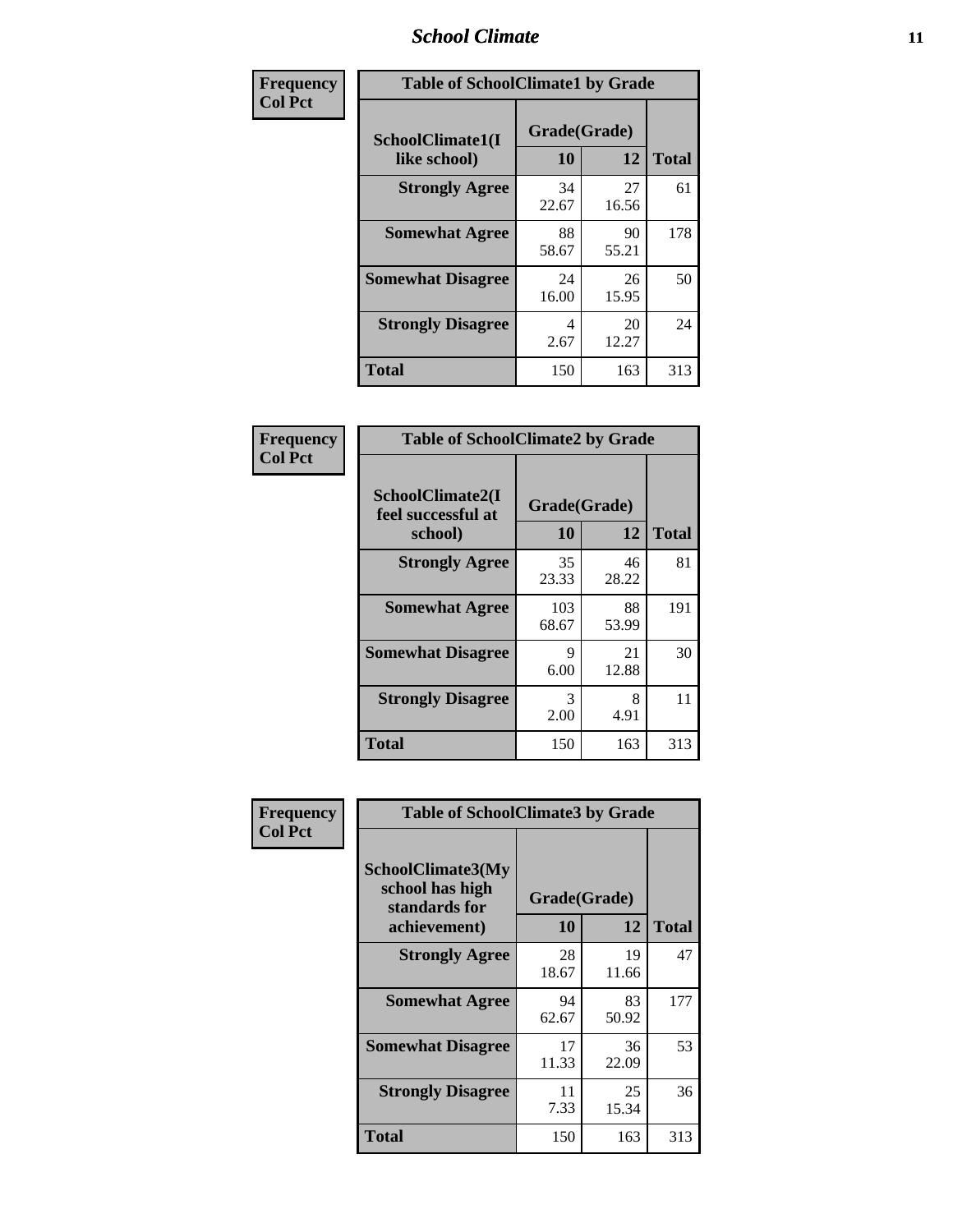| Frequency<br>Col Pct |
|---|

| Table of SchoolClimate1 by Grade | | | |
|---|---|---|---|
| SchoolClimate1(I like school) | Grade(Grade) | | Total |
| | 10 | 12 | |
| Strongly Agree | 34<br>22.67 | 27<br>16.56 | 61 |
| Somewhat Agree | 88<br>58.67 | 90<br>55.21 | 178 |
| Somewhat Disagree | 24<br>16.00 | 26<br>15.95 | 50 |
| Strongly Disagree | 4<br>2.67 | 20<br>12.27 | 24 |
| Total | 150 | 163 | 313 |

| Frequency<br>Col Pct |
|---|

| Table of SchoolClimate2 by Grade | | | |
|---|---|---|---|
| SchoolClimate2(I feel successful at school) | Grade(Grade) | | Total |
| | 10 | 12 | |
| Strongly Agree | 35<br>23.33 | 46<br>28.22 | 81 |
| Somewhat Agree | 103<br>68.67 | 88<br>53.99 | 191 |
| Somewhat Disagree | 9<br>6.00 | 21<br>12.88 | 30 |
| Strongly Disagree | 3<br>2.00 | 8<br>4.91 | 11 |
| Total | 150 | 163 | 313 |

| Frequency<br>Col Pct |
|---|

| Table of SchoolClimate3 by Grade | | | |
|---|---|---|---|
| SchoolClimate3(My school has high standards for achievement) | Grade(Grade) | | Total |
| | 10 | 12 | |
| Strongly Agree | 28<br>18.67 | 19<br>11.66 | 47 |
| Somewhat Agree | 94<br>62.67 | 83<br>50.92 | 177 |
| Somewhat Disagree | 17<br>11.33 | 36<br>22.09 | 53 |
| Strongly Disagree | 11<br>7.33 | 25<br>15.34 | 36 |
| Total | 150 | 163 | 313 |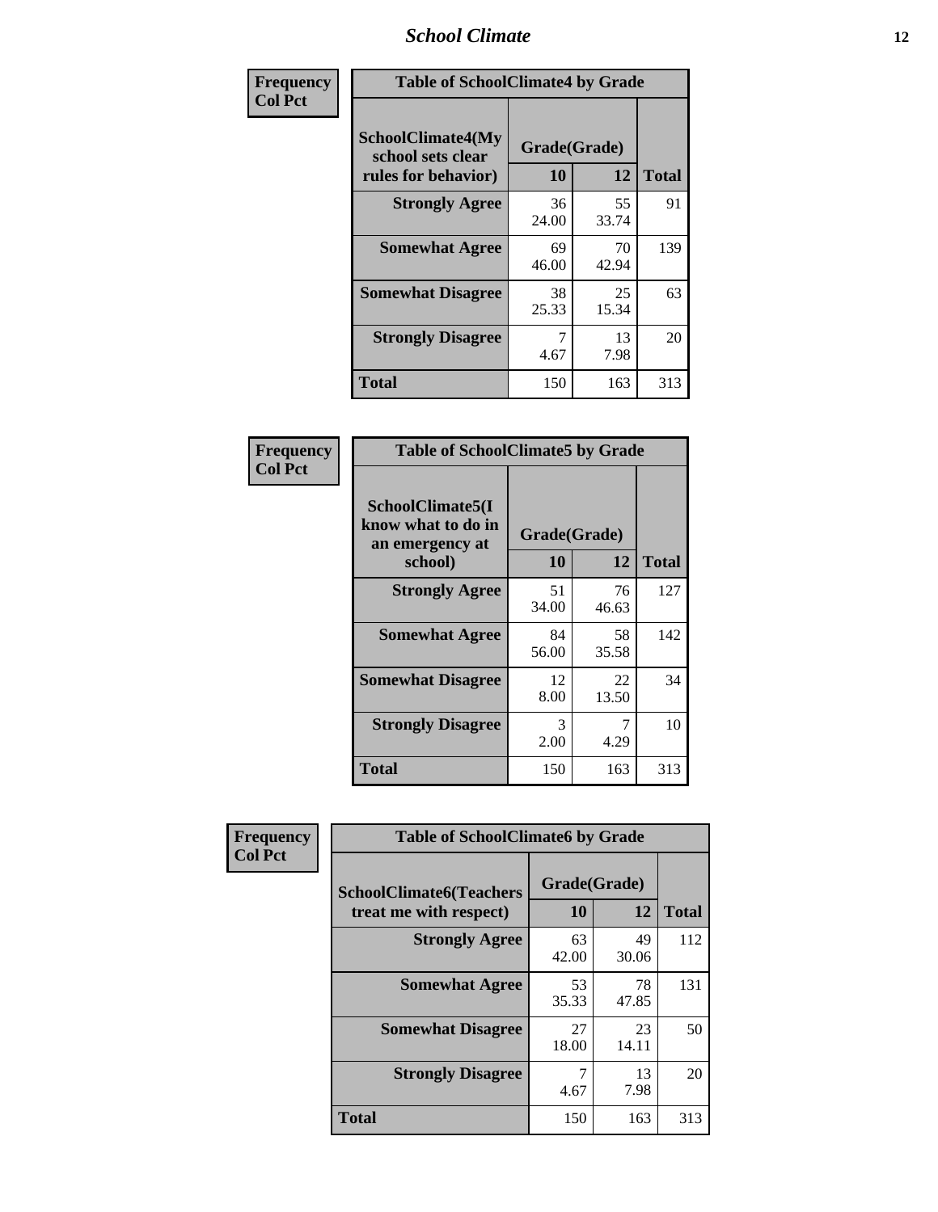**Frequency**
**Col Pct**

| Table of SchoolClimate4 by Grade | | | |
|---|---|---|---|
| SchoolClimate4(My school sets clear rules for behavior) | Grade(Grade) | | Total |
| | 10 | 12 | |
| **Strongly Agree** | 36<br>24.00 | 55<br>33.74 | 91 |
| **Somewhat Agree** | 69<br>46.00 | 70<br>42.94 | 139 |
| **Somewhat Disagree** | 38<br>25.33 | 25<br>15.34 | 63 |
| **Strongly Disagree** | 7<br>4.67 | 13<br>7.98 | 20 |
| **Total** | 150 | 163 | 313 |

**Frequency**
**Col Pct**

| Table of SchoolClimate5 by Grade | | | |
|---|---|---|---|
| SchoolClimate5(I know what to do in an emergency at school) | Grade(Grade) | | Total |
| | 10 | 12 | |
| **Strongly Agree** | 51<br>34.00 | 76<br>46.63 | 127 |
| **Somewhat Agree** | 84<br>56.00 | 58<br>35.58 | 142 |
| **Somewhat Disagree** | 12<br>8.00 | 22<br>13.50 | 34 |
| **Strongly Disagree** | 3<br>2.00 | 7<br>4.29 | 10 |
| **Total** | 150 | 163 | 313 |

**Frequency**
**Col Pct**

| Table of SchoolClimate6 by Grade | | | |
|---|---|---|---|
| SchoolClimate6(Teachers treat me with respect) | Grade(Grade) | | Total |
| | 10 | 12 | |
| **Strongly Agree** | 63<br>42.00 | 49<br>30.06 | 112 |
| **Somewhat Agree** | 53<br>35.33 | 78<br>47.85 | 131 |
| **Somewhat Disagree** | 27<br>18.00 | 23<br>14.11 | 50 |
| **Strongly Disagree** | 7<br>4.67 | 13<br>7.98 | 20 |
| **Total** | 150 | 163 | 313 |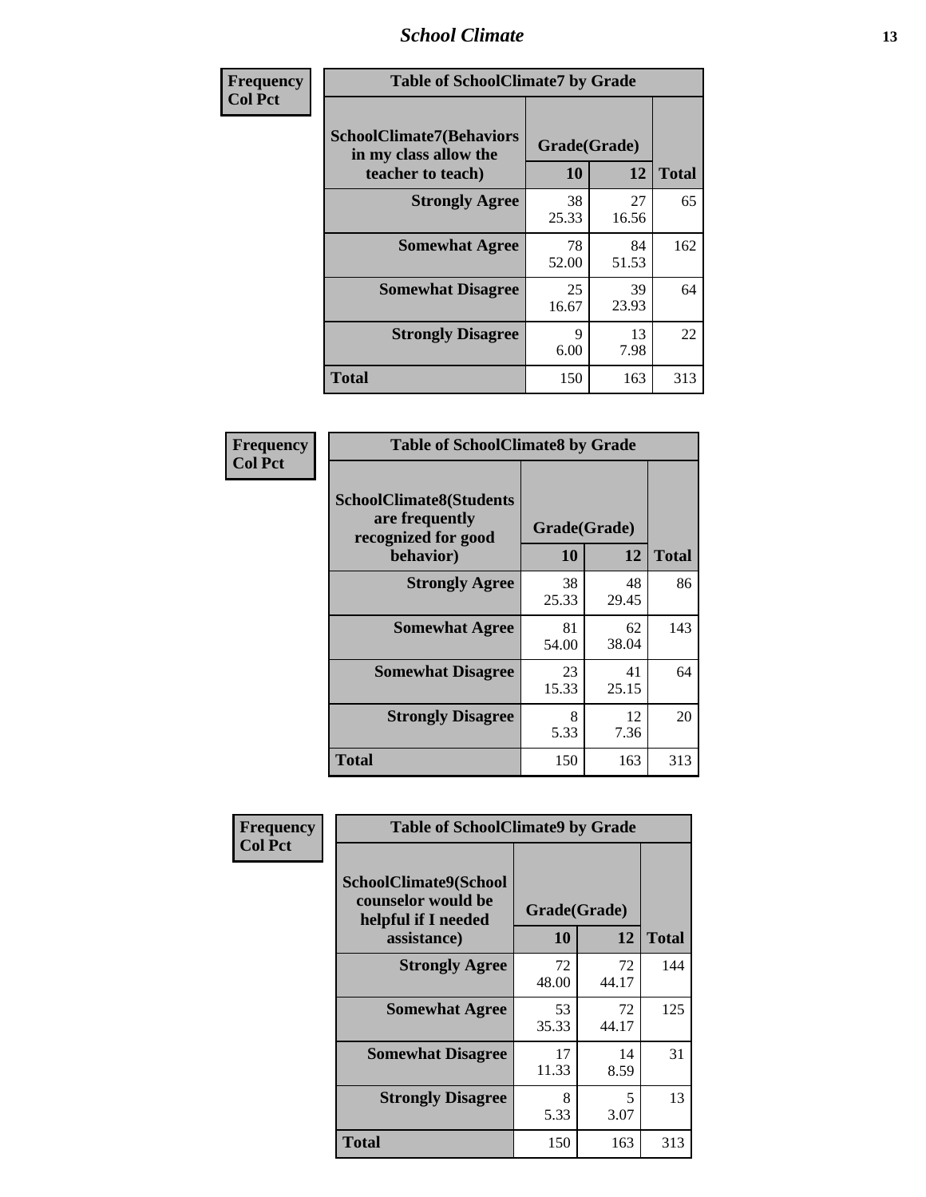| Frequency Col Pct | Table of SchoolClimate7 by Grade | | |
|---|---|---|---|
| SchoolClimate7(Behaviors in my class allow the teacher to teach) | Grade(Grade) | | |
| | 10 | 12 | Total |
| Strongly Agree | 38<br>25.33 | 27<br>16.56 | 65 |
| Somewhat Agree | 78<br>52.00 | 84<br>51.53 | 162 |
| Somewhat Disagree | 25<br>16.67 | 39<br>23.93 | 64 |
| Strongly Disagree | 9<br>6.00 | 13<br>7.98 | 22 |
| Total | 150 | 163 | 313 |

| Frequency Col Pct | Table of SchoolClimate8 by Grade | | |
|---|---|---|---|
| SchoolClimate8(Students are frequently recognized for good behavior) | Grade(Grade) | | |
| | 10 | 12 | Total |
| Strongly Agree | 38<br>25.33 | 48<br>29.45 | 86 |
| Somewhat Agree | 81<br>54.00 | 62<br>38.04 | 143 |
| Somewhat Disagree | 23<br>15.33 | 41<br>25.15 | 64 |
| Strongly Disagree | 8<br>5.33 | 12<br>7.36 | 20 |
| Total | 150 | 163 | 313 |

| Frequency Col Pct | Table of SchoolClimate9 by Grade | | |
|---|---|---|---|
| SchoolClimate9(School counselor would be helpful if I needed assistance) | Grade(Grade) | | |
| | 10 | 12 | Total |
| Strongly Agree | 72<br>48.00 | 72<br>44.17 | 144 |
| Somewhat Agree | 53<br>35.33 | 72<br>44.17 | 125 |
| Somewhat Disagree | 17<br>11.33 | 14<br>8.59 | 31 |
| Strongly Disagree | 8<br>5.33 | 5<br>3.07 | 13 |
| Total | 150 | 163 | 313 |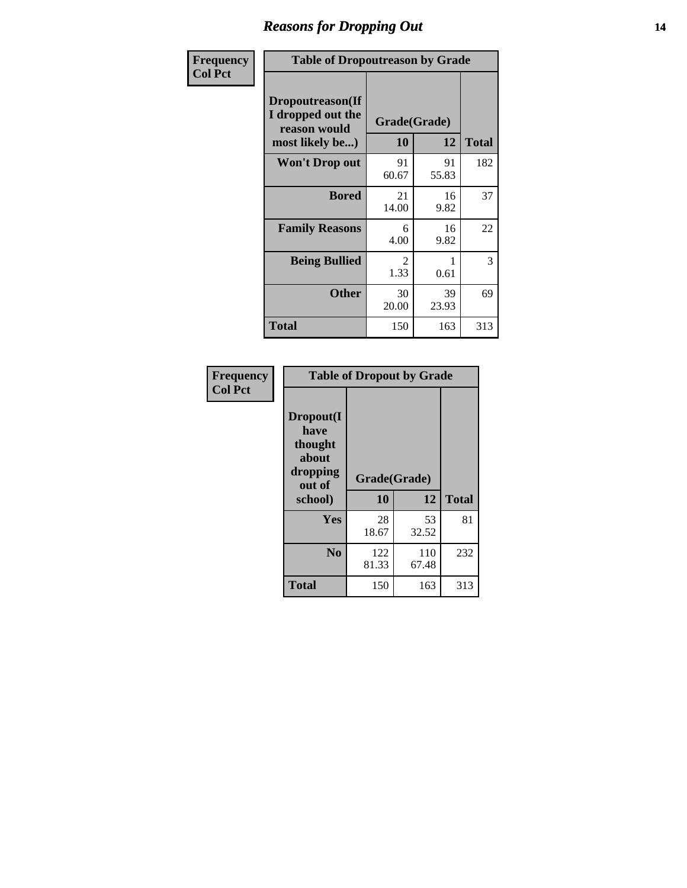## Reasons for Dropping Out

Frequency
Col Pct

**Table of Dropoutreason by Grade**

| Dropoutreason(If I dropped out the reason would most likely be...) | Grade(Grade) 10 | 12 | Total |
|---|---|---|---|
| **Won't Drop out** | 91<br>60.67 | 91<br>55.83 | 182 |
| **Bored** | 21<br>14.00 | 16<br>9.82 | 37 |
| **Family Reasons** | 6<br>4.00 | 16<br>9.82 | 22 |
| **Being Bullied** | 2<br>1.33 | 1<br>0.61 | 3 |
| **Other** | 30<br>20.00 | 39<br>23.93 | 69 |
| **Total** | 150 | 163 | 313 |

Frequency
Col Pct

**Table of Dropout by Grade**

| Dropout(I have thought about dropping out of school) | Grade(Grade) 10 | 12 | Total |
|---|---|---|---|
| **Yes** | 28<br>18.67 | 53<br>32.52 | 81 |
| **No** | 122<br>81.33 | 110<br>67.48 | 232 |
| **Total** | 150 | 163 | 313 |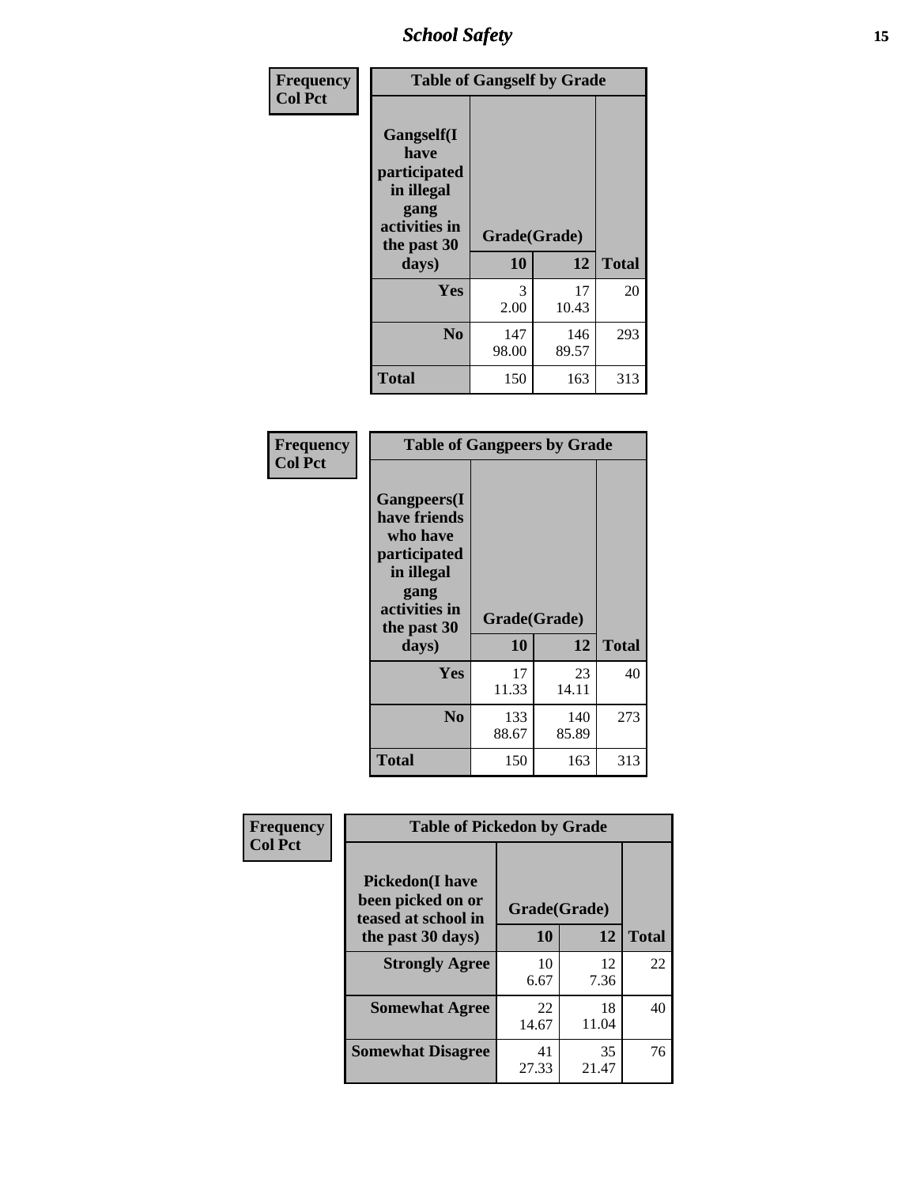| Frequency<br>Col Pct | Table of Gangself by Grade | | |
|---|---|---|---|
| Gangself(I have participated in illegal gang activities in the past 30 days) | Grade(Grade) | | |
| | 10 | 12 | Total |
| Yes | 3<br>2.00 | 17<br>10.43 | 20 |
| No | 147<br>98.00 | 146<br>89.57 | 293 |
| Total | 150 | 163 | 313 |

| Frequency<br>Col Pct | Table of Gangpeers by Grade | | |
|---|---|---|---|
| Gangpeers(I have friends who have participated in illegal gang activities in the past 30 days) | Grade(Grade) | | |
| | 10 | 12 | Total |
| Yes | 17<br>11.33 | 23<br>14.11 | 40 |
| No | 133<br>88.67 | 140<br>85.89 | 273 |
| Total | 150 | 163 | 313 |

| Frequency<br>Col Pct | Table of Pickedon by Grade | | |
|---|---|---|---|
| Pickedon(I have been picked on or teased at school in the past 30 days) | Grade(Grade) | | |
| | 10 | 12 | Total |
| Strongly Agree | 10<br>6.67 | 12<br>7.36 | 22 |
| Somewhat Agree | 22<br>14.67 | 18<br>11.04 | 40 |
| Somewhat Disagree | 41<br>27.33 | 35<br>21.47 | 76 |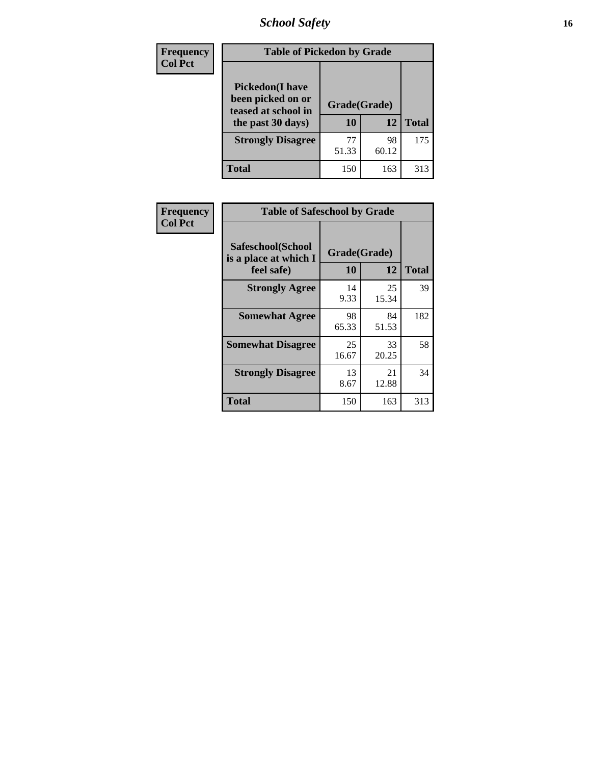| Frequency<br>Col Pct | Table of Pickedon by Grade | | |
|---|---|---|---|
| **Pickedon(I have been picked on or teased at school in the past 30 days)** | **Grade(Grade)** | | |
| | **10** | **12** | **Total** |
| **Strongly Disagree** | 77<br>51.33 | 98<br>60.12 | 175 |
| **Total** | 150 | 163 | 313 |

| Frequency<br>Col Pct | Table of Safeschool by Grade | | |
|---|---|---|---|
| **Safeschool(School is a place at which I feel safe)** | **Grade(Grade)** | | |
| | **10** | **12** | **Total** |
| **Strongly Agree** | 14<br>9.33 | 25<br>15.34 | 39 |
| **Somewhat Agree** | 98<br>65.33 | 84<br>51.53 | 182 |
| **Somewhat Disagree** | 25<br>16.67 | 33<br>20.25 | 58 |
| **Strongly Disagree** | 13<br>8.67 | 21<br>12.88 | 34 |
| **Total** | 150 | 163 | 313 |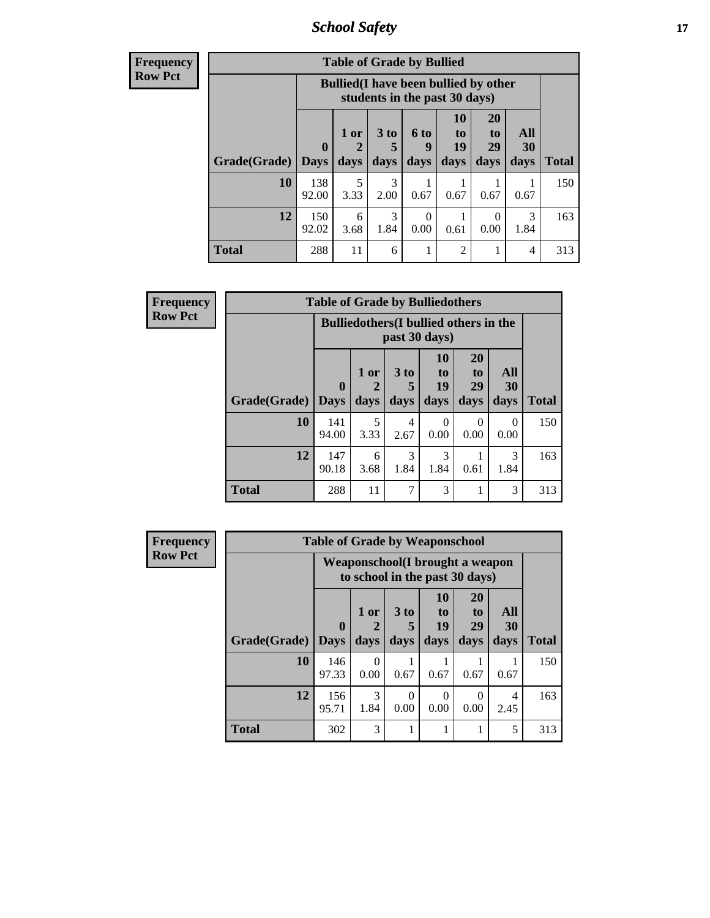| Frequency |
|---|
| Row Pct |

**Table of Grade by Bullied**

| Grade(Grade) | Bullied(I have been bullied by other students in the past 30 days) | | | | | | | Total |
|---|---|---|---|---|---|---|---|---|
| | 0 Days | 1 or 2 days | 3 to 5 days | 6 to 9 days | 10 to 19 days | 20 to 29 days | All 30 days | |
| **10** | 138<br>92.00 | 5<br>3.33 | 3<br>2.00 | 1<br>0.67 | 1<br>0.67 | 1<br>0.67 | 1<br>0.67 | 150 |
| **12** | 150<br>92.02 | 6<br>3.68 | 3<br>1.84 | 0<br>0.00 | 1<br>0.61 | 0<br>0.00 | 3<br>1.84 | 163 |
| **Total** | 288 | 11 | 6 | 1 | 2 | 1 | 4 | 313 |

| Frequency |
|---|
| Row Pct |

**Table of Grade by Bulliedothers**

| Grade(Grade) | Bulliedothers(I bullied others in the past 30 days) | | | | | | Total |
|---|---|---|---|---|---|---|---|
| | 0 Days | 1 or 2 days | 3 to 5 days | 10 to 19 days | 20 to 29 days | All 30 days | |
| **10** | 141<br>94.00 | 5<br>3.33 | 4<br>2.67 | 0<br>0.00 | 0<br>0.00 | 0<br>0.00 | 150 |
| **12** | 147<br>90.18 | 6<br>3.68 | 3<br>1.84 | 3<br>1.84 | 1<br>0.61 | 3<br>1.84 | 163 |
| **Total** | 288 | 11 | 7 | 3 | 1 | 3 | 313 |

| Frequency |
|---|
| Row Pct |

**Table of Grade by Weaponschool**

| Grade(Grade) | Weaponschool(I brought a weapon to school in the past 30 days) | | | | | | Total |
|---|---|---|---|---|---|---|---|
| | 0 Days | 1 or 2 days | 3 to 5 days | 10 to 19 days | 20 to 29 days | All 30 days | |
| **10** | 146<br>97.33 | 0<br>0.00 | 1<br>0.67 | 1<br>0.67 | 1<br>0.67 | 1<br>0.67 | 150 |
| **12** | 156<br>95.71 | 3<br>1.84 | 0<br>0.00 | 0<br>0.00 | 0<br>0.00 | 4<br>2.45 | 163 |
| **Total** | 302 | 3 | 1 | 1 | 1 | 5 | 313 |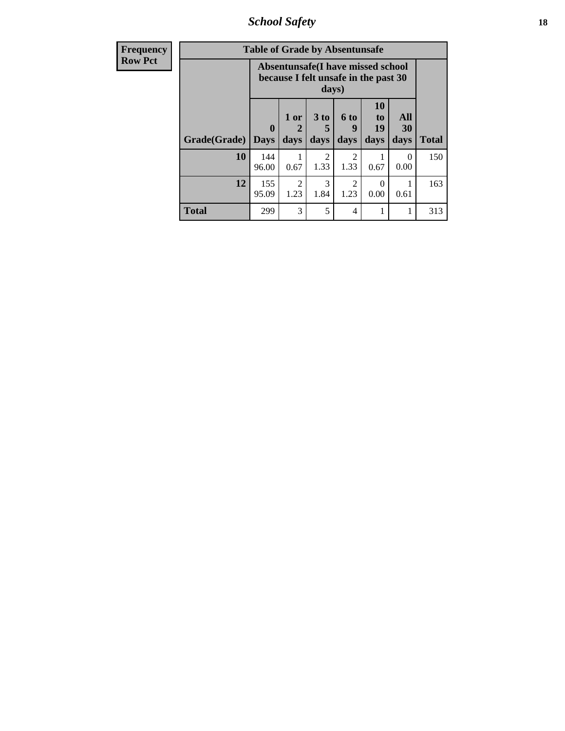| Frequency<br>Row Pct | Table of Grade by Absentunsafe | | | | | | |
|---|---|---|---|---|---|---|---|
| | Absentunsafe(I have missed school because I felt unsafe in the past 30 days) | | | | | | |
| Grade(Grade) | 0 Days | 1 or 2 days | 3 to 5 days | 6 to 9 days | 10 to 19 days | All 30 days | Total |
| **10** | 144<br>96.00 | 1<br>0.67 | 2<br>1.33 | 2<br>1.33 | 1<br>0.67 | 0<br>0.00 | 150 |
| **12** | 155<br>95.09 | 2<br>1.23 | 3<br>1.84 | 2<br>1.23 | 0<br>0.00 | 1<br>0.61 | 163 |
| **Total** | 299 | 3 | 5 | 4 | 1 | 1 | 313 |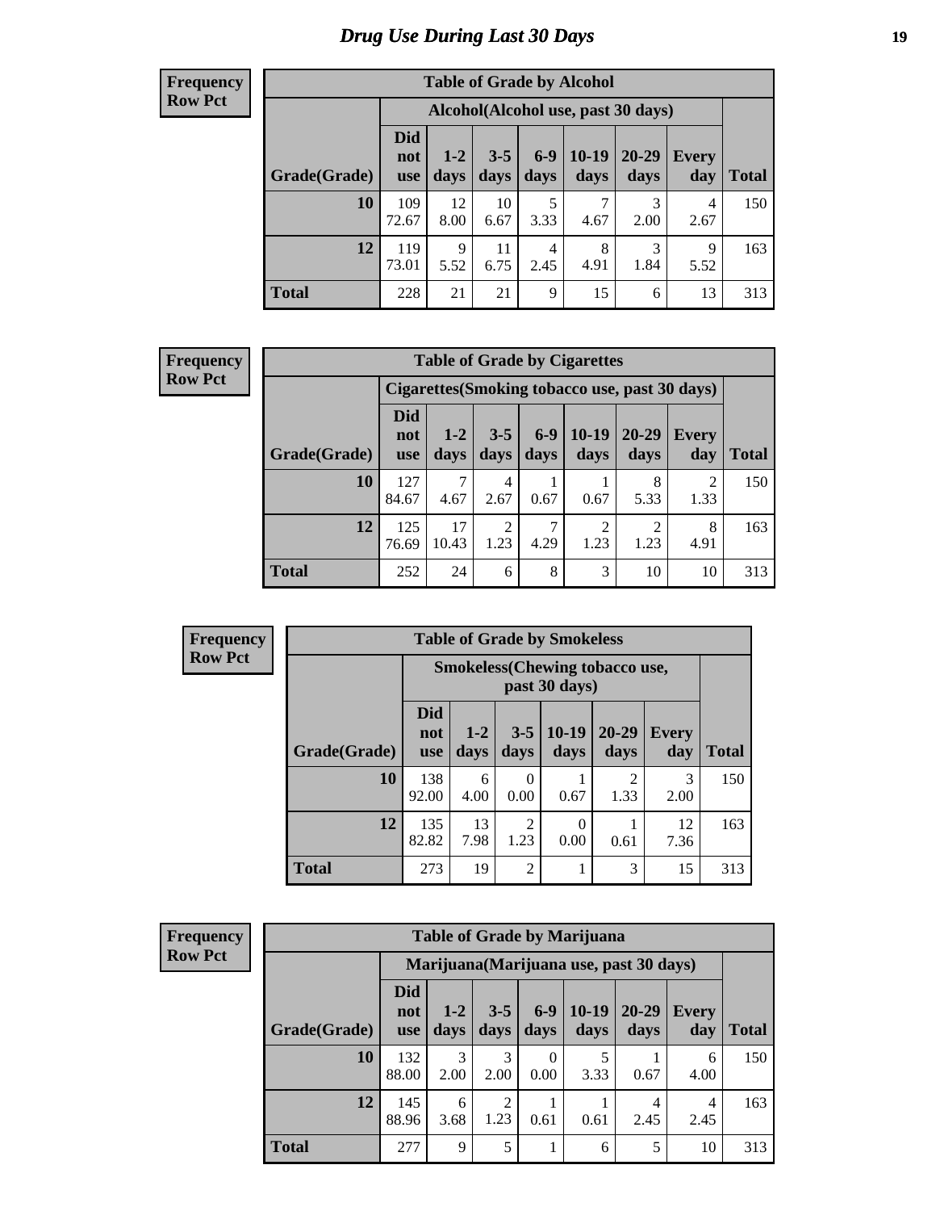# Drug Use During Last 30 Days

**Frequency**
**Row Pct**

| Table of Grade by Alcohol | | | | | | | | |
|---|---|---|---|---|---|---|---|---|
| | Alcohol(Alcohol use, past 30 days) | | | | | | | |
| Grade(Grade) | Did not use | 1-2 days | 3-5 days | 6-9 days | 10-19 days | 20-29 days | Every day | Total |
| 10 | 109<br>72.67 | 12<br>8.00 | 10<br>6.67 | 5<br>3.33 | 7<br>4.67 | 3<br>2.00 | 4<br>2.67 | 150 |
| 12 | 119<br>73.01 | 9<br>5.52 | 11<br>6.75 | 4<br>2.45 | 8<br>4.91 | 3<br>1.84 | 9<br>5.52 | 163 |
| Total | 228 | 21 | 21 | 9 | 15 | 6 | 13 | 313 |

**Frequency**
**Row Pct**

| Table of Grade by Cigarettes | | | | | | | | |
|---|---|---|---|---|---|---|---|---|
| | Cigarettes(Smoking tobacco use, past 30 days) | | | | | | | |
| Grade(Grade) | Did not use | 1-2 days | 3-5 days | 6-9 days | 10-19 days | 20-29 days | Every day | Total |
| 10 | 127<br>84.67 | 7<br>4.67 | 4<br>2.67 | 1<br>0.67 | 1<br>0.67 | 8<br>5.33 | 2<br>1.33 | 150 |
| 12 | 125<br>76.69 | 17<br>10.43 | 2<br>1.23 | 7<br>4.29 | 2<br>1.23 | 2<br>1.23 | 8<br>4.91 | 163 |
| Total | 252 | 24 | 6 | 8 | 3 | 10 | 10 | 313 |

**Frequency**
**Row Pct**

| Table of Grade by Smokeless | | | | | | | |
|---|---|---|---|---|---|---|---|
| | Smokeless(Chewing tobacco use, past 30 days) | | | | | | |
| Grade(Grade) | Did not use | 1-2 days | 3-5 days | 10-19 days | 20-29 days | Every day | Total |
| 10 | 138<br>92.00 | 6<br>4.00 | 0<br>0.00 | 1<br>0.67 | 2<br>1.33 | 3<br>2.00 | 150 |
| 12 | 135<br>82.82 | 13<br>7.98 | 2<br>1.23 | 0<br>0.00 | 1<br>0.61 | 12<br>7.36 | 163 |
| Total | 273 | 19 | 2 | 1 | 3 | 15 | 313 |

**Frequency**
**Row Pct**

| Table of Grade by Marijuana | | | | | | | | |
|---|---|---|---|---|---|---|---|---|
| | Marijuana(Marijuana use, past 30 days) | | | | | | | |
| Grade(Grade) | Did not use | 1-2 days | 3-5 days | 6-9 days | 10-19 days | 20-29 days | Every day | Total |
| 10 | 132<br>88.00 | 3<br>2.00 | 3<br>2.00 | 0<br>0.00 | 5<br>3.33 | 1<br>0.67 | 6<br>4.00 | 150 |
| 12 | 145<br>88.96 | 6<br>3.68 | 2<br>1.23 | 1<br>0.61 | 1<br>0.61 | 4<br>2.45 | 4<br>2.45 | 163 |
| Total | 277 | 9 | 5 | 1 | 6 | 5 | 10 | 313 |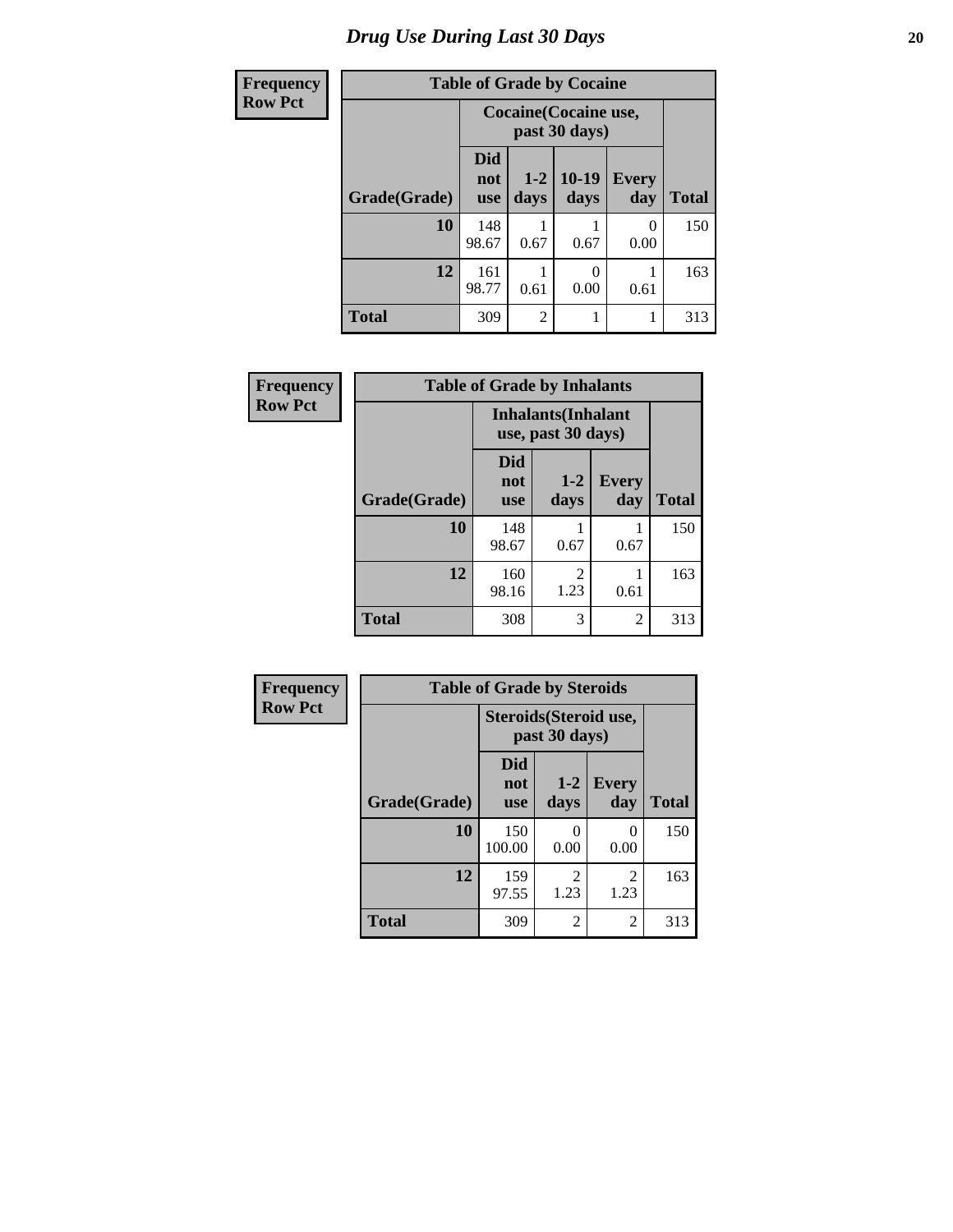# Drug Use During Last 30 Days

**Frequency**
**Row Pct**

**Table of Grade by Cocaine**

| Grade(Grade) | Cocaine(Cocaine use, past 30 days) | | | | Total |
|---|---|---|---|---|---|
| | Did not use | 1-2 days | 10-19 days | Every day | |
| **10** | 148<br>98.67 | 1<br>0.67 | 1<br>0.67 | 0<br>0.00 | 150 |
| **12** | 161<br>98.77 | 1<br>0.61 | 0<br>0.00 | 1<br>0.61 | 163 |
| **Total** | 309 | 2 | 1 | 1 | 313 |

**Frequency**
**Row Pct**

**Table of Grade by Inhalants**

| Grade(Grade) | Inhalants(Inhalant use, past 30 days) | | | Total |
|---|---|---|---|---|
| | Did not use | 1-2 days | Every day | |
| **10** | 148<br>98.67 | 1<br>0.67 | 1<br>0.67 | 150 |
| **12** | 160<br>98.16 | 2<br>1.23 | 1<br>0.61 | 163 |
| **Total** | 308 | 3 | 2 | 313 |

**Frequency**
**Row Pct**

**Table of Grade by Steroids**

| Grade(Grade) | Steroids(Steroid use, past 30 days) | | | Total |
|---|---|---|---|---|
| | Did not use | 1-2 days | Every day | |
| **10** | 150<br>100.00 | 0<br>0.00 | 0<br>0.00 | 150 |
| **12** | 159<br>97.55 | 2<br>1.23 | 2<br>1.23 | 163 |
| **Total** | 309 | 2 | 2 | 313 |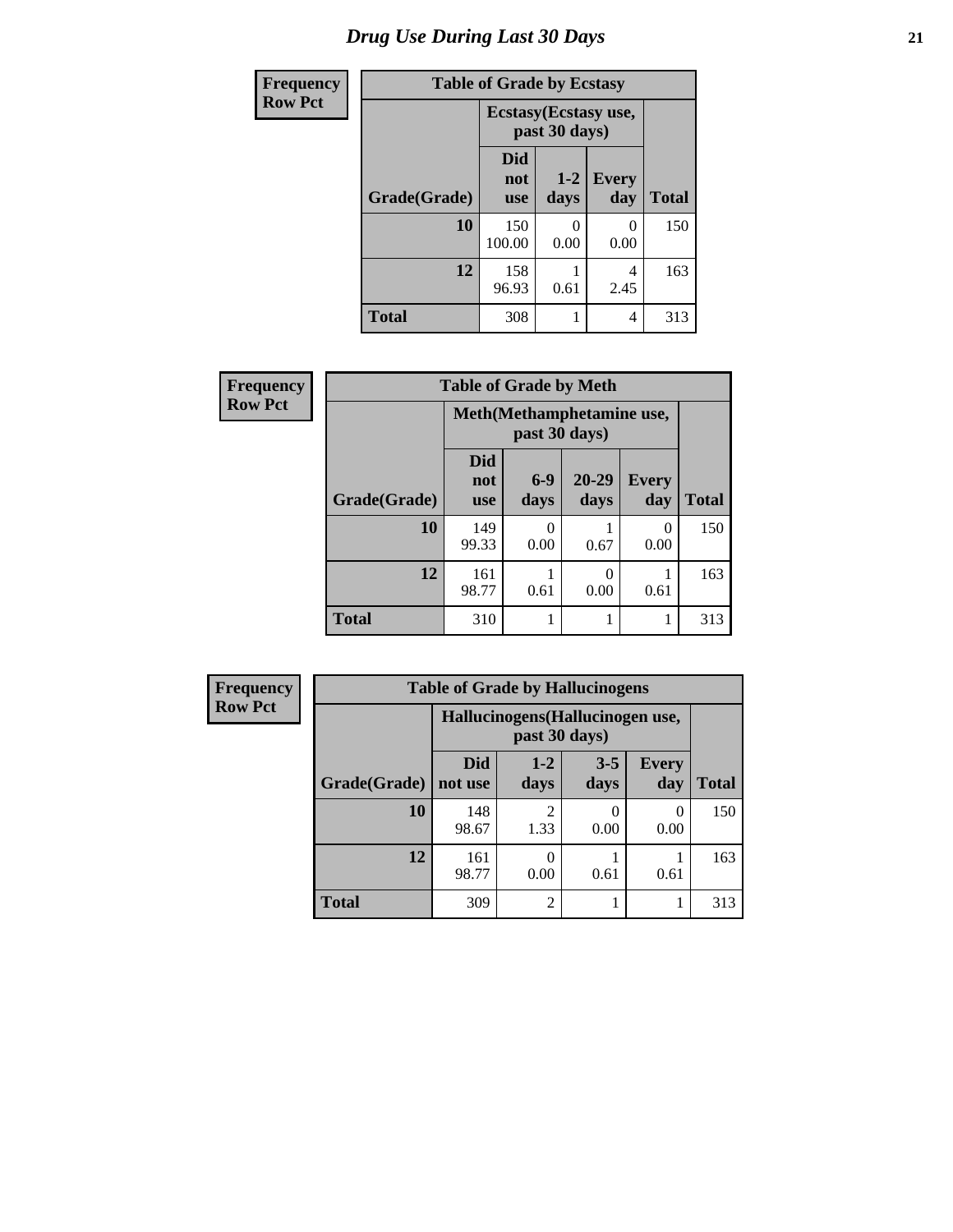# Drug Use During Last 30 Days

| Frequency |
|---|
| Row Pct |

| Table of Grade by Ecstasy | | | | |
|---|---|---|---|---|
| | Ecstasy(Ecstasy use, past 30 days) | | | |
| Grade(Grade) | Did not use | 1-2 days | Every day | Total |
| 10 | 150<br>100.00 | 0<br>0.00 | 0<br>0.00 | 150 |
| 12 | 158<br>96.93 | 1<br>0.61 | 4<br>2.45 | 163 |
| Total | 308 | 1 | 4 | 313 |

| Frequency |
|---|
| Row Pct |

| Table of Grade by Meth | | | | | |
|---|---|---|---|---|---|
| | Meth(Methamphetamine use, past 30 days) | | | | |
| Grade(Grade) | Did not use | 6-9 days | 20-29 days | Every day | Total |
| 10 | 149<br>99.33 | 0<br>0.00 | 1<br>0.67 | 0<br>0.00 | 150 |
| 12 | 161<br>98.77 | 1<br>0.61 | 0<br>0.00 | 1<br>0.61 | 163 |
| Total | 310 | 1 | 1 | 1 | 313 |

| Frequency |
|---|
| Row Pct |

| Table of Grade by Hallucinogens | | | | | |
|---|---|---|---|---|---|
| | Hallucinogens(Hallucinogen use, past 30 days) | | | | |
| Grade(Grade) | Did not use | 1-2 days | 3-5 days | Every day | Total |
| 10 | 148<br>98.67 | 2<br>1.33 | 0<br>0.00 | 0<br>0.00 | 150 |
| 12 | 161<br>98.77 | 0<br>0.00 | 1<br>0.61 | 1<br>0.61 | 163 |
| Total | 309 | 2 | 1 | 1 | 313 |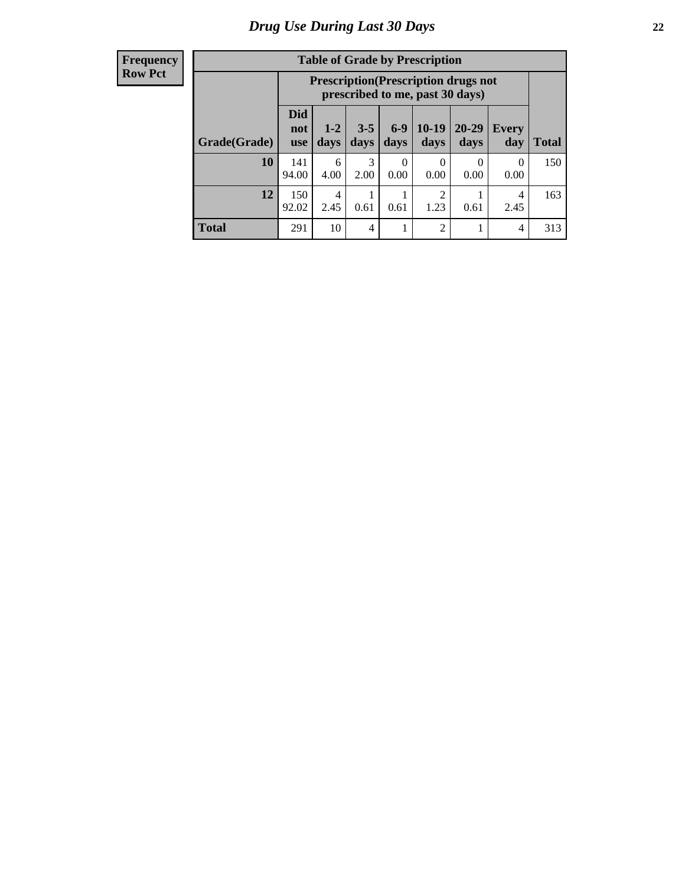## Drug Use During Last 30 Days

| Frequency<br>Row Pct |
|---|

**Table of Grade by Prescription**

| Grade(Grade) | Prescription(Prescription drugs not prescribed to me, past 30 days) | | | | | | | Total |
|---|---|---|---|---|---|---|---|---|
| | Did not use | 1-2 days | 3-5 days | 6-9 days | 10-19 days | 20-29 days | Every day | |
| 10 | 141<br>94.00 | 6<br>4.00 | 3<br>2.00 | 0<br>0.00 | 0<br>0.00 | 0<br>0.00 | 0<br>0.00 | 150 |
| 12 | 150<br>92.02 | 4<br>2.45 | 1<br>0.61 | 1<br>0.61 | 2<br>1.23 | 1<br>0.61 | 4<br>2.45 | 163 |
| Total | 291 | 10 | 4 | 1 | 2 | 1 | 4 | 313 |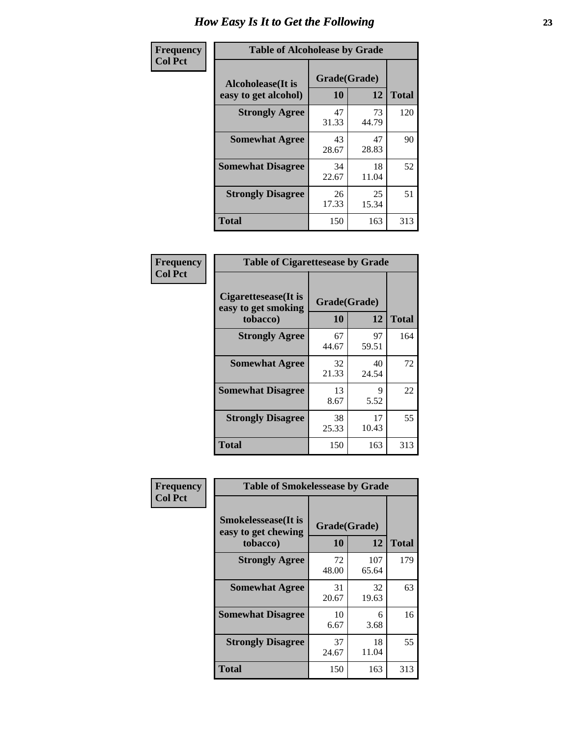# How Easy Is It to Get the Following

**Frequency**
**Col Pct**

**Table of Alcoholease by Grade**

| Alcoholease(It is easy to get alcohol) | Grade(Grade) | | Total |
|---|---|---|---|
| | 10 | 12 | |
| Strongly Agree | 47<br>31.33 | 73<br>44.79 | 120 |
| Somewhat Agree | 43<br>28.67 | 47<br>28.83 | 90 |
| Somewhat Disagree | 34<br>22.67 | 18<br>11.04 | 52 |
| Strongly Disagree | 26<br>17.33 | 25<br>15.34 | 51 |
| Total | 150 | 163 | 313 |

**Frequency**
**Col Pct**

**Table of Cigarettesease by Grade**

| Cigarettesease(It is easy to get smoking tobacco) | Grade(Grade) | | Total |
|---|---|---|---|
| | 10 | 12 | |
| Strongly Agree | 67<br>44.67 | 97<br>59.51 | 164 |
| Somewhat Agree | 32<br>21.33 | 40<br>24.54 | 72 |
| Somewhat Disagree | 13<br>8.67 | 9<br>5.52 | 22 |
| Strongly Disagree | 38<br>25.33 | 17<br>10.43 | 55 |
| Total | 150 | 163 | 313 |

**Frequency**
**Col Pct**

**Table of Smokelessease by Grade**

| Smokelessease(It is easy to get chewing tobacco) | Grade(Grade) | | Total |
|---|---|---|---|
| | 10 | 12 | |
| Strongly Agree | 72<br>48.00 | 107<br>65.64 | 179 |
| Somewhat Agree | 31<br>20.67 | 32<br>19.63 | 63 |
| Somewhat Disagree | 10<br>6.67 | 6<br>3.68 | 16 |
| Strongly Disagree | 37<br>24.67 | 18<br>11.04 | 55 |
| Total | 150 | 163 | 313 |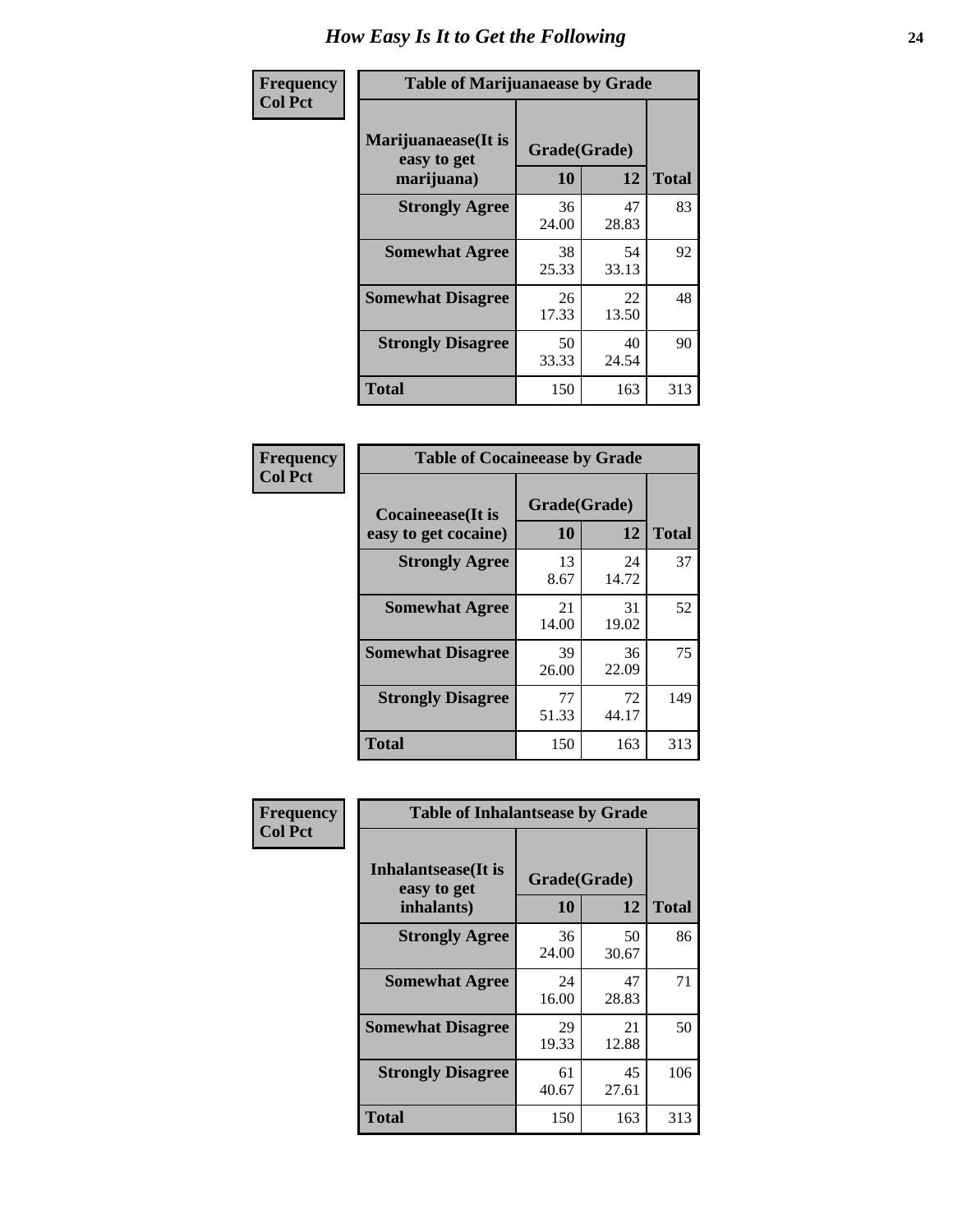# How Easy Is It to Get the Following

**Frequency**
**Col Pct**

| Table of Marijuanaease by Grade | | | |
|---|---|---|---|
| Marijuanaease(It is easy to get marijuana) | Grade(Grade) | | |
| | 10 | 12 | Total |
| Strongly Agree | 36<br>24.00 | 47<br>28.83 | 83 |
| Somewhat Agree | 38<br>25.33 | 54<br>33.13 | 92 |
| Somewhat Disagree | 26<br>17.33 | 22<br>13.50 | 48 |
| Strongly Disagree | 50<br>33.33 | 40<br>24.54 | 90 |
| Total | 150 | 163 | 313 |

**Frequency**
**Col Pct**

| Table of Cocaineease by Grade | | | |
|---|---|---|---|
| Cocaineease(It is easy to get cocaine) | Grade(Grade) | | |
| | 10 | 12 | Total |
| Strongly Agree | 13<br>8.67 | 24<br>14.72 | 37 |
| Somewhat Agree | 21<br>14.00 | 31<br>19.02 | 52 |
| Somewhat Disagree | 39<br>26.00 | 36<br>22.09 | 75 |
| Strongly Disagree | 77<br>51.33 | 72<br>44.17 | 149 |
| Total | 150 | 163 | 313 |

**Frequency**
**Col Pct**

| Table of Inhalantsease by Grade | | | |
|---|---|---|---|
| Inhalantsease(It is easy to get inhalants) | Grade(Grade) | | |
| | 10 | 12 | Total |
| Strongly Agree | 36<br>24.00 | 50<br>30.67 | 86 |
| Somewhat Agree | 24<br>16.00 | 47<br>28.83 | 71 |
| Somewhat Disagree | 29<br>19.33 | 21<br>12.88 | 50 |
| Strongly Disagree | 61<br>40.67 | 45<br>27.61 | 106 |
| Total | 150 | 163 | 313 |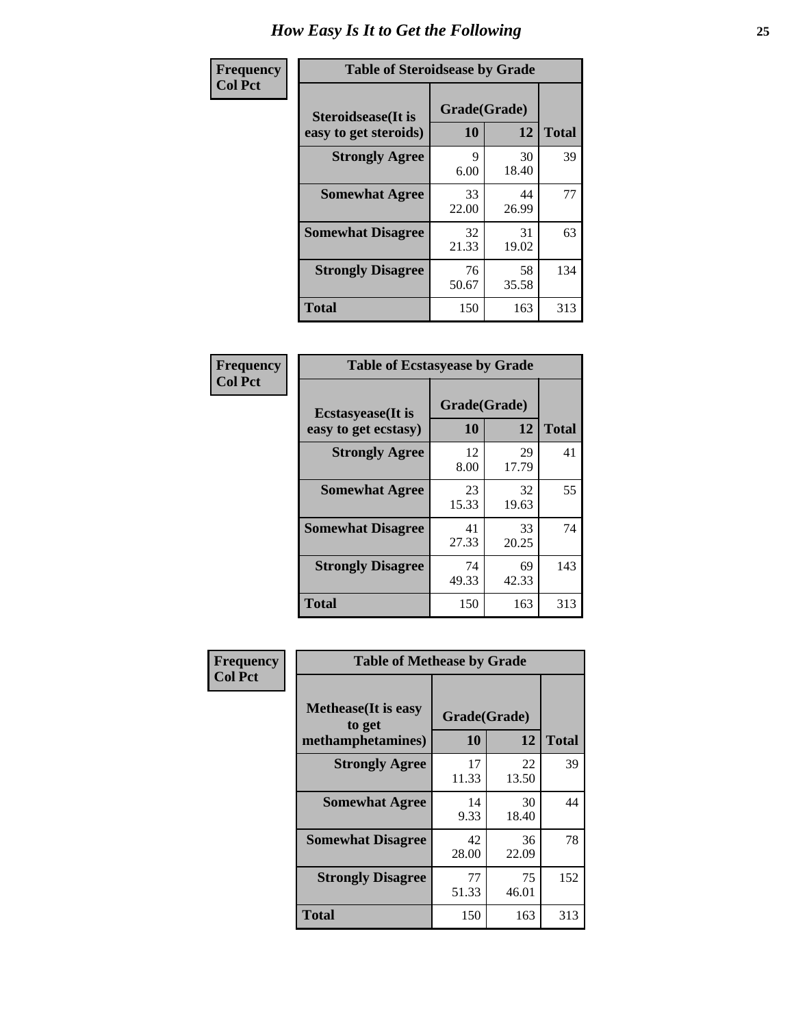# How Easy Is It to Get the Following

**Frequency**
**Col Pct**

| Table of Steroidsease by Grade | | | |
|---|---|---|---|
| Steroidsease(It is easy to get steroids) | Grade(Grade) | | Total |
| | 10 | 12 | |
| **Strongly Agree** | 9<br>6.00 | 30<br>18.40 | 39 |
| **Somewhat Agree** | 33<br>22.00 | 44<br>26.99 | 77 |
| **Somewhat Disagree** | 32<br>21.33 | 31<br>19.02 | 63 |
| **Strongly Disagree** | 76<br>50.67 | 58<br>35.58 | 134 |
| **Total** | 150 | 163 | 313 |

**Frequency**
**Col Pct**

| Table of Ecstasyease by Grade | | | |
|---|---|---|---|
| Ecstasyease(It is easy to get ecstasy) | Grade(Grade) | | Total |
| | 10 | 12 | |
| **Strongly Agree** | 12<br>8.00 | 29<br>17.79 | 41 |
| **Somewhat Agree** | 23<br>15.33 | 32<br>19.63 | 55 |
| **Somewhat Disagree** | 41<br>27.33 | 33<br>20.25 | 74 |
| **Strongly Disagree** | 74<br>49.33 | 69<br>42.33 | 143 |
| **Total** | 150 | 163 | 313 |

**Frequency**
**Col Pct**

| Table of Methease by Grade | | | |
|---|---|---|---|
| Methease(It is easy to get methamphetamines) | Grade(Grade) | | Total |
| | 10 | 12 | |
| **Strongly Agree** | 17<br>11.33 | 22<br>13.50 | 39 |
| **Somewhat Agree** | 14<br>9.33 | 30<br>18.40 | 44 |
| **Somewhat Disagree** | 42<br>28.00 | 36<br>22.09 | 78 |
| **Strongly Disagree** | 77<br>51.33 | 75<br>46.01 | 152 |
| **Total** | 150 | 163 | 313 |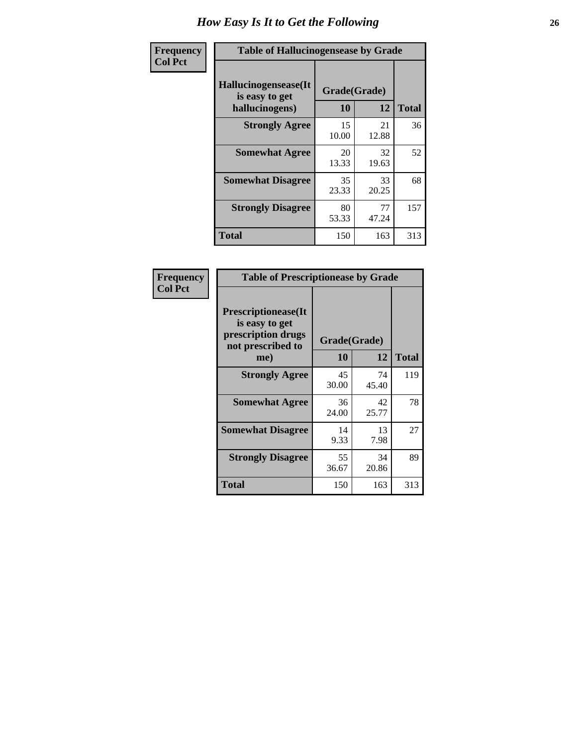# How Easy Is It to Get the Following

**Frequency**
**Col Pct**

**Table of Hallucinogensease by Grade**

| Hallucinogensease(It is easy to get hallucinogens) | Grade(Grade) 10 | 12 | Total |
|---|---|---|---|
| **Strongly Agree** | 15<br>10.00 | 21<br>12.88 | 36 |
| **Somewhat Agree** | 20<br>13.33 | 32<br>19.63 | 52 |
| **Somewhat Disagree** | 35<br>23.33 | 33<br>20.25 | 68 |
| **Strongly Disagree** | 80<br>53.33 | 77<br>47.24 | 157 |
| **Total** | 150 | 163 | 313 |

**Frequency**
**Col Pct**

**Table of Prescriptionease by Grade**

| Prescriptionease(It is easy to get prescription drugs not prescribed to me) | Grade(Grade) 10 | 12 | Total |
|---|---|---|---|
| **Strongly Agree** | 45<br>30.00 | 74<br>45.40 | 119 |
| **Somewhat Agree** | 36<br>24.00 | 42<br>25.77 | 78 |
| **Somewhat Disagree** | 14<br>9.33 | 13<br>7.98 | 27 |
| **Strongly Disagree** | 55<br>36.67 | 34<br>20.86 | 89 |
| **Total** | 150 | 163 | 313 |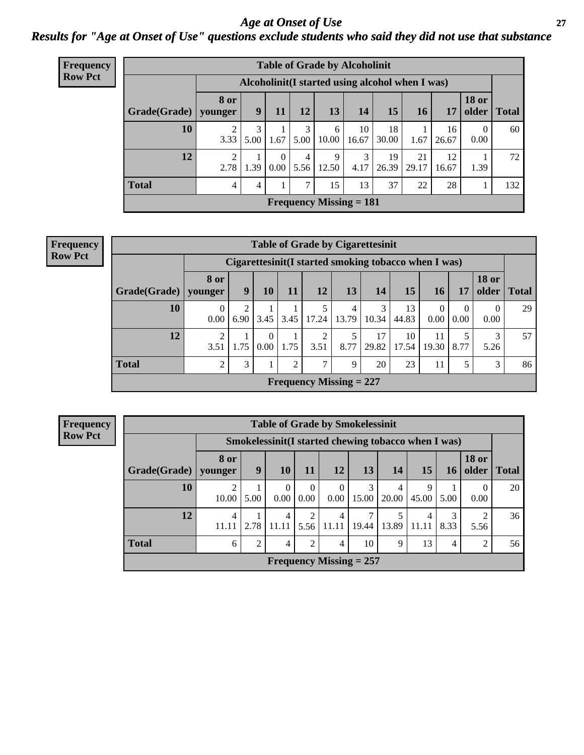# Age at Onset of Use

## Results for "Age at Onset of Use" questions exclude students who said they did not use that substance

**Frequency**
**Row Pct**

**Table of Grade by Alcoholinit**

| Grade(Grade) | Alcoholinit(I started using alcohol when I was) | | | | | | | | | | Total |
|---|---|---|---|---|---|---|---|---|---|---|---|
| | 8 or younger | 9 | 11 | 12 | 13 | 14 | 15 | 16 | 17 | 18 or older | |
| **10** | 2<br>3.33 | 3<br>5.00 | 1<br>1.67 | 3<br>5.00 | 6<br>10.00 | 10<br>16.67 | 18<br>30.00 | 1<br>1.67 | 16<br>26.67 | 0<br>0.00 | 60 |
| **12** | 2<br>2.78 | 1<br>1.39 | 0<br>0.00 | 4<br>5.56 | 9<br>12.50 | 3<br>4.17 | 19<br>26.39 | 21<br>29.17 | 12<br>16.67 | 1<br>1.39 | 72 |
| **Total** | 4 | 4 | 1 | 7 | 15 | 13 | 37 | 22 | 28 | 1 | 132 |

**Frequency Missing = 181**

**Frequency**
**Row Pct**

**Table of Grade by Cigarettesinit**

| Grade(Grade) | Cigarettesinit(I started smoking tobacco when I was) | | | | | | | | | | | Total |
|---|---|---|---|---|---|---|---|---|---|---|---|---|
| | 8 or younger | 9 | 10 | 11 | 12 | 13 | 14 | 15 | 16 | 17 | 18 or older | |
| **10** | 0<br>0.00 | 2<br>6.90 | 1<br>3.45 | 1<br>3.45 | 5<br>17.24 | 4<br>13.79 | 3<br>10.34 | 13<br>44.83 | 0<br>0.00 | 0<br>0.00 | 0<br>0.00 | 29 |
| **12** | 2<br>3.51 | 1<br>1.75 | 0<br>0.00 | 1<br>1.75 | 2<br>3.51 | 5<br>8.77 | 17<br>29.82 | 10<br>17.54 | 11<br>19.30 | 5<br>8.77 | 3<br>5.26 | 57 |
| **Total** | 2 | 3 | 1 | 2 | 7 | 9 | 20 | 23 | 11 | 5 | 3 | 86 |

**Frequency Missing = 227**

**Frequency**
**Row Pct**

**Table of Grade by Smokelessinit**

| Grade(Grade) | Smokelessinit(I started chewing tobacco when I was) | | | | | | | | | | Total |
|---|---|---|---|---|---|---|---|---|---|---|---|
| | 8 or younger | 9 | 10 | 11 | 12 | 13 | 14 | 15 | 16 | 18 or older | |
| **10** | 2<br>10.00 | 1<br>5.00 | 0<br>0.00 | 0<br>0.00 | 0<br>0.00 | 3<br>15.00 | 4<br>20.00 | 9<br>45.00 | 1<br>5.00 | 0<br>0.00 | 20 |
| **12** | 4<br>11.11 | 1<br>2.78 | 4<br>11.11 | 2<br>5.56 | 4<br>11.11 | 7<br>19.44 | 5<br>13.89 | 4<br>11.11 | 3<br>8.33 | 2<br>5.56 | 36 |
| **Total** | 6 | 2 | 4 | 2 | 4 | 10 | 9 | 13 | 4 | 2 | 56 |

**Frequency Missing = 257**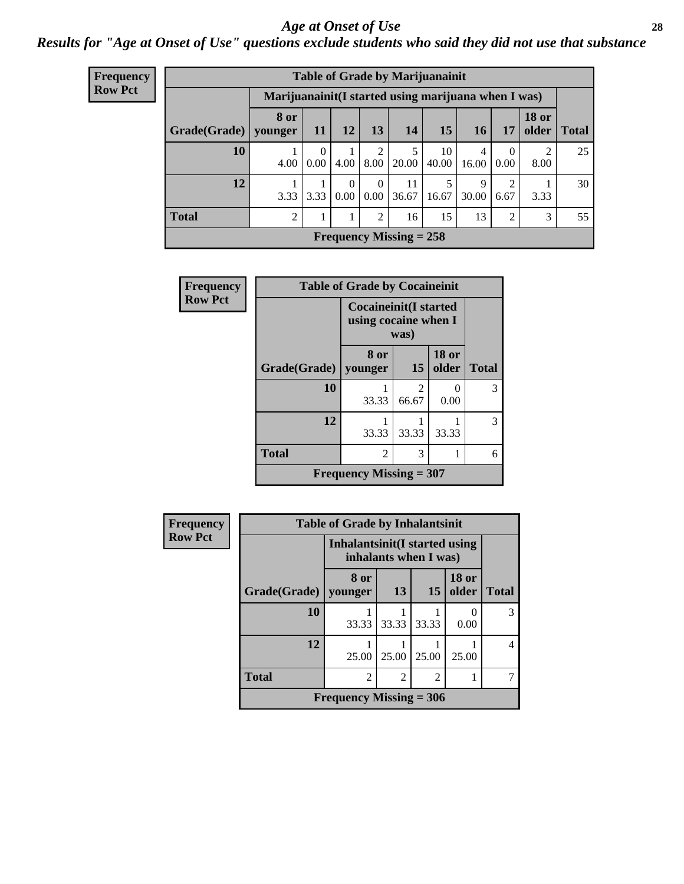## *Age at Onset of Use*

### *Results for "Age at Onset of Use" questions exclude students who said they did not use that substance*

**Frequency**
**Row Pct**

| Table of Grade by Marijuanainit | | | | | | | | | | |
|---|---|---|---|---|---|---|---|---|---|---|
| | Marijuanainit(I started using marijuana when I was) | | | | | | | | | |
| Grade(Grade) | 8 or younger | 11 | 12 | 13 | 14 | 15 | 16 | 17 | 18 or older | Total |
| 10 | 1<br>4.00 | 0<br>0.00 | 1<br>4.00 | 2<br>8.00 | 5<br>20.00 | 10<br>40.00 | 4<br>16.00 | 0<br>0.00 | 2<br>8.00 | 25 |
| 12 | 1<br>3.33 | 1<br>3.33 | 0<br>0.00 | 0<br>0.00 | 11<br>36.67 | 5<br>16.67 | 9<br>30.00 | 2<br>6.67 | 1<br>3.33 | 30 |
| Total | 2 | 1 | 1 | 2 | 16 | 15 | 13 | 2 | 3 | 55 |
| Frequency Missing = 258 | | | | | | | | | | |

**Frequency**
**Row Pct**

| Table of Grade by Cocaineinit | | | | |
|---|---|---|---|---|
| | Cocaineinit(I started using cocaine when I was) | | | |
| Grade(Grade) | 8 or younger | 15 | 18 or older | Total |
| 10 | 1<br>33.33 | 2<br>66.67 | 0<br>0.00 | 3 |
| 12 | 1<br>33.33 | 1<br>33.33 | 1<br>33.33 | 3 |
| Total | 2 | 3 | 1 | 6 |
| Frequency Missing = 307 | | | | |

**Frequency**
**Row Pct**

| Table of Grade by Inhalantsinit | | | | | |
|---|---|---|---|---|---|
| | Inhalantsinit(I started using inhalants when I was) | | | | |
| Grade(Grade) | 8 or younger | 13 | 15 | 18 or older | Total |
| 10 | 1<br>33.33 | 1<br>33.33 | 1<br>33.33 | 0<br>0.00 | 3 |
| 12 | 1<br>25.00 | 1<br>25.00 | 1<br>25.00 | 1<br>25.00 | 4 |
| Total | 2 | 2 | 2 | 1 | 7 |
| Frequency Missing = 306 | | | | | |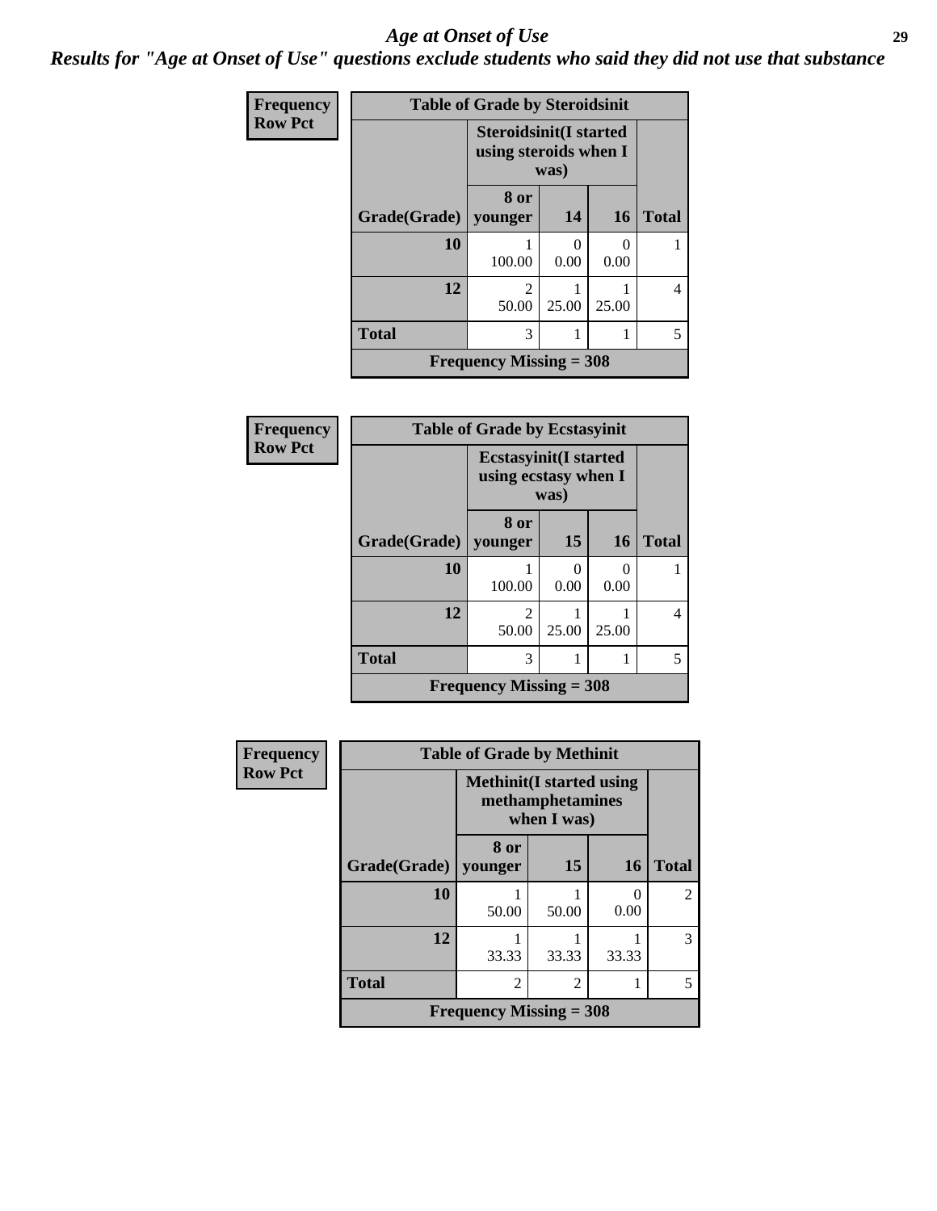# Age at Onset of Use

*Results for "Age at Onset of Use" questions exclude students who said they did not use that substance*

**Frequency**
**Row Pct**

| Table of Grade by Steroidsinit | | | | |
|---|---|---|---|---|
| | Steroidsinit(I started using steroids when I was) | | | |
| Grade(Grade) | 8 or younger | 14 | 16 | Total |
| 10 | 1<br>100.00 | 0<br>0.00 | 0<br>0.00 | 1 |
| 12 | 2<br>50.00 | 1<br>25.00 | 1<br>25.00 | 4 |
| Total | 3 | 1 | 1 | 5 |
| Frequency Missing = 308 | | | | |

**Frequency**
**Row Pct**

| Table of Grade by Ecstasyinit | | | | |
|---|---|---|---|---|
| | Ecstasyinit(I started using ecstasy when I was) | | | |
| Grade(Grade) | 8 or younger | 15 | 16 | Total |
| 10 | 1<br>100.00 | 0<br>0.00 | 0<br>0.00 | 1 |
| 12 | 2<br>50.00 | 1<br>25.00 | 1<br>25.00 | 4 |
| Total | 3 | 1 | 1 | 5 |
| Frequency Missing = 308 | | | | |

**Frequency**
**Row Pct**

| Table of Grade by Methinit | | | | |
|---|---|---|---|---|
| | Methinit(I started using methamphetamines when I was) | | | |
| Grade(Grade) | 8 or younger | 15 | 16 | Total |
| 10 | 1<br>50.00 | 1<br>50.00 | 0<br>0.00 | 2 |
| 12 | 1<br>33.33 | 1<br>33.33 | 1<br>33.33 | 3 |
| Total | 2 | 2 | 1 | 5 |
| Frequency Missing = 308 | | | | |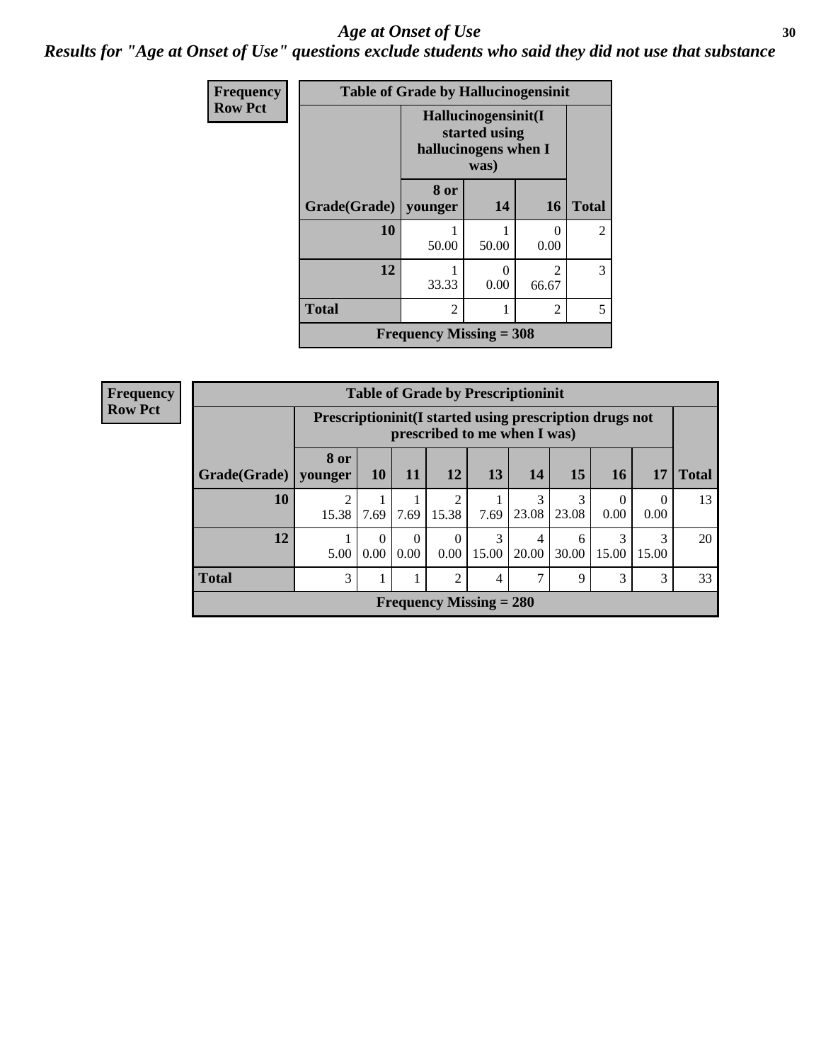# Age at Onset of Use

## Results for "Age at Onset of Use" questions exclude students who said they did not use that substance

**Frequency**
**Row Pct**

| Table of Grade by Hallucinogensinit | | | | |
|---|---|---|---|---|
| | Hallucinogensinit(I started using hallucinogens when I was) | | | |
| Grade(Grade) | 8 or younger | 14 | 16 | Total |
| 10 | 1<br>50.00 | 1<br>50.00 | 0<br>0.00 | 2 |
| 12 | 1<br>33.33 | 0<br>0.00 | 2<br>66.67 | 3 |
| Total | 2 | 1 | 2 | 5 |
| Frequency Missing = 308 | | | | |

**Frequency**
**Row Pct**

| Table of Grade by Prescriptioninit | | | | | | | | | | |
|---|---|---|---|---|---|---|---|---|---|---|
| | Prescriptioninit(I started using prescription drugs not prescribed to me when I was) | | | | | | | | | |
| Grade(Grade) | 8 or younger | 10 | 11 | 12 | 13 | 14 | 15 | 16 | 17 | Total |
| 10 | 2<br>15.38 | 1<br>7.69 | 1<br>7.69 | 2<br>15.38 | 1<br>7.69 | 3<br>23.08 | 3<br>23.08 | 0<br>0.00 | 0<br>0.00 | 13 |
| 12 | 1<br>5.00 | 0<br>0.00 | 0<br>0.00 | 0<br>0.00 | 3<br>15.00 | 4<br>20.00 | 6<br>30.00 | 3<br>15.00 | 3<br>15.00 | 20 |
| Total | 3 | 1 | 1 | 2 | 4 | 7 | 9 | 3 | 3 | 33 |
| Frequency Missing = 280 | | | | | | | | | | |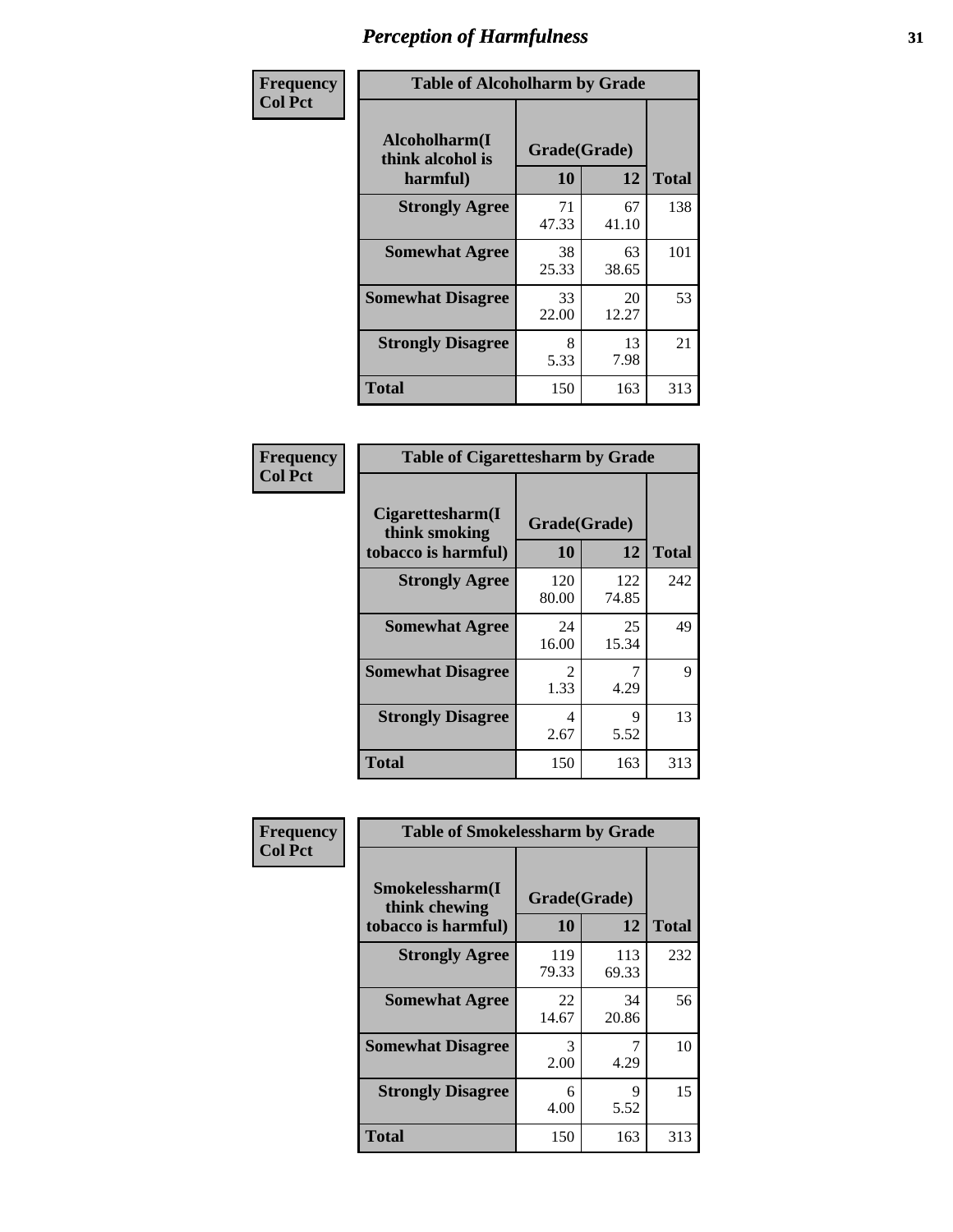# Perception of Harmfulness

| Frequency Col Pct | Table of Alcoholharm by Grade | | |
|---|---|---|---|
| Alcoholharm(I think alcohol is harmful) | Grade(Grade) | | Total |
| | 10 | 12 | |
| Strongly Agree | 71<br>47.33 | 67<br>41.10 | 138 |
| Somewhat Agree | 38<br>25.33 | 63<br>38.65 | 101 |
| Somewhat Disagree | 33<br>22.00 | 20<br>12.27 | 53 |
| Strongly Disagree | 8<br>5.33 | 13<br>7.98 | 21 |
| Total | 150 | 163 | 313 |

| Frequency Col Pct | Table of Cigarettesharm by Grade | | |
|---|---|---|---|
| Cigarettesharm(I think smoking tobacco is harmful) | Grade(Grade) | | Total |
| | 10 | 12 | |
| Strongly Agree | 120<br>80.00 | 122<br>74.85 | 242 |
| Somewhat Agree | 24<br>16.00 | 25<br>15.34 | 49 |
| Somewhat Disagree | 2<br>1.33 | 7<br>4.29 | 9 |
| Strongly Disagree | 4<br>2.67 | 9<br>5.52 | 13 |
| Total | 150 | 163 | 313 |

| Frequency Col Pct | Table of Smokelessharm by Grade | | |
|---|---|---|---|
| Smokelessharm(I think chewing tobacco is harmful) | Grade(Grade) | | Total |
| | 10 | 12 | |
| Strongly Agree | 119<br>79.33 | 113<br>69.33 | 232 |
| Somewhat Agree | 22<br>14.67 | 34<br>20.86 | 56 |
| Somewhat Disagree | 3<br>2.00 | 7<br>4.29 | 10 |
| Strongly Disagree | 6<br>4.00 | 9<br>5.52 | 15 |
| Total | 150 | 163 | 313 |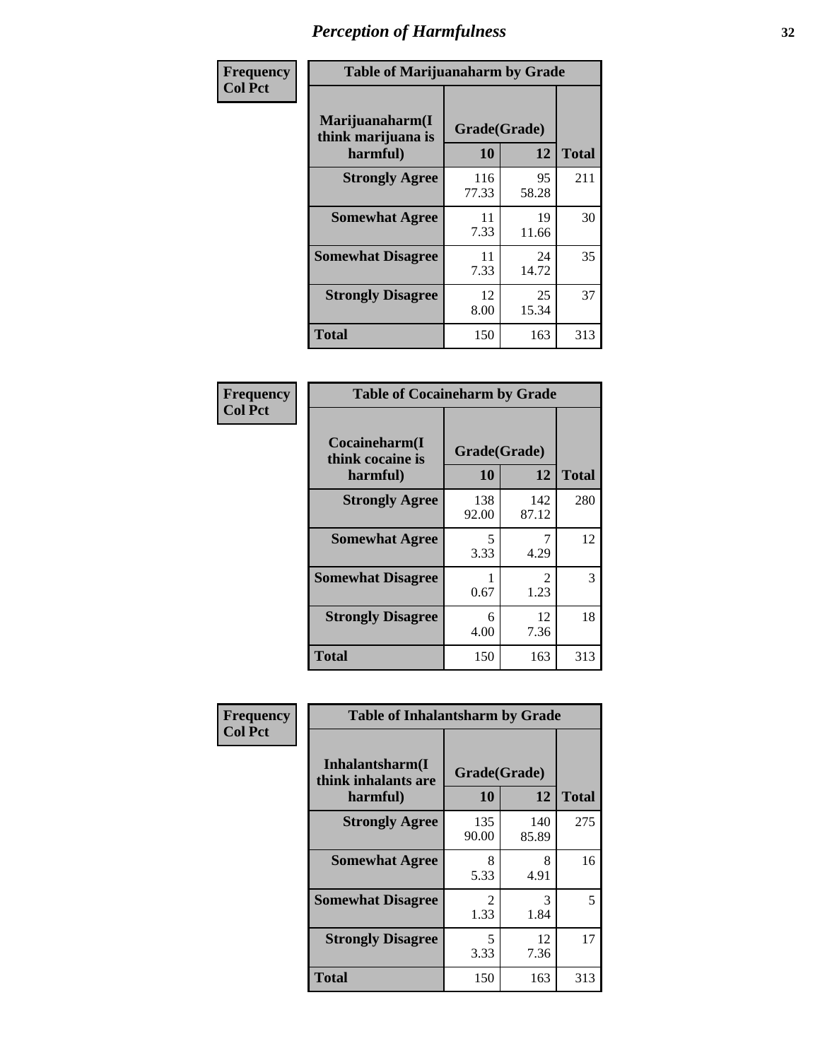# Perception of Harmfulness

**Frequency**
**Col Pct**

| Table of Marijuanaharm by Grade | | | |
|---|---|---|---|
| **Marijuanaharm(I think marijuana is harmful)** | **Grade(Grade)** | | **Total** |
| | **10** | **12** | |
| **Strongly Agree** | 116<br>77.33 | 95<br>58.28 | 211 |
| **Somewhat Agree** | 11<br>7.33 | 19<br>11.66 | 30 |
| **Somewhat Disagree** | 11<br>7.33 | 24<br>14.72 | 35 |
| **Strongly Disagree** | 12<br>8.00 | 25<br>15.34 | 37 |
| **Total** | 150 | 163 | 313 |

**Frequency**
**Col Pct**

| Table of Cocaineharm by Grade | | | |
|---|---|---|---|
| **Cocaineharm(I think cocaine is harmful)** | **Grade(Grade)** | | **Total** |
| | **10** | **12** | |
| **Strongly Agree** | 138<br>92.00 | 142<br>87.12 | 280 |
| **Somewhat Agree** | 5<br>3.33 | 7<br>4.29 | 12 |
| **Somewhat Disagree** | 1<br>0.67 | 2<br>1.23 | 3 |
| **Strongly Disagree** | 6<br>4.00 | 12<br>7.36 | 18 |
| **Total** | 150 | 163 | 313 |

**Frequency**
**Col Pct**

| Table of Inhalantsharm by Grade | | | |
|---|---|---|---|
| **Inhalantsharm(I think inhalants are harmful)** | **Grade(Grade)** | | **Total** |
| | **10** | **12** | |
| **Strongly Agree** | 135<br>90.00 | 140<br>85.89 | 275 |
| **Somewhat Agree** | 8<br>5.33 | 8<br>4.91 | 16 |
| **Somewhat Disagree** | 2<br>1.33 | 3<br>1.84 | 5 |
| **Strongly Disagree** | 5<br>3.33 | 12<br>7.36 | 17 |
| **Total** | 150 | 163 | 313 |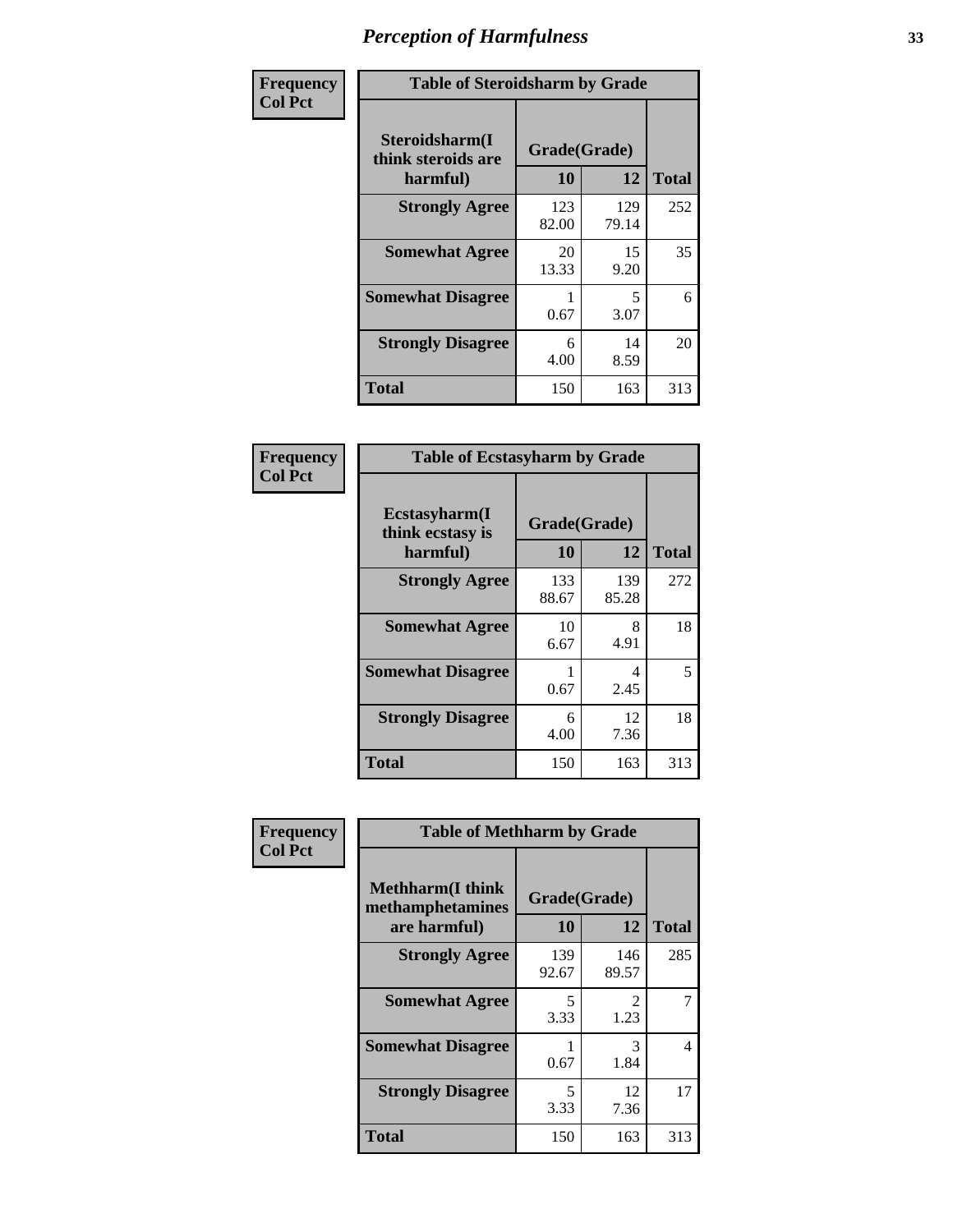# Perception of Harmfulness

**Frequency**
**Col Pct**

| Table of Steroidsharm by Grade | | | |
|---|---|---|---|
| Steroidsharm(I think steroids are harmful) | Grade(Grade) | | Total |
| | 10 | 12 | |
| **Strongly Agree** | 123<br>82.00 | 129<br>79.14 | 252 |
| **Somewhat Agree** | 20<br>13.33 | 15<br>9.20 | 35 |
| **Somewhat Disagree** | 1<br>0.67 | 5<br>3.07 | 6 |
| **Strongly Disagree** | 6<br>4.00 | 14<br>8.59 | 20 |
| **Total** | 150 | 163 | 313 |

**Frequency**
**Col Pct**

| Table of Ecstasyharm by Grade | | | |
|---|---|---|---|
| Ecstasyharm(I think ecstasy is harmful) | Grade(Grade) | | Total |
| | 10 | 12 | |
| **Strongly Agree** | 133<br>88.67 | 139<br>85.28 | 272 |
| **Somewhat Agree** | 10<br>6.67 | 8<br>4.91 | 18 |
| **Somewhat Disagree** | 1<br>0.67 | 4<br>2.45 | 5 |
| **Strongly Disagree** | 6<br>4.00 | 12<br>7.36 | 18 |
| **Total** | 150 | 163 | 313 |

**Frequency**
**Col Pct**

| Table of Methharm by Grade | | | |
|---|---|---|---|
| Methharm(I think methamphetamines are harmful) | Grade(Grade) | | Total |
| | 10 | 12 | |
| **Strongly Agree** | 139<br>92.67 | 146<br>89.57 | 285 |
| **Somewhat Agree** | 5<br>3.33 | 2<br>1.23 | 7 |
| **Somewhat Disagree** | 1<br>0.67 | 3<br>1.84 | 4 |
| **Strongly Disagree** | 5<br>3.33 | 12<br>7.36 | 17 |
| **Total** | 150 | 163 | 313 |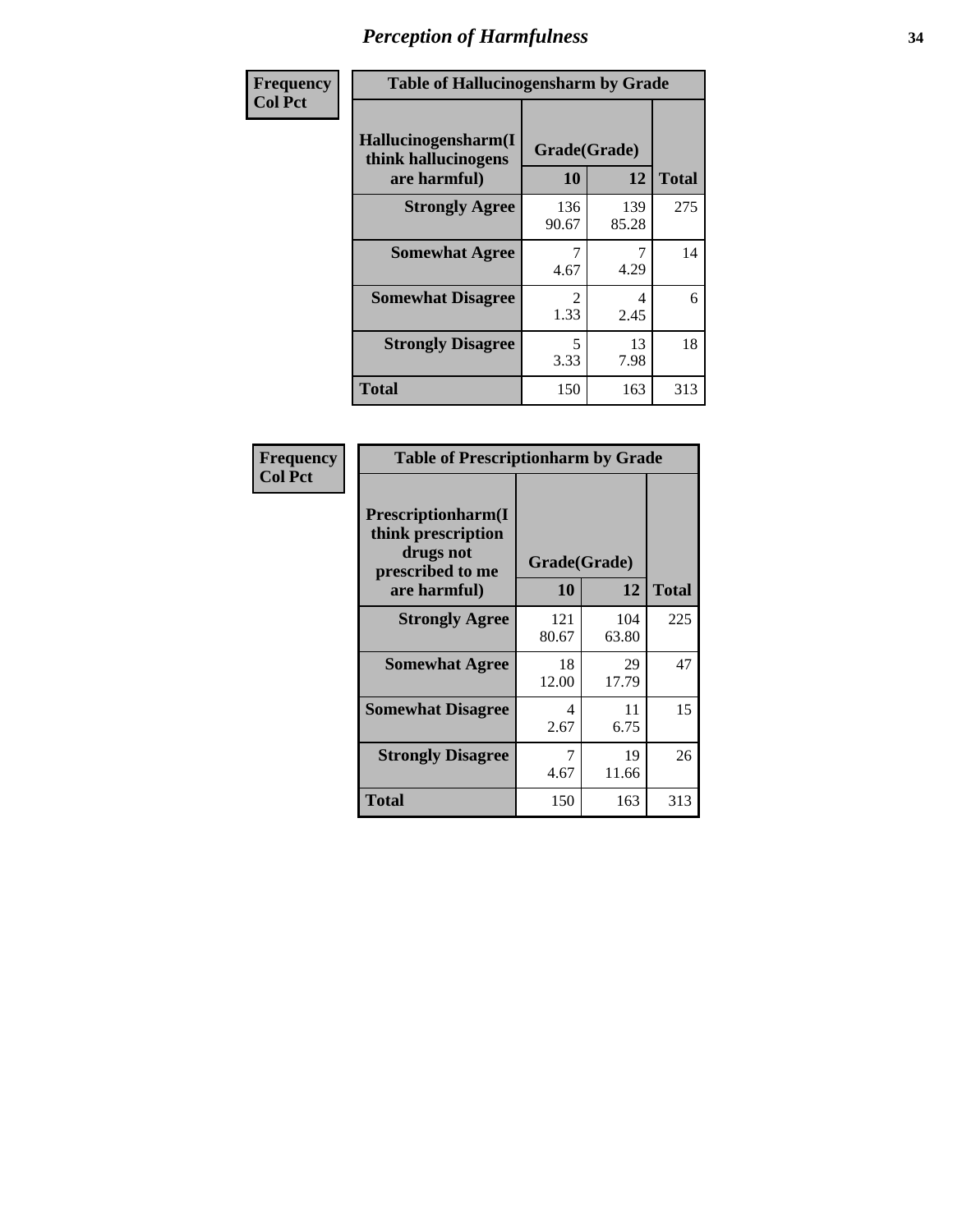# Perception of Harmfulness

| Frequency Col Pct | Table of Hallucinogensharm by Grade | | |
|---|---|---|---|
| Hallucinogensharm(I think hallucinogens are harmful) | Grade(Grade) | | |
| | 10 | 12 | Total |
| Strongly Agree | 136<br>90.67 | 139<br>85.28 | 275 |
| Somewhat Agree | 7<br>4.67 | 7<br>4.29 | 14 |
| Somewhat Disagree | 2<br>1.33 | 4<br>2.45 | 6 |
| Strongly Disagree | 5<br>3.33 | 13<br>7.98 | 18 |
| Total | 150 | 163 | 313 |

| Frequency Col Pct | Table of Prescriptionharm by Grade | | |
|---|---|---|---|
| Prescriptionharm(I think prescription drugs not prescribed to me are harmful) | Grade(Grade) | | |
| | 10 | 12 | Total |
| Strongly Agree | 121<br>80.67 | 104<br>63.80 | 225 |
| Somewhat Agree | 18<br>12.00 | 29<br>17.79 | 47 |
| Somewhat Disagree | 4<br>2.67 | 11<br>6.75 | 15 |
| Strongly Disagree | 7<br>4.67 | 19<br>11.66 | 26 |
| Total | 150 | 163 | 313 |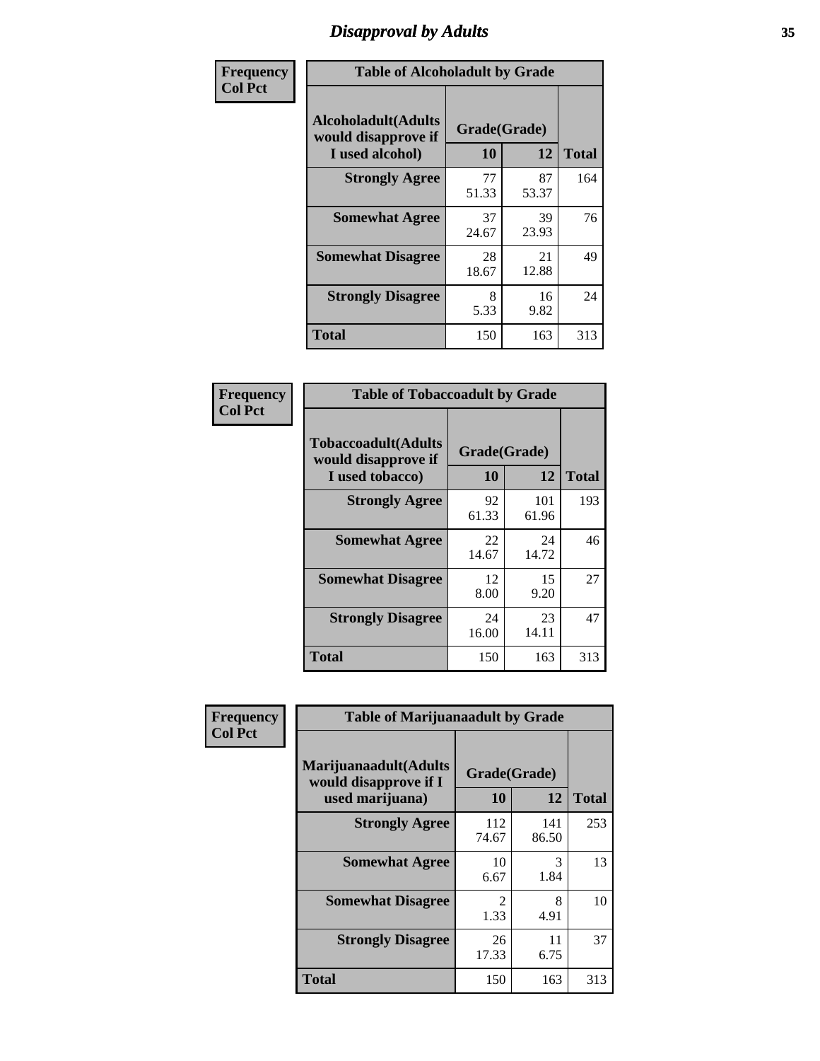# Disapproval by Adults

| Frequency Col Pct | Table of Alcoholadult by Grade | | |
|---|---|---|---|
| Alcoholadult(Adults would disapprove if I used alcohol) | Grade(Grade) | | |
| | 10 | 12 | Total |
| Strongly Agree | 77<br>51.33 | 87<br>53.37 | 164 |
| Somewhat Agree | 37<br>24.67 | 39<br>23.93 | 76 |
| Somewhat Disagree | 28<br>18.67 | 21<br>12.88 | 49 |
| Strongly Disagree | 8<br>5.33 | 16<br>9.82 | 24 |
| Total | 150 | 163 | 313 |

| Frequency Col Pct | Table of Tobaccoadult by Grade | | |
|---|---|---|---|
| Tobaccoadult(Adults would disapprove if I used tobacco) | Grade(Grade) | | |
| | 10 | 12 | Total |
| Strongly Agree | 92<br>61.33 | 101<br>61.96 | 193 |
| Somewhat Agree | 22<br>14.67 | 24<br>14.72 | 46 |
| Somewhat Disagree | 12<br>8.00 | 15<br>9.20 | 27 |
| Strongly Disagree | 24<br>16.00 | 23<br>14.11 | 47 |
| Total | 150 | 163 | 313 |

| Frequency Col Pct | Table of Marijuanaadult by Grade | | |
|---|---|---|---|
| Marijuanaadult(Adults would disapprove if I used marijuana) | Grade(Grade) | | |
| | 10 | 12 | Total |
| Strongly Agree | 112<br>74.67 | 141<br>86.50 | 253 |
| Somewhat Agree | 10<br>6.67 | 3<br>1.84 | 13 |
| Somewhat Disagree | 2<br>1.33 | 8<br>4.91 | 10 |
| Strongly Disagree | 26<br>17.33 | 11<br>6.75 | 37 |
| Total | 150 | 163 | 313 |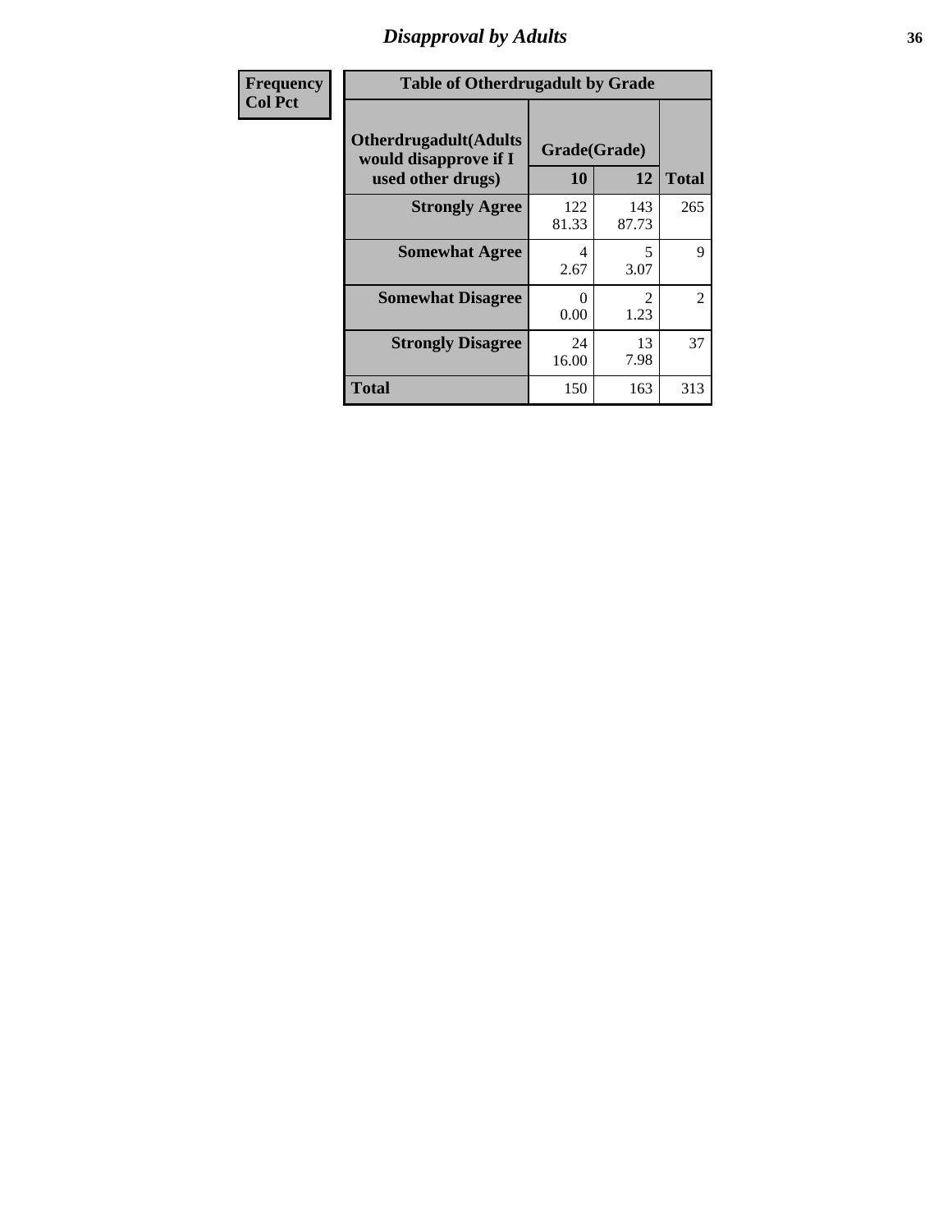# Disapproval by Adults

| Frequency<br>Col Pct |
|---|

**Table of Otherdrugadult by Grade**

| Otherdrugadult(Adults would disapprove if I used other drugs) | Grade(Grade) 10 | 12 | Total |
|---|---|---|---|
| **Strongly Agree** | 122<br>81.33 | 143<br>87.73 | 265 |
| **Somewhat Agree** | 4<br>2.67 | 5<br>3.07 | 9 |
| **Somewhat Disagree** | 0<br>0.00 | 2<br>1.23 | 2 |
| **Strongly Disagree** | 24<br>16.00 | 13<br>7.98 | 37 |
| **Total** | 150 | 163 | 313 |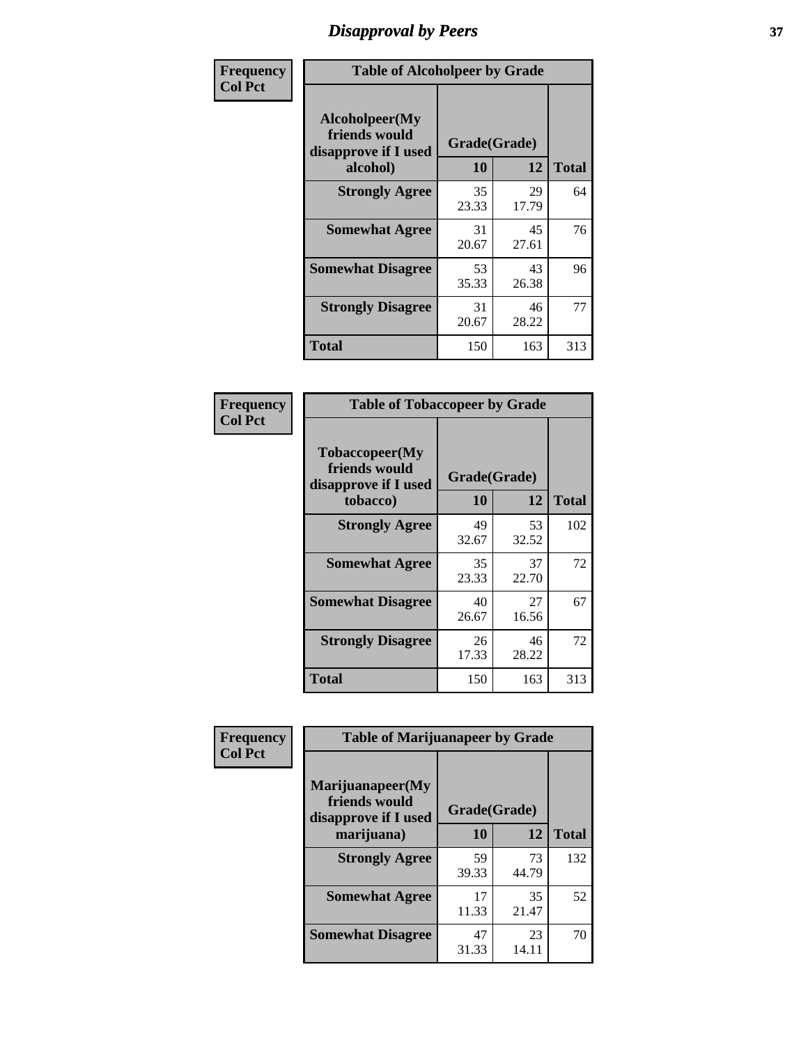# Disapproval by Peers

| Frequency<br>Col Pct | Table of Alcoholpeer by Grade | | |
|---|---|---|---|
| Alcoholpeer(My friends would disapprove if I used alcohol) | Grade(Grade) | | |
| | 10 | 12 | Total |
| Strongly Agree | 35<br>23.33 | 29<br>17.79 | 64 |
| Somewhat Agree | 31<br>20.67 | 45<br>27.61 | 76 |
| Somewhat Disagree | 53<br>35.33 | 43<br>26.38 | 96 |
| Strongly Disagree | 31<br>20.67 | 46<br>28.22 | 77 |
| Total | 150 | 163 | 313 |

| Frequency<br>Col Pct | Table of Tobaccopeer by Grade | | |
|---|---|---|---|
| Tobaccopeer(My friends would disapprove if I used tobacco) | Grade(Grade) | | |
| | 10 | 12 | Total |
| Strongly Agree | 49<br>32.67 | 53<br>32.52 | 102 |
| Somewhat Agree | 35<br>23.33 | 37<br>22.70 | 72 |
| Somewhat Disagree | 40<br>26.67 | 27<br>16.56 | 67 |
| Strongly Disagree | 26<br>17.33 | 46<br>28.22 | 72 |
| Total | 150 | 163 | 313 |

| Frequency<br>Col Pct | Table of Marijuanapeer by Grade | | |
|---|---|---|---|
| Marijuanapeer(My friends would disapprove if I used marijuana) | Grade(Grade) | | |
| | 10 | 12 | Total |
| Strongly Agree | 59<br>39.33 | 73<br>44.79 | 132 |
| Somewhat Agree | 17<br>11.33 | 35<br>21.47 | 52 |
| Somewhat Disagree | 47<br>31.33 | 23<br>14.11 | 70 |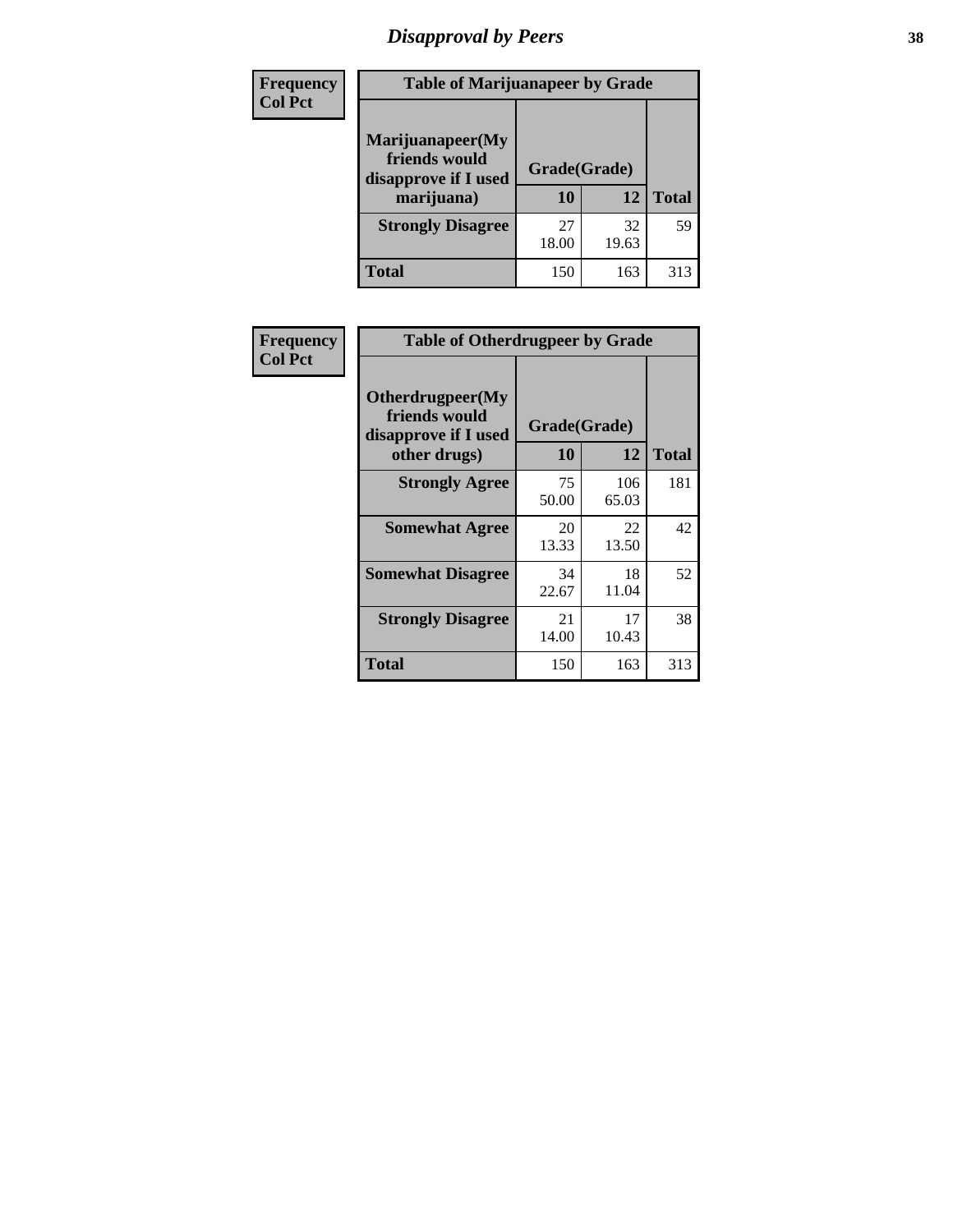## Disapproval by Peers

| Frequency<br>Col Pct | Table of Marijuanapeer by Grade | | |
|---|---|---|---|
| Marijuanapeer(My friends would disapprove if I used marijuana) | Grade(Grade) | | |
| | 10 | 12 | Total |
| Strongly Disagree | 27<br>18.00 | 32<br>19.63 | 59 |
| Total | 150 | 163 | 313 |

| Frequency<br>Col Pct | Table of Otherdrugpeer by Grade | | |
|---|---|---|---|
| Otherdrugpeer(My friends would disapprove if I used other drugs) | Grade(Grade) | | |
| | 10 | 12 | Total |
| Strongly Agree | 75<br>50.00 | 106<br>65.03 | 181 |
| Somewhat Agree | 20<br>13.33 | 22<br>13.50 | 42 |
| Somewhat Disagree | 34<br>22.67 | 18<br>11.04 | 52 |
| Strongly Disagree | 21<br>14.00 | 17<br>10.43 | 38 |
| Total | 150 | 163 | 313 |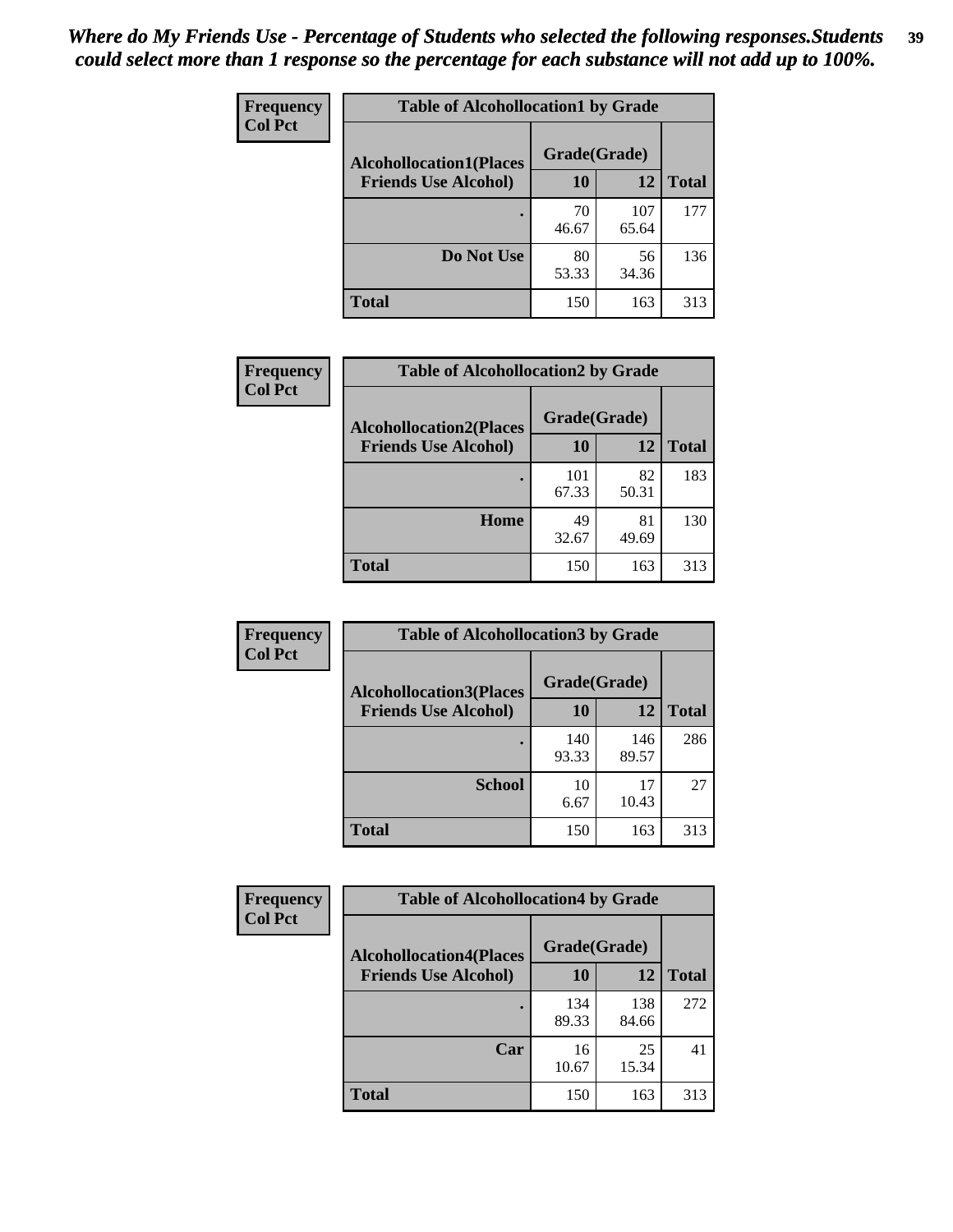*Where do My Friends Use - Percentage of Students who selected the following responses.Students could select more than 1 response so the percentage for each substance will not add up to 100%.*

**Frequency**
**Col Pct**

**Table of Alcohollocation1 by Grade**

| Alcohollocation1(Places Friends Use Alcohol) | Grade(Grade) | | Total |
|---|---|---|---|
| | 10 | 12 | |
| . | 70<br>46.67 | 107<br>65.64 | 177 |
| Do Not Use | 80<br>53.33 | 56<br>34.36 | 136 |
| Total | 150 | 163 | 313 |

**Frequency**
**Col Pct**

**Table of Alcohollocation2 by Grade**

| Alcohollocation2(Places Friends Use Alcohol) | Grade(Grade) | | Total |
|---|---|---|---|
| | 10 | 12 | |
| . | 101<br>67.33 | 82<br>50.31 | 183 |
| Home | 49<br>32.67 | 81<br>49.69 | 130 |
| Total | 150 | 163 | 313 |

**Frequency**
**Col Pct**

**Table of Alcohollocation3 by Grade**

| Alcohollocation3(Places Friends Use Alcohol) | Grade(Grade) | | Total |
|---|---|---|---|
| | 10 | 12 | |
| . | 140<br>93.33 | 146<br>89.57 | 286 |
| School | 10<br>6.67 | 17<br>10.43 | 27 |
| Total | 150 | 163 | 313 |

**Frequency**
**Col Pct**

**Table of Alcohollocation4 by Grade**

| Alcohollocation4(Places Friends Use Alcohol) | Grade(Grade) | | Total |
|---|---|---|---|
| | 10 | 12 | |
| . | 134<br>89.33 | 138<br>84.66 | 272 |
| Car | 16<br>10.67 | 25<br>15.34 | 41 |
| Total | 150 | 163 | 313 |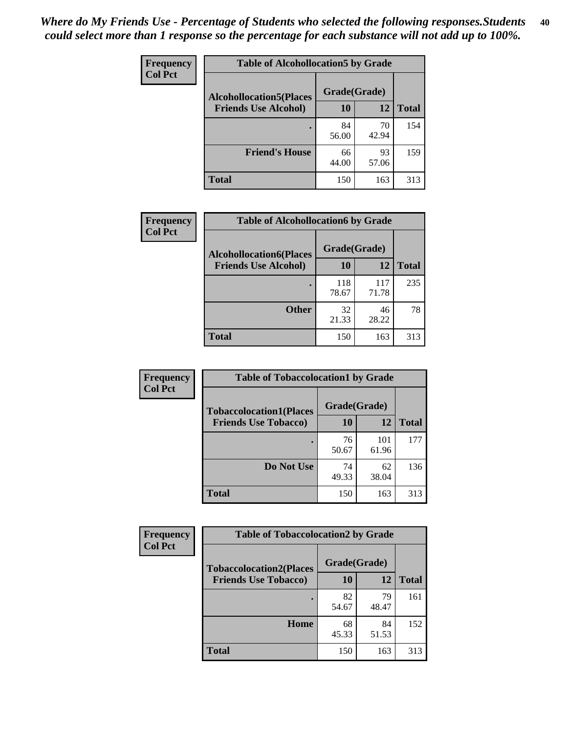*Where do My Friends Use - Percentage of Students who selected the following responses.Students could select more than 1 response so the percentage for each substance will not add up to 100%.*

**Frequency**
**Col Pct**

**Table of Alcohollocation5 by Grade**

| Alcohollocation5(Places Friends Use Alcohol) | Grade(Grade) 10 | 12 | Total |
|---|---|---|---|
| . | 84<br>56.00 | 70<br>42.94 | 154 |
| Friend's House | 66<br>44.00 | 93<br>57.06 | 159 |
| Total | 150 | 163 | 313 |

**Frequency**
**Col Pct**

**Table of Alcohollocation6 by Grade**

| Alcohollocation6(Places Friends Use Alcohol) | Grade(Grade) 10 | 12 | Total |
|---|---|---|---|
| . | 118<br>78.67 | 117<br>71.78 | 235 |
| Other | 32<br>21.33 | 46<br>28.22 | 78 |
| Total | 150 | 163 | 313 |

**Frequency**
**Col Pct**

**Table of Tobaccolocation1 by Grade**

| Tobaccolocation1(Places Friends Use Tobacco) | Grade(Grade) 10 | 12 | Total |
|---|---|---|---|
| . | 76<br>50.67 | 101<br>61.96 | 177 |
| Do Not Use | 74<br>49.33 | 62<br>38.04 | 136 |
| Total | 150 | 163 | 313 |

**Frequency**
**Col Pct**

**Table of Tobaccolocation2 by Grade**

| Tobaccolocation2(Places Friends Use Tobacco) | Grade(Grade) 10 | 12 | Total |
|---|---|---|---|
| . | 82<br>54.67 | 79<br>48.47 | 161 |
| Home | 68<br>45.33 | 84<br>51.53 | 152 |
| Total | 150 | 163 | 313 |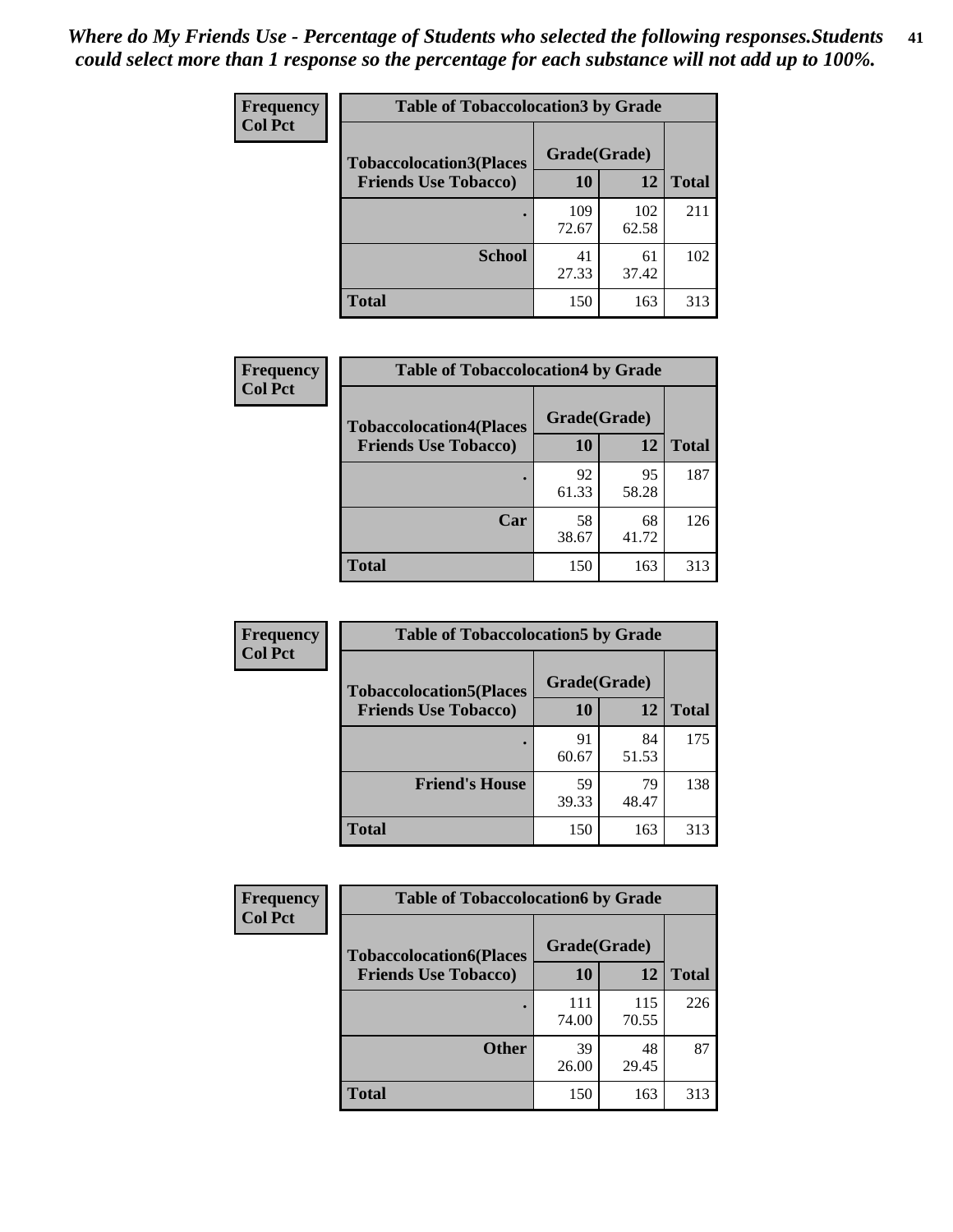*Where do My Friends Use - Percentage of Students who selected the following responses.Students could select more than 1 response so the percentage for each substance will not add up to 100%.*

**Frequency**
**Col Pct**

| Table of Tobaccolocation3 by Grade | | | |
|---|---|---|---|
| **Tobaccolocation3(Places Friends Use Tobacco)** | **Grade(Grade)** | | **Total** |
| | **10** | **12** | |
| **.** | 109<br>72.67 | 102<br>62.58 | 211 |
| **School** | 41<br>27.33 | 61<br>37.42 | 102 |
| **Total** | 150 | 163 | 313 |

**Frequency**
**Col Pct**

| Table of Tobaccolocation4 by Grade | | | |
|---|---|---|---|
| **Tobaccolocation4(Places Friends Use Tobacco)** | **Grade(Grade)** | | **Total** |
| | **10** | **12** | |
| **.** | 92<br>61.33 | 95<br>58.28 | 187 |
| **Car** | 58<br>38.67 | 68<br>41.72 | 126 |
| **Total** | 150 | 163 | 313 |

**Frequency**
**Col Pct**

| Table of Tobaccolocation5 by Grade | | | |
|---|---|---|---|
| **Tobaccolocation5(Places Friends Use Tobacco)** | **Grade(Grade)** | | **Total** |
| | **10** | **12** | |
| **.** | 91<br>60.67 | 84<br>51.53 | 175 |
| **Friend's House** | 59<br>39.33 | 79<br>48.47 | 138 |
| **Total** | 150 | 163 | 313 |

**Frequency**
**Col Pct**

| Table of Tobaccolocation6 by Grade | | | |
|---|---|---|---|
| **Tobaccolocation6(Places Friends Use Tobacco)** | **Grade(Grade)** | | **Total** |
| | **10** | **12** | |
| **.** | 111<br>74.00 | 115<br>70.55 | 226 |
| **Other** | 39<br>26.00 | 48<br>29.45 | 87 |
| **Total** | 150 | 163 | 313 |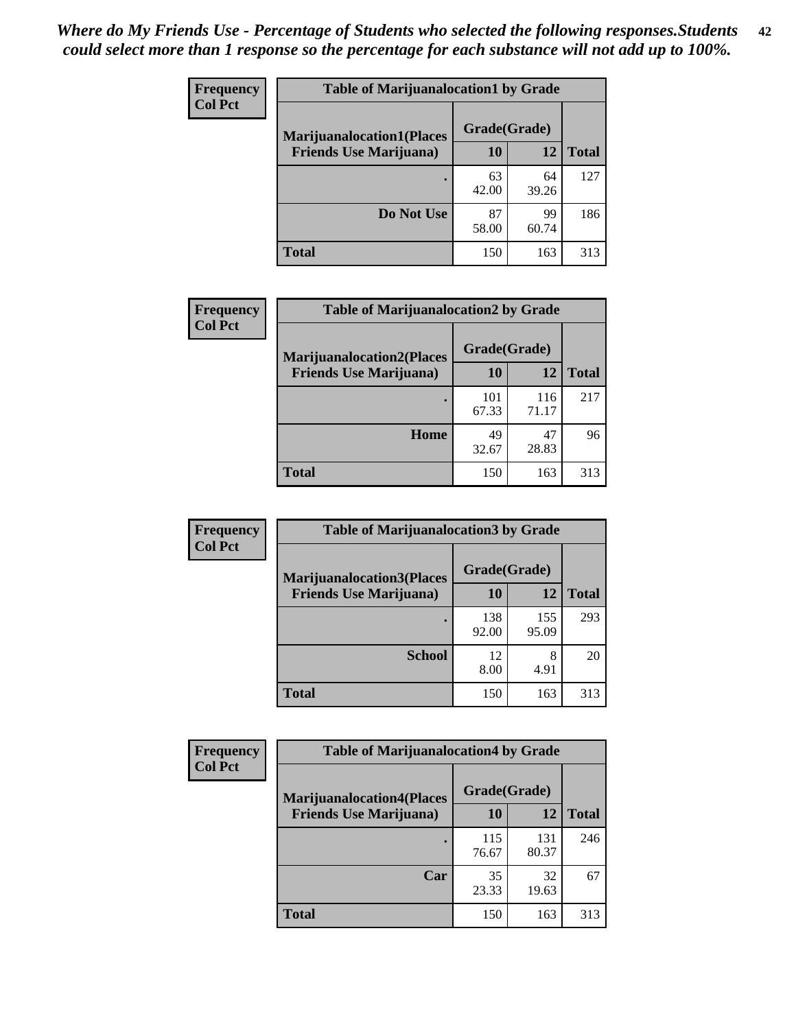*Where do My Friends Use - Percentage of Students who selected the following responses.Students could select more than 1 response so the percentage for each substance will not add up to 100%.*

**Frequency**
**Col Pct**

| Table of Marijuanalocation1 by Grade | | | |
|---|---|---|---|
| **Marijuanalocation1(Places Friends Use Marijuana)** | **Grade(Grade)** | | |
| | **10** | **12** | **Total** |
| **.** | 63<br>42.00 | 64<br>39.26 | 127 |
| **Do Not Use** | 87<br>58.00 | 99<br>60.74 | 186 |
| **Total** | 150 | 163 | 313 |

**Frequency**
**Col Pct**

| Table of Marijuanalocation2 by Grade | | | |
|---|---|---|---|
| **Marijuanalocation2(Places Friends Use Marijuana)** | **Grade(Grade)** | | |
| | **10** | **12** | **Total** |
| **.** | 101<br>67.33 | 116<br>71.17 | 217 |
| **Home** | 49<br>32.67 | 47<br>28.83 | 96 |
| **Total** | 150 | 163 | 313 |

**Frequency**
**Col Pct**

| Table of Marijuanalocation3 by Grade | | | |
|---|---|---|---|
| **Marijuanalocation3(Places Friends Use Marijuana)** | **Grade(Grade)** | | |
| | **10** | **12** | **Total** |
| **.** | 138<br>92.00 | 155<br>95.09 | 293 |
| **School** | 12<br>8.00 | 8<br>4.91 | 20 |
| **Total** | 150 | 163 | 313 |

**Frequency**
**Col Pct**

| Table of Marijuanalocation4 by Grade | | | |
|---|---|---|---|
| **Marijuanalocation4(Places Friends Use Marijuana)** | **Grade(Grade)** | | |
| | **10** | **12** | **Total** |
| **.** | 115<br>76.67 | 131<br>80.37 | 246 |
| **Car** | 35<br>23.33 | 32<br>19.63 | 67 |
| **Total** | 150 | 163 | 313 |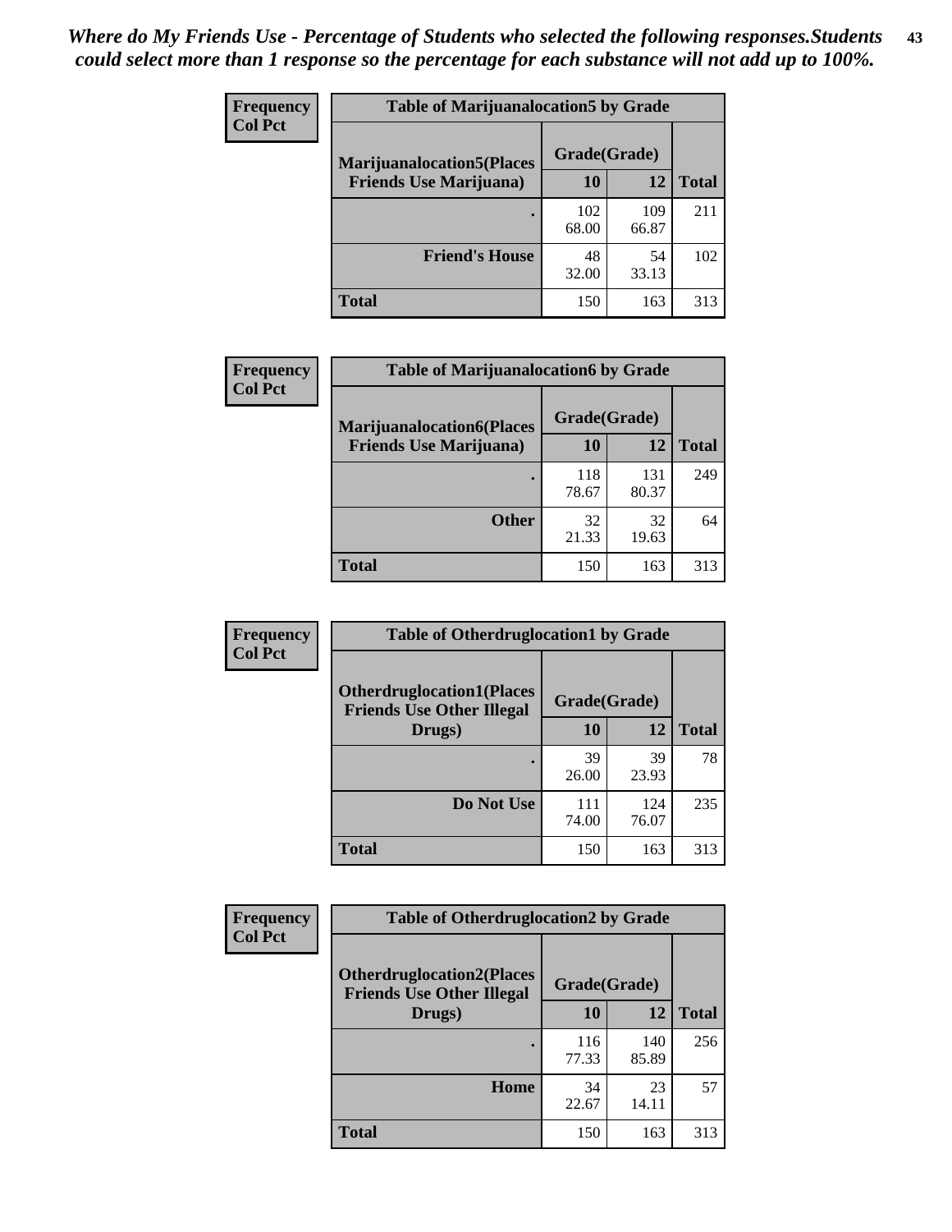*Where do My Friends Use - Percentage of Students who selected the following responses.Students could select more than 1 response so the percentage for each substance will not add up to 100%.*

**Frequency**
**Col Pct**

| Table of Marijuanalocation5 by Grade | | | |
|---|---|---|---|
| **Marijuanalocation5(Places Friends Use Marijuana)** | **Grade(Grade)** | | **Total** |
| | **10** | **12** | |
| . | 102<br>68.00 | 109<br>66.87 | 211 |
| **Friend's House** | 48<br>32.00 | 54<br>33.13 | 102 |
| **Total** | 150 | 163 | 313 |

**Frequency**
**Col Pct**

| Table of Marijuanalocation6 by Grade | | | |
|---|---|---|---|
| **Marijuanalocation6(Places Friends Use Marijuana)** | **Grade(Grade)** | | **Total** |
| | **10** | **12** | |
| . | 118<br>78.67 | 131<br>80.37 | 249 |
| **Other** | 32<br>21.33 | 32<br>19.63 | 64 |
| **Total** | 150 | 163 | 313 |

**Frequency**
**Col Pct**

| Table of Otherdruglocation1 by Grade | | | |
|---|---|---|---|
| **Otherdruglocation1(Places Friends Use Other Illegal Drugs)** | **Grade(Grade)** | | **Total** |
| | **10** | **12** | |
| . | 39<br>26.00 | 39<br>23.93 | 78 |
| **Do Not Use** | 111<br>74.00 | 124<br>76.07 | 235 |
| **Total** | 150 | 163 | 313 |

**Frequency**
**Col Pct**

| Table of Otherdruglocation2 by Grade | | | |
|---|---|---|---|
| **Otherdruglocation2(Places Friends Use Other Illegal Drugs)** | **Grade(Grade)** | | **Total** |
| | **10** | **12** | |
| . | 116<br>77.33 | 140<br>85.89 | 256 |
| **Home** | 34<br>22.67 | 23<br>14.11 | 57 |
| **Total** | 150 | 163 | 313 |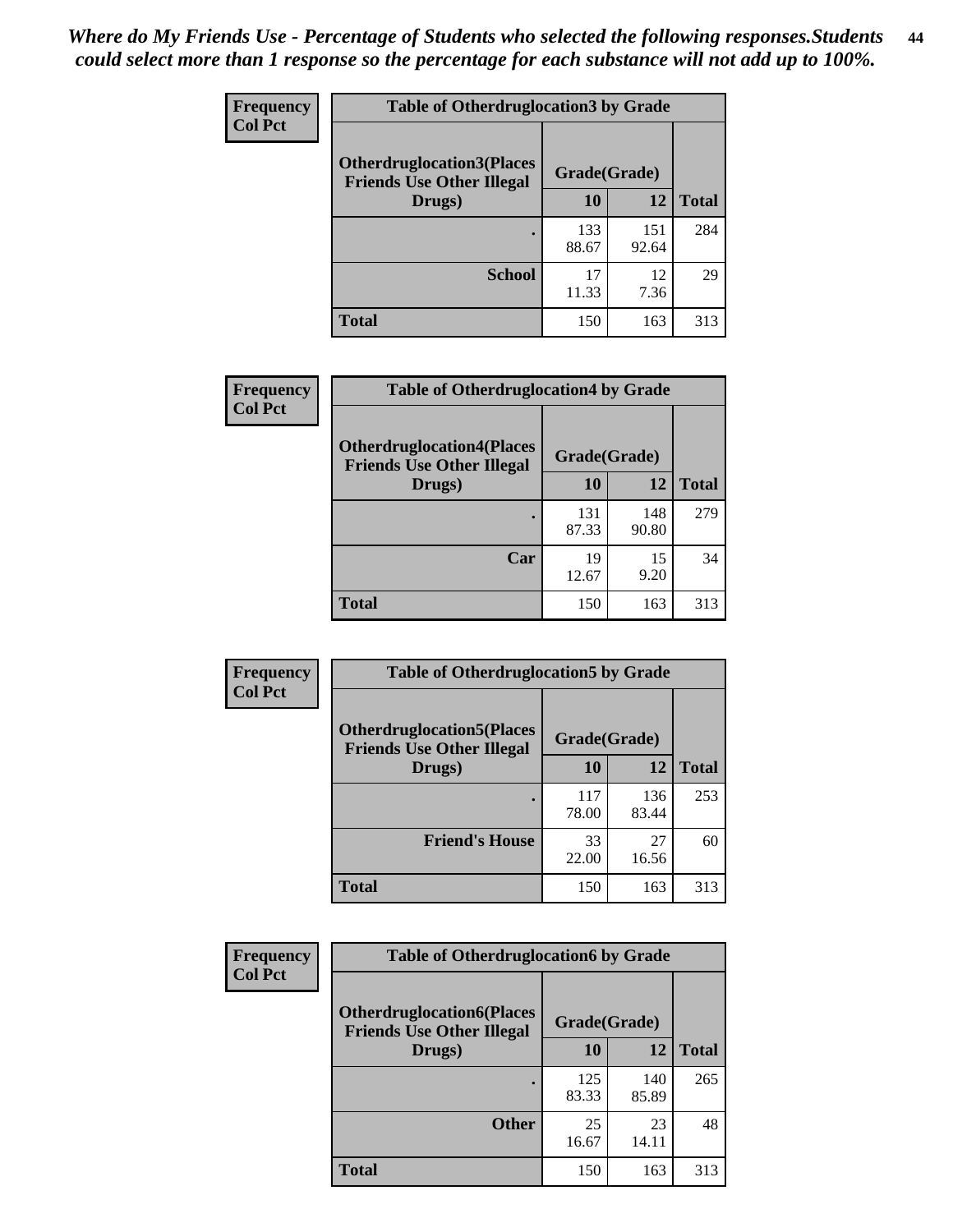*Where do My Friends Use - Percentage of Students who selected the following responses.Students could select more than 1 response so the percentage for each substance will not add up to 100%.*

**Frequency**
**Col Pct**

**Table of Otherdruglocation3 by Grade**

| Otherdruglocation3(Places Friends Use Other Illegal Drugs) | Grade(Grade) | | Total |
|---|---|---|---|
| | 10 | 12 | |
| . | 133<br>88.67 | 151<br>92.64 | 284 |
| School | 17<br>11.33 | 12<br>7.36 | 29 |
| Total | 150 | 163 | 313 |

**Frequency**
**Col Pct**

**Table of Otherdruglocation4 by Grade**

| Otherdruglocation4(Places Friends Use Other Illegal Drugs) | Grade(Grade) | | Total |
|---|---|---|---|
| | 10 | 12 | |
| . | 131<br>87.33 | 148<br>90.80 | 279 |
| Car | 19<br>12.67 | 15<br>9.20 | 34 |
| Total | 150 | 163 | 313 |

**Frequency**
**Col Pct**

**Table of Otherdruglocation5 by Grade**

| Otherdruglocation5(Places Friends Use Other Illegal Drugs) | Grade(Grade) | | Total |
|---|---|---|---|
| | 10 | 12 | |
| . | 117<br>78.00 | 136<br>83.44 | 253 |
| Friend's House | 33<br>22.00 | 27<br>16.56 | 60 |
| Total | 150 | 163 | 313 |

**Frequency**
**Col Pct**

**Table of Otherdruglocation6 by Grade**

| Otherdruglocation6(Places Friends Use Other Illegal Drugs) | Grade(Grade) | | Total |
|---|---|---|---|
| | 10 | 12 | |
| . | 125<br>83.33 | 140<br>85.89 | 265 |
| Other | 25<br>16.67 | 23<br>14.11 | 48 |
| Total | 150 | 163 | 313 |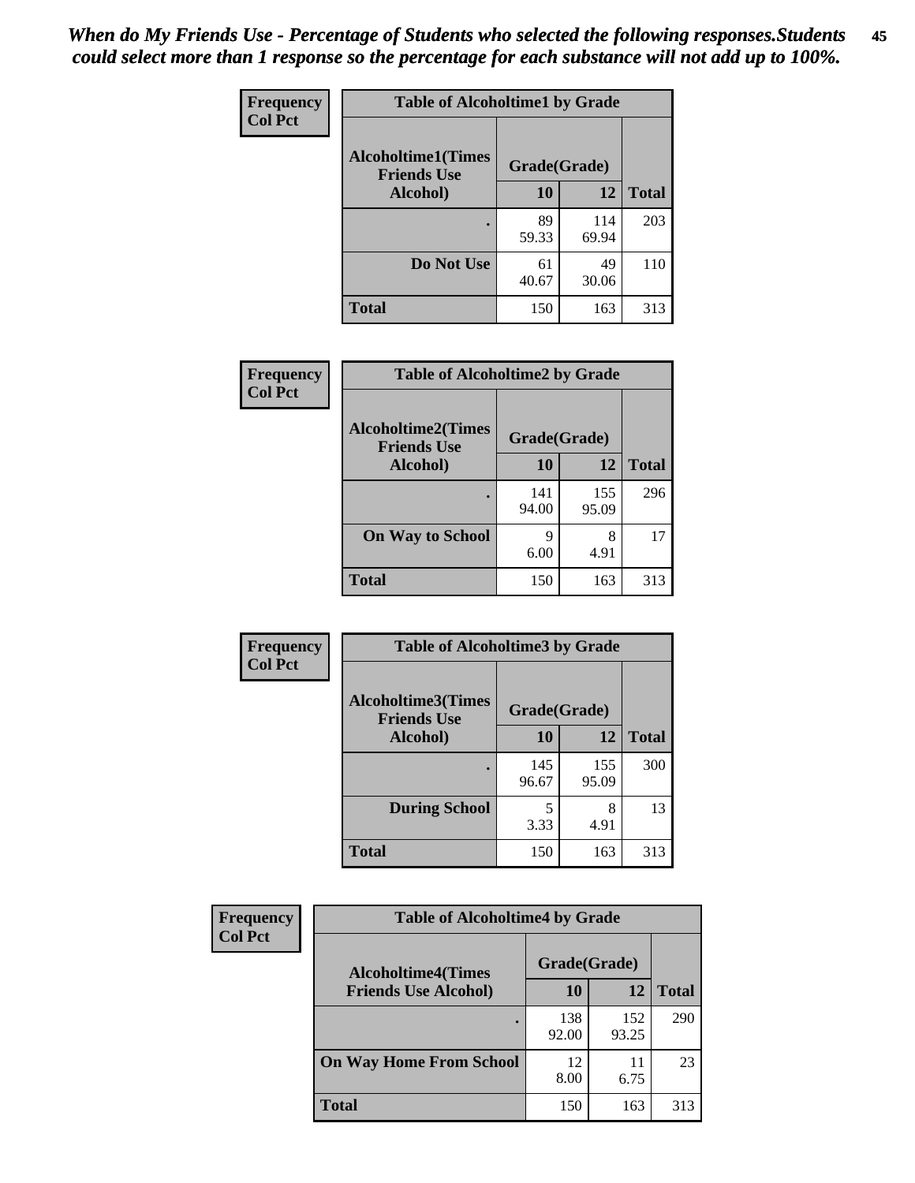*When do My Friends Use - Percentage of Students who selected the following responses.Students could select more than 1 response so the percentage for each substance will not add up to 100%.*

| Frequency Col Pct | Table of Alcoholtime1 by Grade | | |
|---|---|---|---|
| Alcoholtime1(Times Friends Use Alcohol) | Grade(Grade) | | |
| | 10 | 12 | Total |
| . | 89<br>59.33 | 114<br>69.94 | 203 |
| Do Not Use | 61<br>40.67 | 49<br>30.06 | 110 |
| Total | 150 | 163 | 313 |

| Frequency Col Pct | Table of Alcoholtime2 by Grade | | |
|---|---|---|---|
| Alcoholtime2(Times Friends Use Alcohol) | Grade(Grade) | | |
| | 10 | 12 | Total |
| . | 141<br>94.00 | 155<br>95.09 | 296 |
| On Way to School | 9<br>6.00 | 8<br>4.91 | 17 |
| Total | 150 | 163 | 313 |

| Frequency Col Pct | Table of Alcoholtime3 by Grade | | |
|---|---|---|---|
| Alcoholtime3(Times Friends Use Alcohol) | Grade(Grade) | | |
| | 10 | 12 | Total |
| . | 145<br>96.67 | 155<br>95.09 | 300 |
| During School | 5<br>3.33 | 8<br>4.91 | 13 |
| Total | 150 | 163 | 313 |

| Frequency Col Pct | Table of Alcoholtime4 by Grade | | |
|---|---|---|---|
| Alcoholtime4(Times Friends Use Alcohol) | Grade(Grade) | | |
| | 10 | 12 | Total |
| . | 138<br>92.00 | 152<br>93.25 | 290 |
| On Way Home From School | 12<br>8.00 | 11<br>6.75 | 23 |
| Total | 150 | 163 | 313 |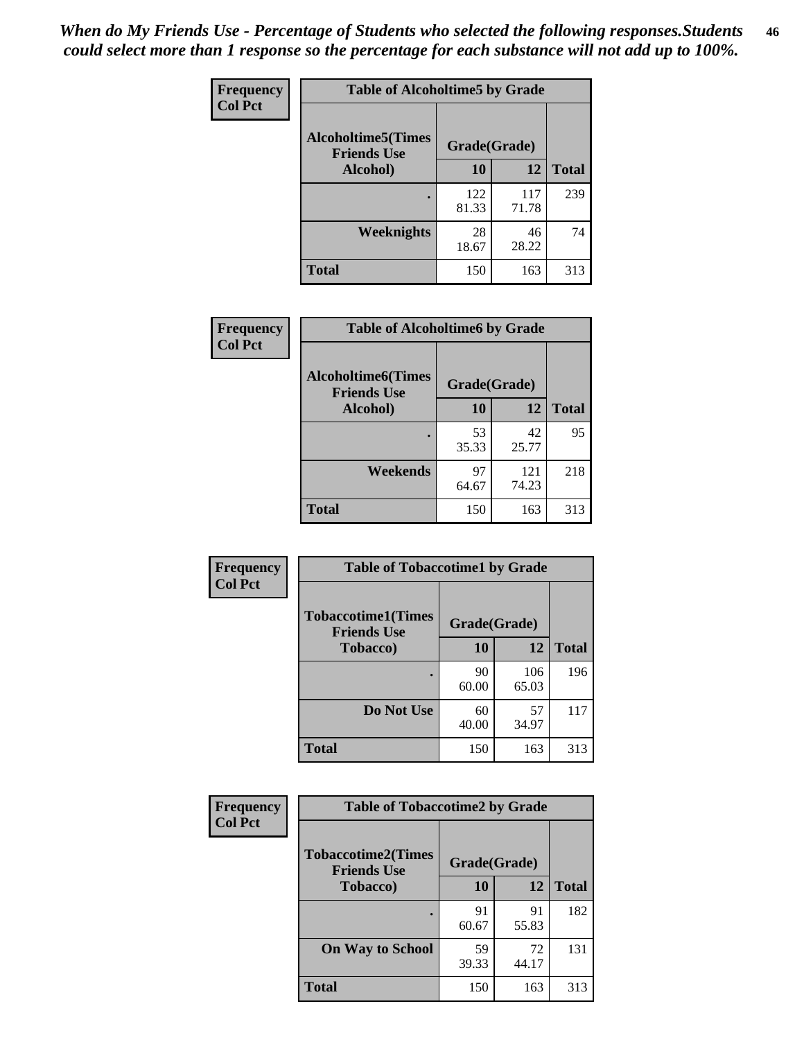*When do My Friends Use - Percentage of Students who selected the following responses.Students could select more than 1 response so the percentage for each substance will not add up to 100%.*

**Frequency**
**Col Pct**

| Table of Alcoholtime5 by Grade | | | |
|---|---|---|---|
| **Alcoholtime5(Times Friends Use Alcohol)** | **Grade(Grade)** | | **Total** |
| | **10** | **12** | |
| **.** | 122<br>81.33 | 117<br>71.78 | 239 |
| **Weeknights** | 28<br>18.67 | 46<br>28.22 | 74 |
| **Total** | 150 | 163 | 313 |

**Frequency**
**Col Pct**

| Table of Alcoholtime6 by Grade | | | |
|---|---|---|---|
| **Alcoholtime6(Times Friends Use Alcohol)** | **Grade(Grade)** | | **Total** |
| | **10** | **12** | |
| **.** | 53<br>35.33 | 42<br>25.77 | 95 |
| **Weekends** | 97<br>64.67 | 121<br>74.23 | 218 |
| **Total** | 150 | 163 | 313 |

**Frequency**
**Col Pct**

| Table of Tobaccotime1 by Grade | | | |
|---|---|---|---|
| **Tobaccotime1(Times Friends Use Tobacco)** | **Grade(Grade)** | | **Total** |
| | **10** | **12** | |
| **.** | 90<br>60.00 | 106<br>65.03 | 196 |
| **Do Not Use** | 60<br>40.00 | 57<br>34.97 | 117 |
| **Total** | 150 | 163 | 313 |

**Frequency**
**Col Pct**

| Table of Tobaccotime2 by Grade | | | |
|---|---|---|---|
| **Tobaccotime2(Times Friends Use Tobacco)** | **Grade(Grade)** | | **Total** |
| | **10** | **12** | |
| **.** | 91<br>60.67 | 91<br>55.83 | 182 |
| **On Way to School** | 59<br>39.33 | 72<br>44.17 | 131 |
| **Total** | 150 | 163 | 313 |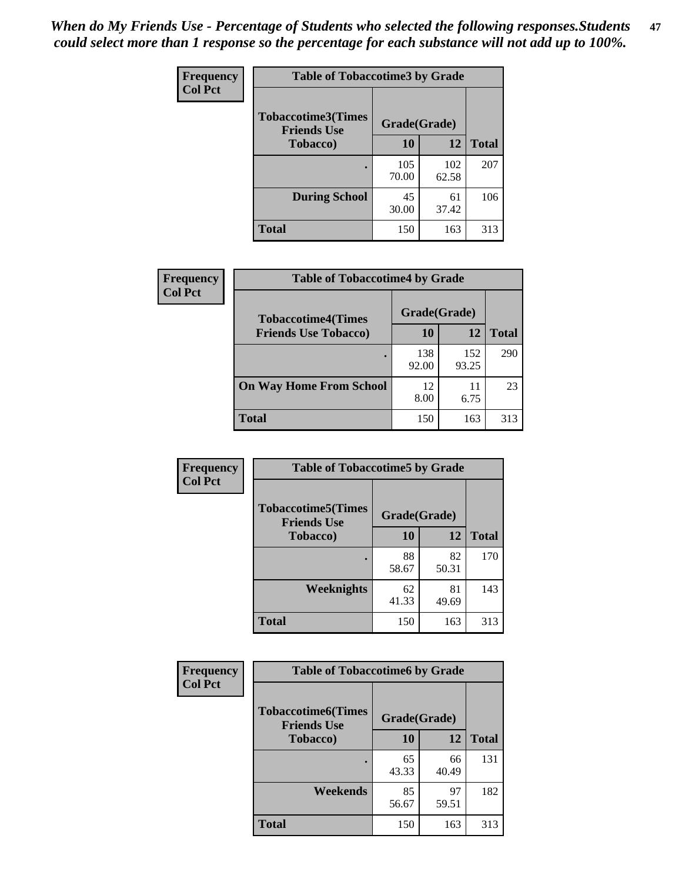*When do My Friends Use - Percentage of Students who selected the following responses.Students could select more than 1 response so the percentage for each substance will not add up to 100%.*

**Frequency**
**Col Pct**

| Table of Tobaccotime3 by Grade | | | |
|---|---|---|---|
| Tobaccotime3(Times Friends Use Tobacco) | Grade(Grade) | | |
| | 10 | 12 | Total |
| . | 105<br>70.00 | 102<br>62.58 | 207 |
| During School | 45<br>30.00 | 61<br>37.42 | 106 |
| Total | 150 | 163 | 313 |

**Frequency**
**Col Pct**

| Table of Tobaccotime4 by Grade | | | |
|---|---|---|---|
| Tobaccotime4(Times Friends Use Tobacco) | Grade(Grade) | | |
| | 10 | 12 | Total |
| . | 138<br>92.00 | 152<br>93.25 | 290 |
| On Way Home From School | 12<br>8.00 | 11<br>6.75 | 23 |
| Total | 150 | 163 | 313 |

**Frequency**
**Col Pct**

| Table of Tobaccotime5 by Grade | | | |
|---|---|---|---|
| Tobaccotime5(Times Friends Use Tobacco) | Grade(Grade) | | |
| | 10 | 12 | Total |
| . | 88<br>58.67 | 82<br>50.31 | 170 |
| Weeknights | 62<br>41.33 | 81<br>49.69 | 143 |
| Total | 150 | 163 | 313 |

**Frequency**
**Col Pct**

| Table of Tobaccotime6 by Grade | | | |
|---|---|---|---|
| Tobaccotime6(Times Friends Use Tobacco) | Grade(Grade) | | |
| | 10 | 12 | Total |
| . | 65<br>43.33 | 66<br>40.49 | 131 |
| Weekends | 85<br>56.67 | 97<br>59.51 | 182 |
| Total | 150 | 163 | 313 |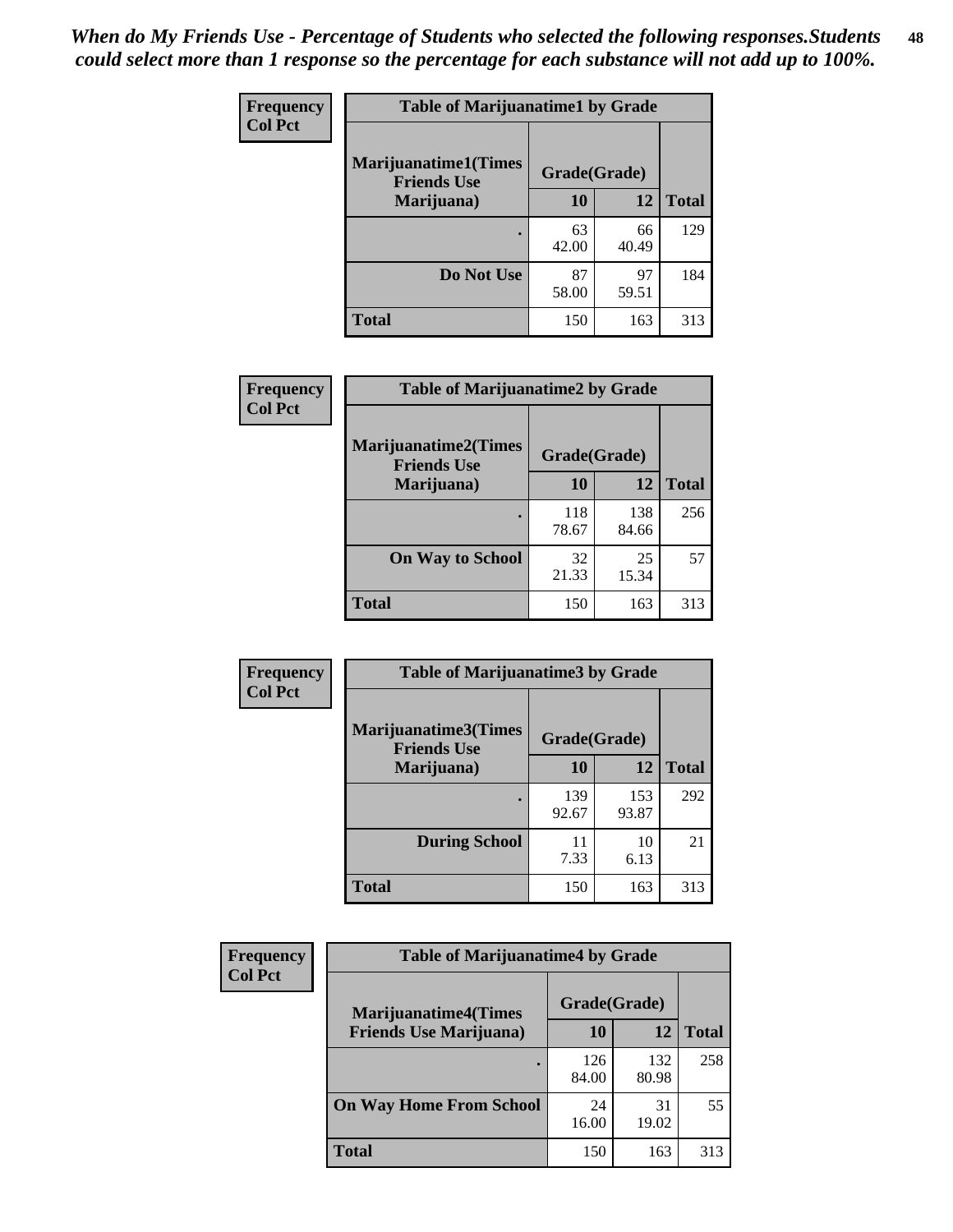*When do My Friends Use - Percentage of Students who selected the following responses.Students could select more than 1 response so the percentage for each substance will not add up to 100%.*

**Frequency**
**Col Pct**

| Table of Marijuanatime1 by Grade | | | |
|---|---|---|---|
| **Marijuanatime1(Times Friends Use Marijuana)** | **Grade(Grade)** | | |
| | **10** | **12** | **Total** |
| . | 63<br>42.00 | 66<br>40.49 | 129 |
| **Do Not Use** | 87<br>58.00 | 97<br>59.51 | 184 |
| **Total** | 150 | 163 | 313 |

**Frequency**
**Col Pct**

| Table of Marijuanatime2 by Grade | | | |
|---|---|---|---|
| **Marijuanatime2(Times Friends Use Marijuana)** | **Grade(Grade)** | | |
| | **10** | **12** | **Total** |
| . | 118<br>78.67 | 138<br>84.66 | 256 |
| **On Way to School** | 32<br>21.33 | 25<br>15.34 | 57 |
| **Total** | 150 | 163 | 313 |

**Frequency**
**Col Pct**

| Table of Marijuanatime3 by Grade | | | |
|---|---|---|---|
| **Marijuanatime3(Times Friends Use Marijuana)** | **Grade(Grade)** | | |
| | **10** | **12** | **Total** |
| . | 139<br>92.67 | 153<br>93.87 | 292 |
| **During School** | 11<br>7.33 | 10<br>6.13 | 21 |
| **Total** | 150 | 163 | 313 |

**Frequency**
**Col Pct**

| Table of Marijuanatime4 by Grade | | | |
|---|---|---|---|
| **Marijuanatime4(Times Friends Use Marijuana)** | **Grade(Grade)** | | |
| | **10** | **12** | **Total** |
| . | 126<br>84.00 | 132<br>80.98 | 258 |
| **On Way Home From School** | 24<br>16.00 | 31<br>19.02 | 55 |
| **Total** | 150 | 163 | 313 |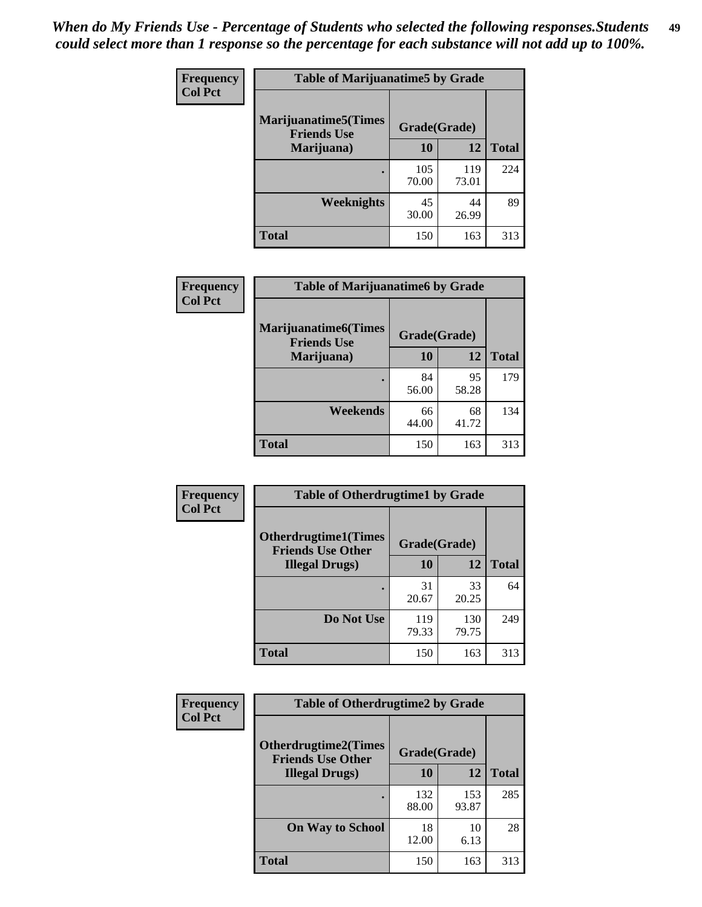*When do My Friends Use - Percentage of Students who selected the following responses.Students could select more than 1 response so the percentage for each substance will not add up to 100%.*

**Frequency**
**Col Pct**

| Table of Marijuanatime5 by Grade | | | |
|---|---|---|---|
| Marijuanatime5(Times Friends Use Marijuana) | Grade(Grade) | | |
| | 10 | 12 | Total |
| . | 105<br>70.00 | 119<br>73.01 | 224 |
| Weeknights | 45<br>30.00 | 44<br>26.99 | 89 |
| Total | 150 | 163 | 313 |

**Frequency**
**Col Pct**

| Table of Marijuanatime6 by Grade | | | |
|---|---|---|---|
| Marijuanatime6(Times Friends Use Marijuana) | Grade(Grade) | | |
| | 10 | 12 | Total |
| . | 84<br>56.00 | 95<br>58.28 | 179 |
| Weekends | 66<br>44.00 | 68<br>41.72 | 134 |
| Total | 150 | 163 | 313 |

**Frequency**
**Col Pct**

| Table of Otherdrugtime1 by Grade | | | |
|---|---|---|---|
| Otherdrugtime1(Times Friends Use Other Illegal Drugs) | Grade(Grade) | | |
| | 10 | 12 | Total |
| . | 31<br>20.67 | 33<br>20.25 | 64 |
| Do Not Use | 119<br>79.33 | 130<br>79.75 | 249 |
| Total | 150 | 163 | 313 |

**Frequency**
**Col Pct**

| Table of Otherdrugtime2 by Grade | | | |
|---|---|---|---|
| Otherdrugtime2(Times Friends Use Other Illegal Drugs) | Grade(Grade) | | |
| | 10 | 12 | Total |
| . | 132<br>88.00 | 153<br>93.87 | 285 |
| On Way to School | 18<br>12.00 | 10<br>6.13 | 28 |
| Total | 150 | 163 | 313 |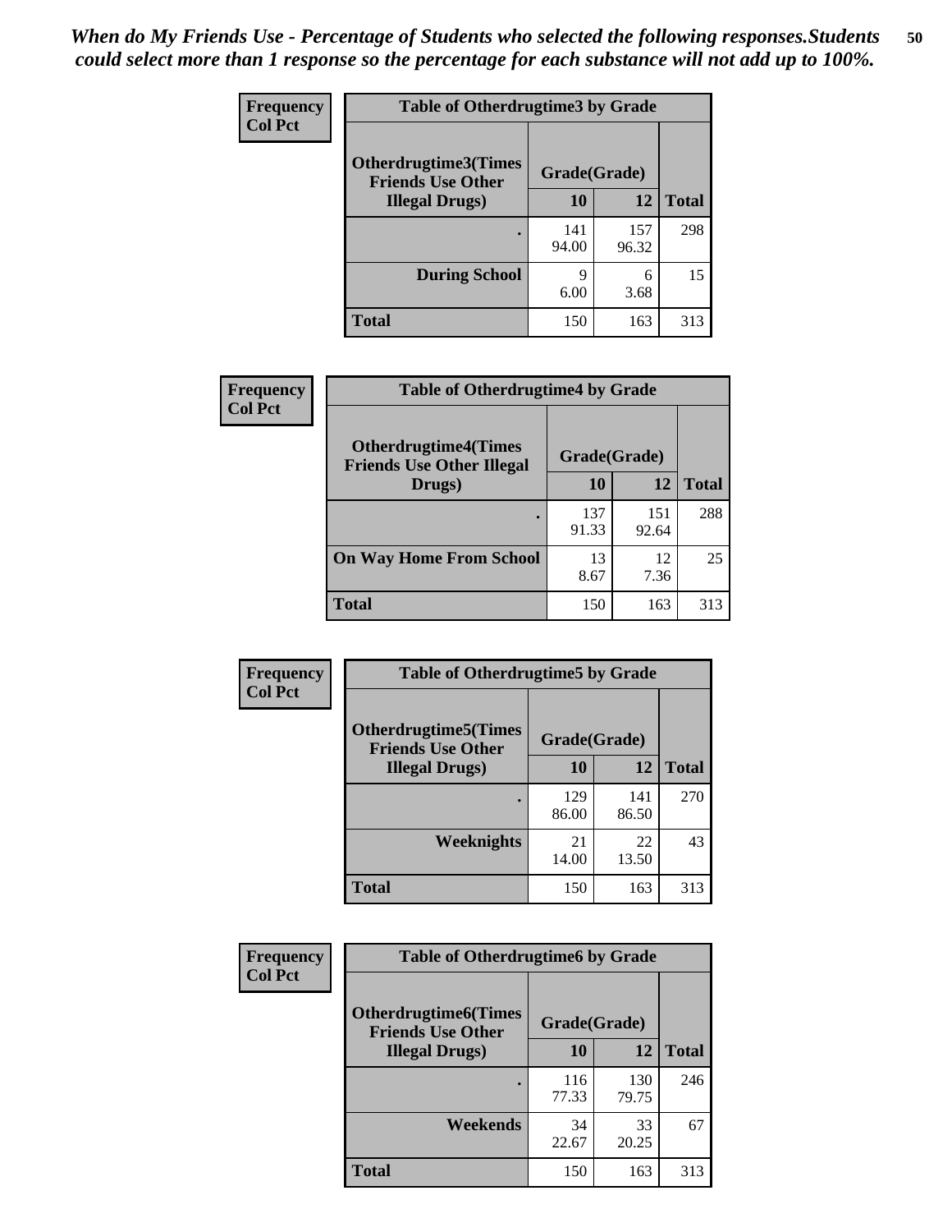*When do My Friends Use - Percentage of Students who selected the following responses.Students could select more than 1 response so the percentage for each substance will not add up to 100%.*

**Frequency**
**Col Pct**

| Table of Otherdrugtime3 by Grade | | | |
|---|---|---|---|
| Otherdrugtime3(Times Friends Use Other Illegal Drugs) | Grade(Grade) | | |
| | 10 | 12 | Total |
| . | 141<br>94.00 | 157<br>96.32 | 298 |
| During School | 9<br>6.00 | 6<br>3.68 | 15 |
| Total | 150 | 163 | 313 |

**Frequency**
**Col Pct**

| Table of Otherdrugtime4 by Grade | | | |
|---|---|---|---|
| Otherdrugtime4(Times Friends Use Other Illegal Drugs) | Grade(Grade) | | |
| | 10 | 12 | Total |
| . | 137<br>91.33 | 151<br>92.64 | 288 |
| On Way Home From School | 13<br>8.67 | 12<br>7.36 | 25 |
| Total | 150 | 163 | 313 |

**Frequency**
**Col Pct**

| Table of Otherdrugtime5 by Grade | | | |
|---|---|---|---|
| Otherdrugtime5(Times Friends Use Other Illegal Drugs) | Grade(Grade) | | |
| | 10 | 12 | Total |
| . | 129<br>86.00 | 141<br>86.50 | 270 |
| Weeknights | 21<br>14.00 | 22<br>13.50 | 43 |
| Total | 150 | 163 | 313 |

**Frequency**
**Col Pct**

| Table of Otherdrugtime6 by Grade | | | |
|---|---|---|---|
| Otherdrugtime6(Times Friends Use Other Illegal Drugs) | Grade(Grade) | | |
| | 10 | 12 | Total |
| . | 116<br>77.33 | 130<br>79.75 | 246 |
| Weekends | 34<br>22.67 | 33<br>20.25 | 67 |
| Total | 150 | 163 | 313 |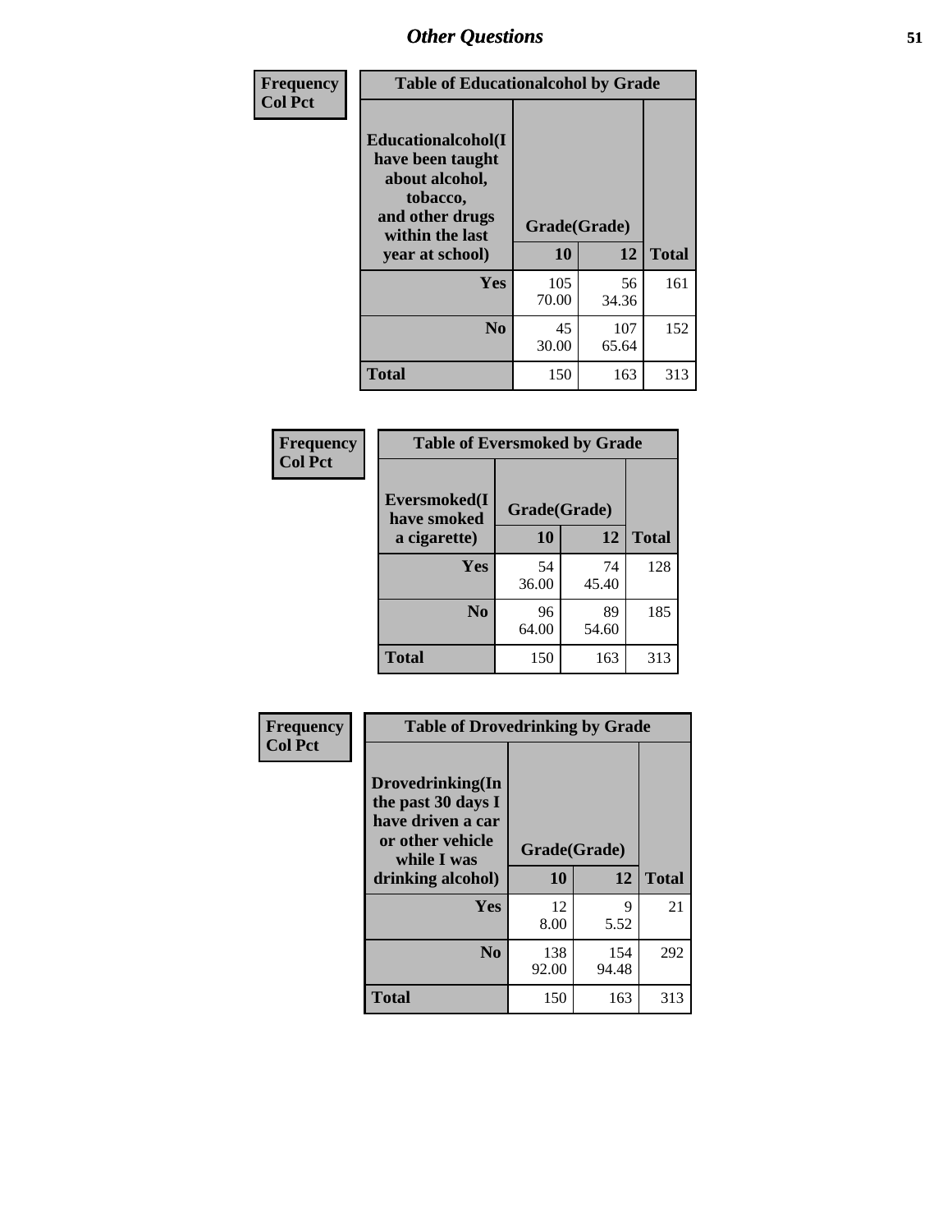# Other Questions

**Frequency**
**Col Pct**

| Table of Educationalcohol by Grade | | | |
|---|---|---|---|
| **Educationalcohol(I have been taught about alcohol, tobacco, and other drugs within the last year at school)** | **Grade(Grade)** | | |
| | **10** | **12** | **Total** |
| **Yes** | 105<br>70.00 | 56<br>34.36 | 161 |
| **No** | 45<br>30.00 | 107<br>65.64 | 152 |
| **Total** | 150 | 163 | 313 |

**Frequency**
**Col Pct**

| Table of Eversmoked by Grade | | | |
|---|---|---|---|
| **Eversmoked(I have smoked a cigarette)** | **Grade(Grade)** | | |
| | **10** | **12** | **Total** |
| **Yes** | 54<br>36.00 | 74<br>45.40 | 128 |
| **No** | 96<br>64.00 | 89<br>54.60 | 185 |
| **Total** | 150 | 163 | 313 |

**Frequency**
**Col Pct**

| Table of Drovedrinking by Grade | | | |
|---|---|---|---|
| **Drovedrinking(In the past 30 days I have driven a car or other vehicle while I was drinking alcohol)** | **Grade(Grade)** | | |
| | **10** | **12** | **Total** |
| **Yes** | 12<br>8.00 | 9<br>5.52 | 21 |
| **No** | 138<br>92.00 | 154<br>94.48 | 292 |
| **Total** | 150 | 163 | 313 |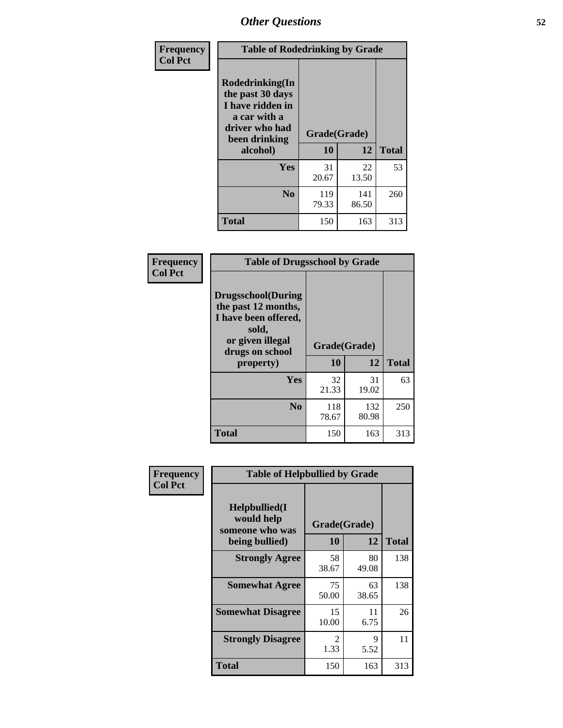## Other Questions

**Frequency**
**Col Pct**

| Table of Rodedrinking by Grade | | | |
|---|---|---|---|
| **Rodedrinking(In the past 30 days I have ridden in a car with a driver who had been drinking alcohol)** | **Grade(Grade)** | | |
| | **10** | **12** | **Total** |
| **Yes** | 31<br>20.67 | 22<br>13.50 | 53 |
| **No** | 119<br>79.33 | 141<br>86.50 | 260 |
| **Total** | 150 | 163 | 313 |

**Frequency**
**Col Pct**

| Table of Drugsschool by Grade | | | |
|---|---|---|---|
| **Drugsschool(During the past 12 months, I have been offered, sold, or given illegal drugs on school property)** | **Grade(Grade)** | | |
| | **10** | **12** | **Total** |
| **Yes** | 32<br>21.33 | 31<br>19.02 | 63 |
| **No** | 118<br>78.67 | 132<br>80.98 | 250 |
| **Total** | 150 | 163 | 313 |

**Frequency**
**Col Pct**

| Table of Helpbullied by Grade | | | |
|---|---|---|---|
| **Helpbullied(I would help someone who was being bullied)** | **Grade(Grade)** | | |
| | **10** | **12** | **Total** |
| **Strongly Agree** | 58<br>38.67 | 80<br>49.08 | 138 |
| **Somewhat Agree** | 75<br>50.00 | 63<br>38.65 | 138 |
| **Somewhat Disagree** | 15<br>10.00 | 11<br>6.75 | 26 |
| **Strongly Disagree** | 2<br>1.33 | 9<br>5.52 | 11 |
| **Total** | 150 | 163 | 313 |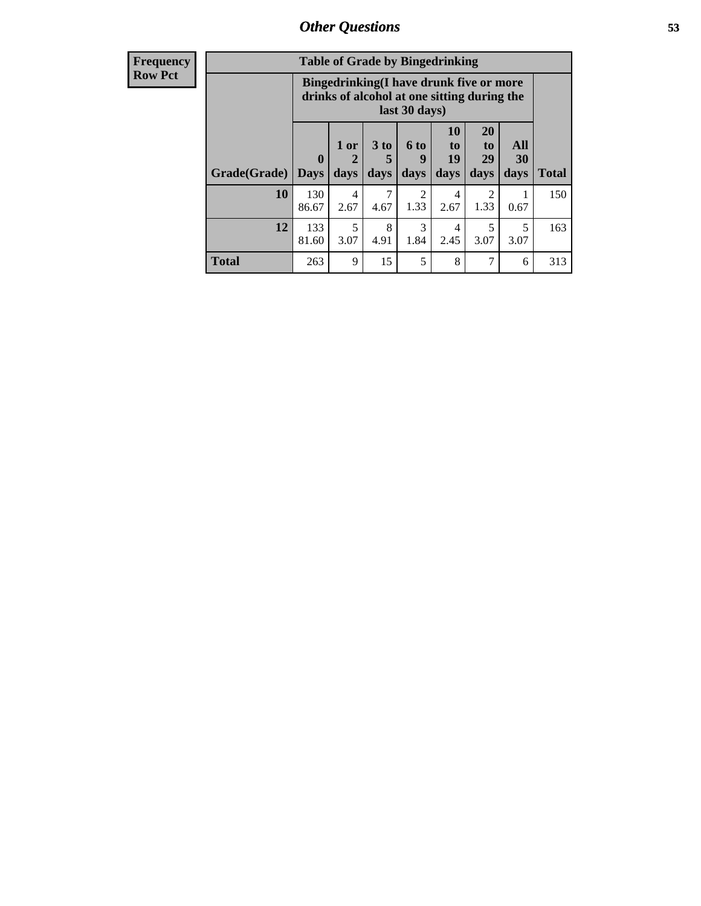## Other Questions

| Frequency<br>Row Pct |
|---|

**Table of Grade by Bingedrinking**

| | Bingedrinking(I have drunk five or more drinks of alcohol at one sitting during the last 30 days) | | | | | | | |
|---|---|---|---|---|---|---|---|---|
| Grade(Grade) | 0 Days | 1 or 2 days | 3 to 5 days | 6 to 9 days | 10 to 19 days | 20 to 29 days | All 30 days | Total |
| 10 | 130<br>86.67 | 4<br>2.67 | 7<br>4.67 | 2<br>1.33 | 4<br>2.67 | 2<br>1.33 | 1<br>0.67 | 150 |
| 12 | 133<br>81.60 | 5<br>3.07 | 8<br>4.91 | 3<br>1.84 | 4<br>2.45 | 5<br>3.07 | 5<br>3.07 | 163 |
| Total | 263 | 9 | 15 | 5 | 8 | 7 | 6 | 313 |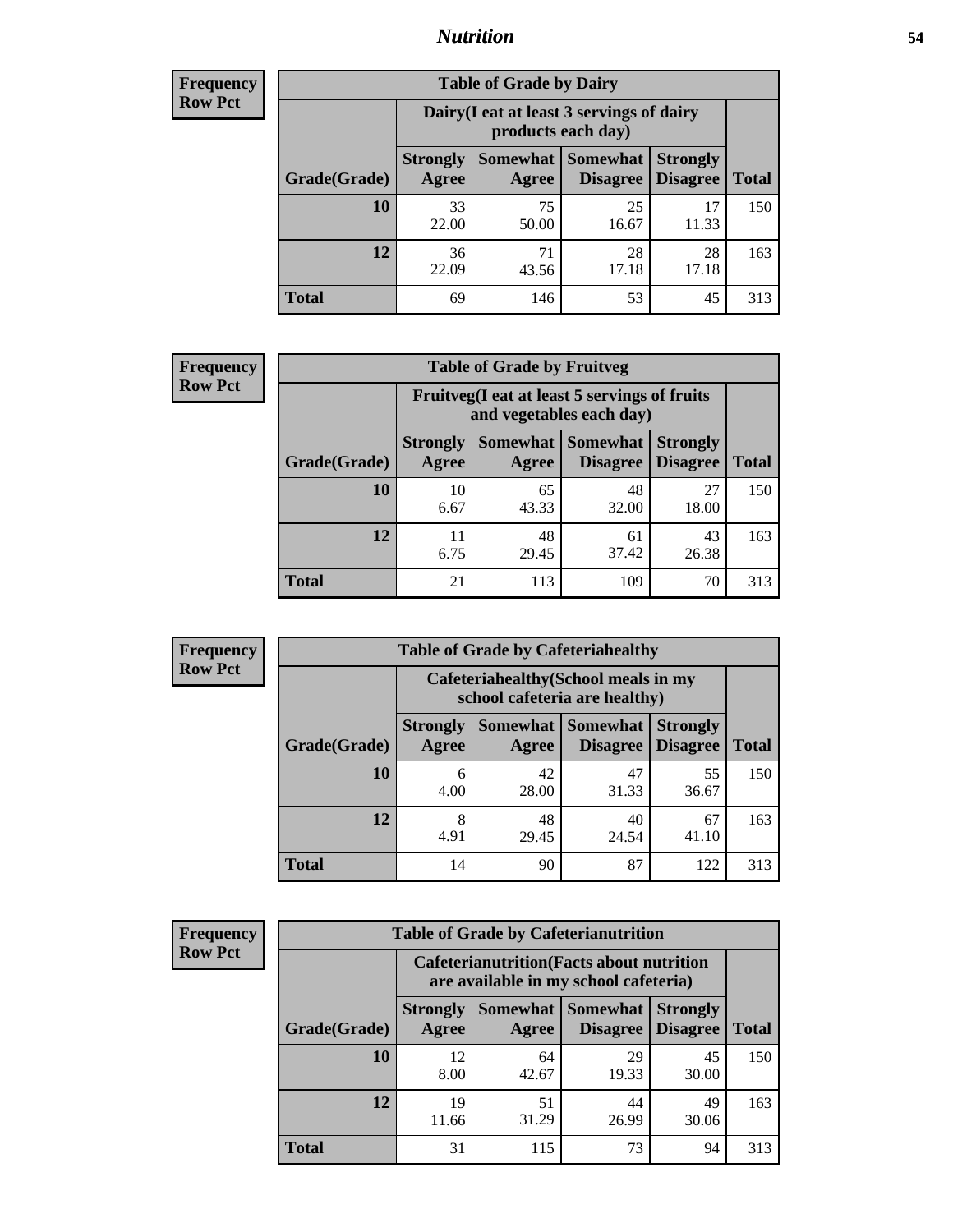# Nutrition

**Frequency**
**Row Pct**

| Table of Grade by Dairy | | | | | |
|---|---|---|---|---|---|
| | Dairy(I eat at least 3 servings of dairy products each day) | | | | |
| Grade(Grade) | Strongly Agree | Somewhat Agree | Somewhat Disagree | Strongly Disagree | Total |
| 10 | 33<br>22.00 | 75<br>50.00 | 25<br>16.67 | 17<br>11.33 | 150 |
| 12 | 36<br>22.09 | 71<br>43.56 | 28<br>17.18 | 28<br>17.18 | 163 |
| Total | 69 | 146 | 53 | 45 | 313 |

**Frequency**
**Row Pct**

| Table of Grade by Fruitveg | | | | | |
|---|---|---|---|---|---|
| | Fruitveg(I eat at least 5 servings of fruits and vegetables each day) | | | | |
| Grade(Grade) | Strongly Agree | Somewhat Agree | Somewhat Disagree | Strongly Disagree | Total |
| 10 | 10<br>6.67 | 65<br>43.33 | 48<br>32.00 | 27<br>18.00 | 150 |
| 12 | 11<br>6.75 | 48<br>29.45 | 61<br>37.42 | 43<br>26.38 | 163 |
| Total | 21 | 113 | 109 | 70 | 313 |

**Frequency**
**Row Pct**

| Table of Grade by Cafeteriahealthy | | | | | |
|---|---|---|---|---|---|
| | Cafeteriahealthy(School meals in my school cafeteria are healthy) | | | | |
| Grade(Grade) | Strongly Agree | Somewhat Agree | Somewhat Disagree | Strongly Disagree | Total |
| 10 | 6<br>4.00 | 42<br>28.00 | 47<br>31.33 | 55<br>36.67 | 150 |
| 12 | 8<br>4.91 | 48<br>29.45 | 40<br>24.54 | 67<br>41.10 | 163 |
| Total | 14 | 90 | 87 | 122 | 313 |

**Frequency**
**Row Pct**

| Table of Grade by Cafeterianutrition | | | | | |
|---|---|---|---|---|---|
| | Cafeterianutrition(Facts about nutrition are available in my school cafeteria) | | | | |
| Grade(Grade) | Strongly Agree | Somewhat Agree | Somewhat Disagree | Strongly Disagree | Total |
| 10 | 12<br>8.00 | 64<br>42.67 | 29<br>19.33 | 45<br>30.00 | 150 |
| 12 | 19<br>11.66 | 51<br>31.29 | 44<br>26.99 | 49<br>30.06 | 163 |
| Total | 31 | 115 | 73 | 94 | 313 |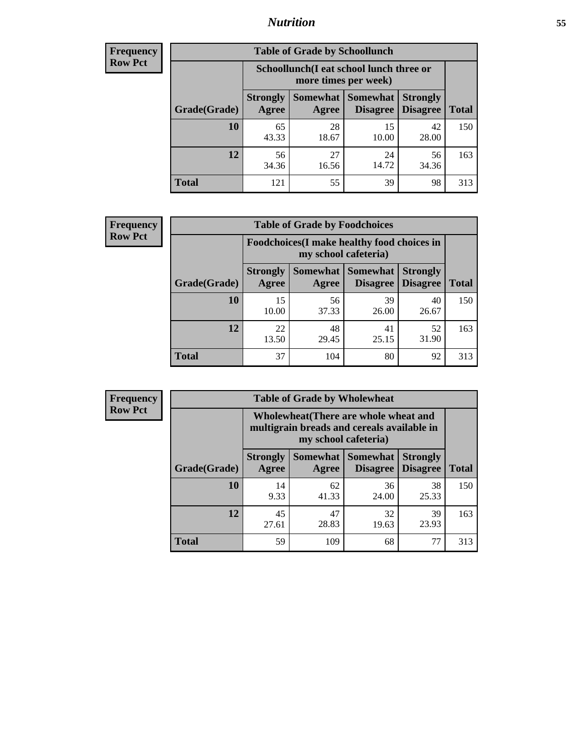| Frequency Row Pct |
|---|

| Table of Grade by Schoollunch | | | | | |
|---|---|---|---|---|---|
| | Schoollunch(I eat school lunch three or more times per week) | | | | |
| Grade(Grade) | Strongly Agree | Somewhat Agree | Somewhat Disagree | Strongly Disagree | Total |
| 10 | 65<br>43.33 | 28<br>18.67 | 15<br>10.00 | 42<br>28.00 | 150 |
| 12 | 56<br>34.36 | 27<br>16.56 | 24<br>14.72 | 56<br>34.36 | 163 |
| Total | 121 | 55 | 39 | 98 | 313 |

| Frequency Row Pct |
|---|

| Table of Grade by Foodchoices | | | | | |
|---|---|---|---|---|---|
| | Foodchoices(I make healthy food choices in my school cafeteria) | | | | |
| Grade(Grade) | Strongly Agree | Somewhat Agree | Somewhat Disagree | Strongly Disagree | Total |
| 10 | 15<br>10.00 | 56<br>37.33 | 39<br>26.00 | 40<br>26.67 | 150 |
| 12 | 22<br>13.50 | 48<br>29.45 | 41<br>25.15 | 52<br>31.90 | 163 |
| Total | 37 | 104 | 80 | 92 | 313 |

| Frequency Row Pct |
|---|

| Table of Grade by Wholewheat | | | | | |
|---|---|---|---|---|---|
| | Wholewheat(There are whole wheat and multigrain breads and cereals available in my school cafeteria) | | | | |
| Grade(Grade) | Strongly Agree | Somewhat Agree | Somewhat Disagree | Strongly Disagree | Total |
| 10 | 14<br>9.33 | 62<br>41.33 | 36<br>24.00 | 38<br>25.33 | 150 |
| 12 | 45<br>27.61 | 47<br>28.83 | 32<br>19.63 | 39<br>23.93 | 163 |
| Total | 59 | 109 | 68 | 77 | 313 |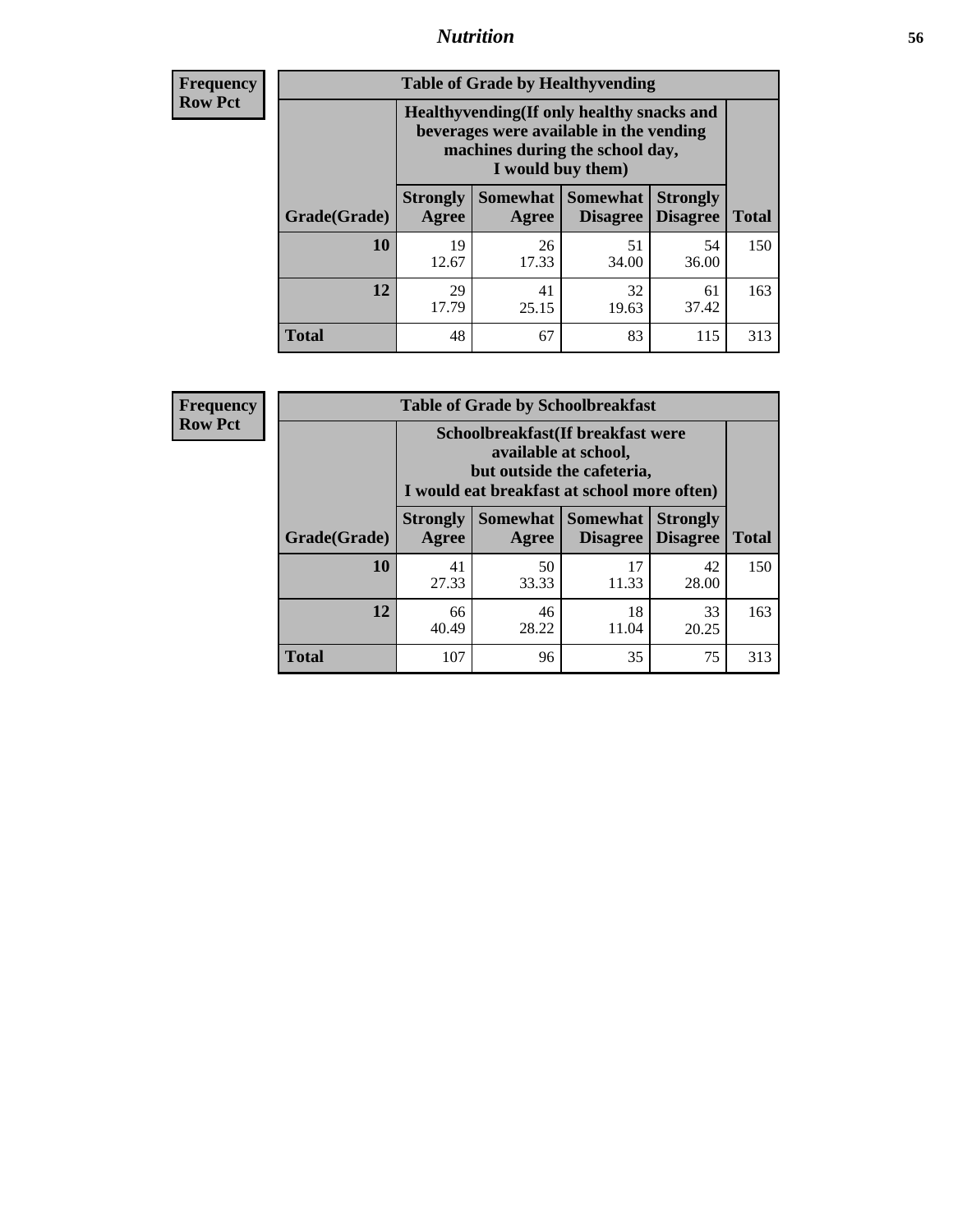## Nutrition

**Frequency**
**Row Pct**

**Table of Grade by Healthyvending**

| Grade(Grade) | Healthyvending(If only healthy snacks and beverages were available in the vending machines during the school day, I would buy them) | | | | Total |
|---|---|---|---|---|---|
| | Strongly Agree | Somewhat Agree | Somewhat Disagree | Strongly Disagree | |
| **10** | 19<br>12.67 | 26<br>17.33 | 51<br>34.00 | 54<br>36.00 | 150 |
| **12** | 29<br>17.79 | 41<br>25.15 | 32<br>19.63 | 61<br>37.42 | 163 |
| **Total** | 48 | 67 | 83 | 115 | 313 |

**Frequency**
**Row Pct**

**Table of Grade by Schoolbreakfast**

| Grade(Grade) | Schoolbreakfast(If breakfast were available at school, but outside the cafeteria, I would eat breakfast at school more often) | | | | Total |
|---|---|---|---|---|---|
| | Strongly Agree | Somewhat Agree | Somewhat Disagree | Strongly Disagree | |
| **10** | 41<br>27.33 | 50<br>33.33 | 17<br>11.33 | 42<br>28.00 | 150 |
| **12** | 66<br>40.49 | 46<br>28.22 | 18<br>11.04 | 33<br>20.25 | 163 |
| **Total** | 107 | 96 | 35 | 75 | 313 |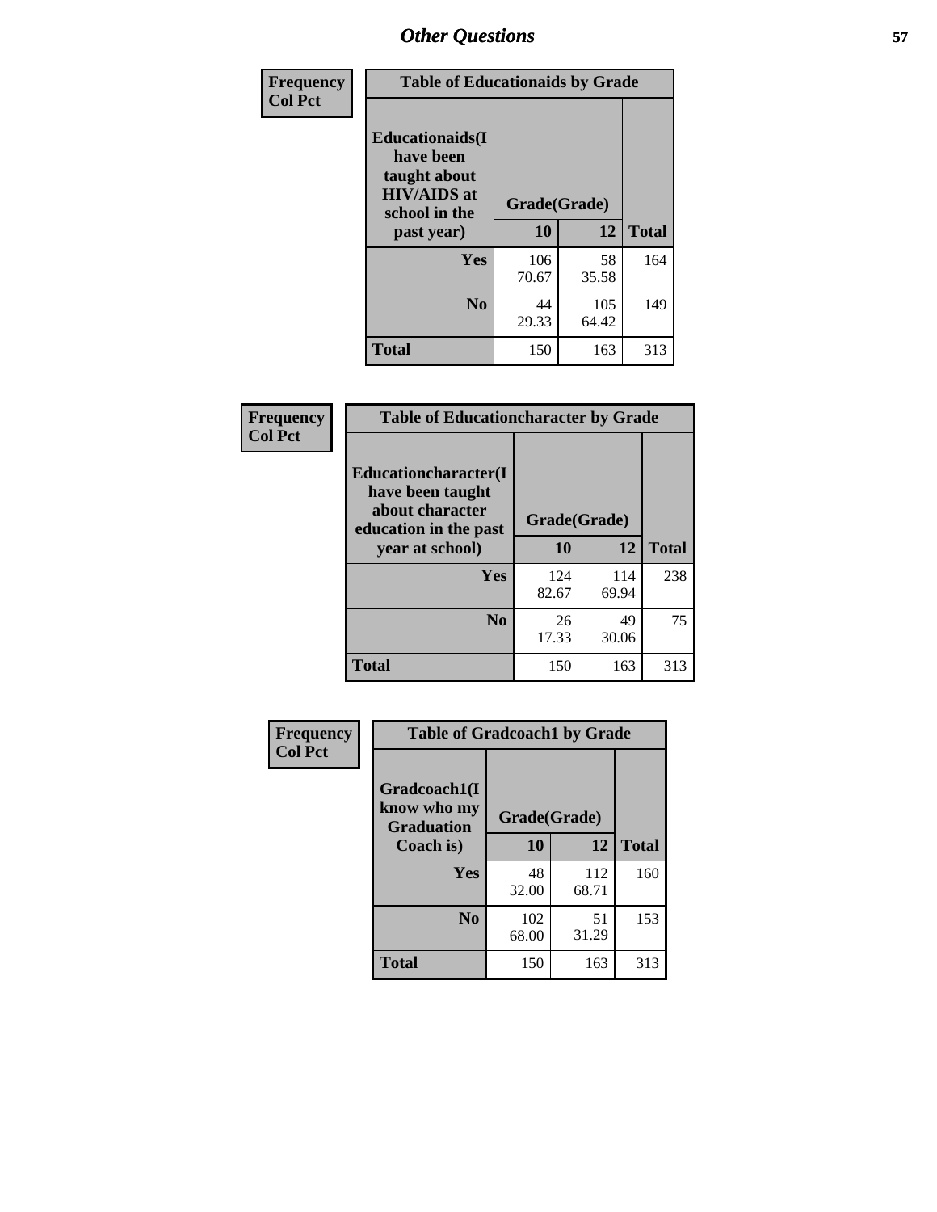# Other Questions

**Frequency**
**Col Pct**

| Table of Educationaids by Grade | | | |
|---|---|---|---|
| **Educationaids(I have been taught about HIV/AIDS at school in the past year)** | **Grade(Grade)** | | |
| | **10** | **12** | **Total** |
| **Yes** | 106<br>70.67 | 58<br>35.58 | 164 |
| **No** | 44<br>29.33 | 105<br>64.42 | 149 |
| **Total** | 150 | 163 | 313 |

**Frequency**
**Col Pct**

| Table of Educationcharacter by Grade | | | |
|---|---|---|---|
| **Educationcharacter(I have been taught about character education in the past year at school)** | **Grade(Grade)** | | |
| | **10** | **12** | **Total** |
| **Yes** | 124<br>82.67 | 114<br>69.94 | 238 |
| **No** | 26<br>17.33 | 49<br>30.06 | 75 |
| **Total** | 150 | 163 | 313 |

**Frequency**
**Col Pct**

| Table of Gradcoach1 by Grade | | | |
|---|---|---|---|
| **Gradcoach1(I know who my Graduation Coach is)** | **Grade(Grade)** | | |
| | **10** | **12** | **Total** |
| **Yes** | 48<br>32.00 | 112<br>68.71 | 160 |
| **No** | 102<br>68.00 | 51<br>31.29 | 153 |
| **Total** | 150 | 163 | 313 |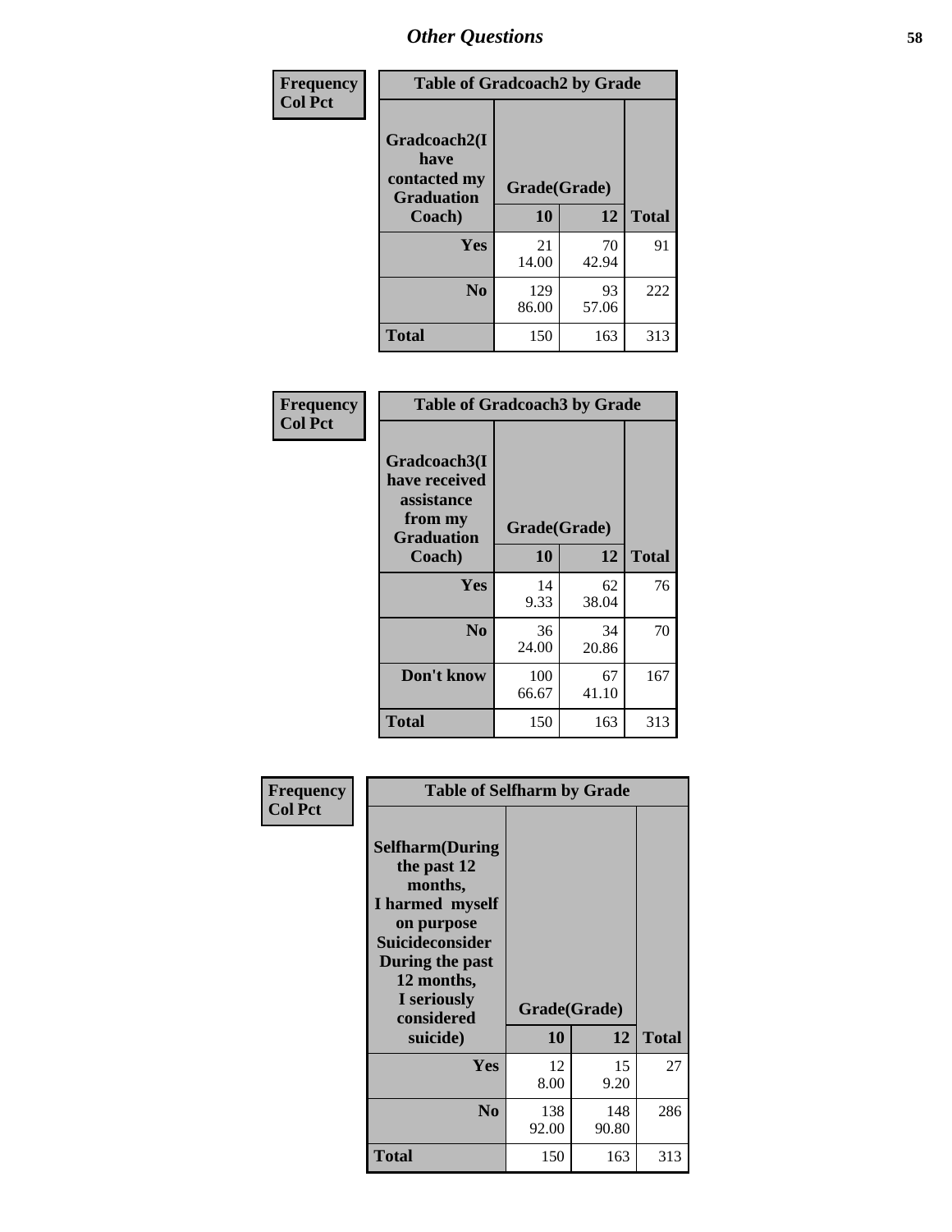# Other Questions

| Frequency<br>Col Pct | Table of Gradcoach2 by Grade | | |
|---|---|---|---|
| Gradcoach2(I have contacted my Graduation Coach) | Grade(Grade) | | |
| | 10 | 12 | Total |
| Yes | 21<br>14.00 | 70<br>42.94 | 91 |
| No | 129<br>86.00 | 93<br>57.06 | 222 |
| Total | 150 | 163 | 313 |

| Frequency<br>Col Pct | Table of Gradcoach3 by Grade | | |
|---|---|---|---|
| Gradcoach3(I have received assistance from my Graduation Coach) | Grade(Grade) | | |
| | 10 | 12 | Total |
| Yes | 14<br>9.33 | 62<br>38.04 | 76 |
| No | 36<br>24.00 | 34<br>20.86 | 70 |
| Don't know | 100<br>66.67 | 67<br>41.10 | 167 |
| Total | 150 | 163 | 313 |

| Frequency<br>Col Pct | Table of Selfharm by Grade | | |
|---|---|---|---|
| Selfharm(During the past 12 months, I harmed myself on purpose Suicideconsider During the past 12 months, I seriously considered suicide) | Grade(Grade) | | |
| | 10 | 12 | Total |
| Yes | 12<br>8.00 | 15<br>9.20 | 27 |
| No | 138<br>92.00 | 148<br>90.80 | 286 |
| Total | 150 | 163 | 313 |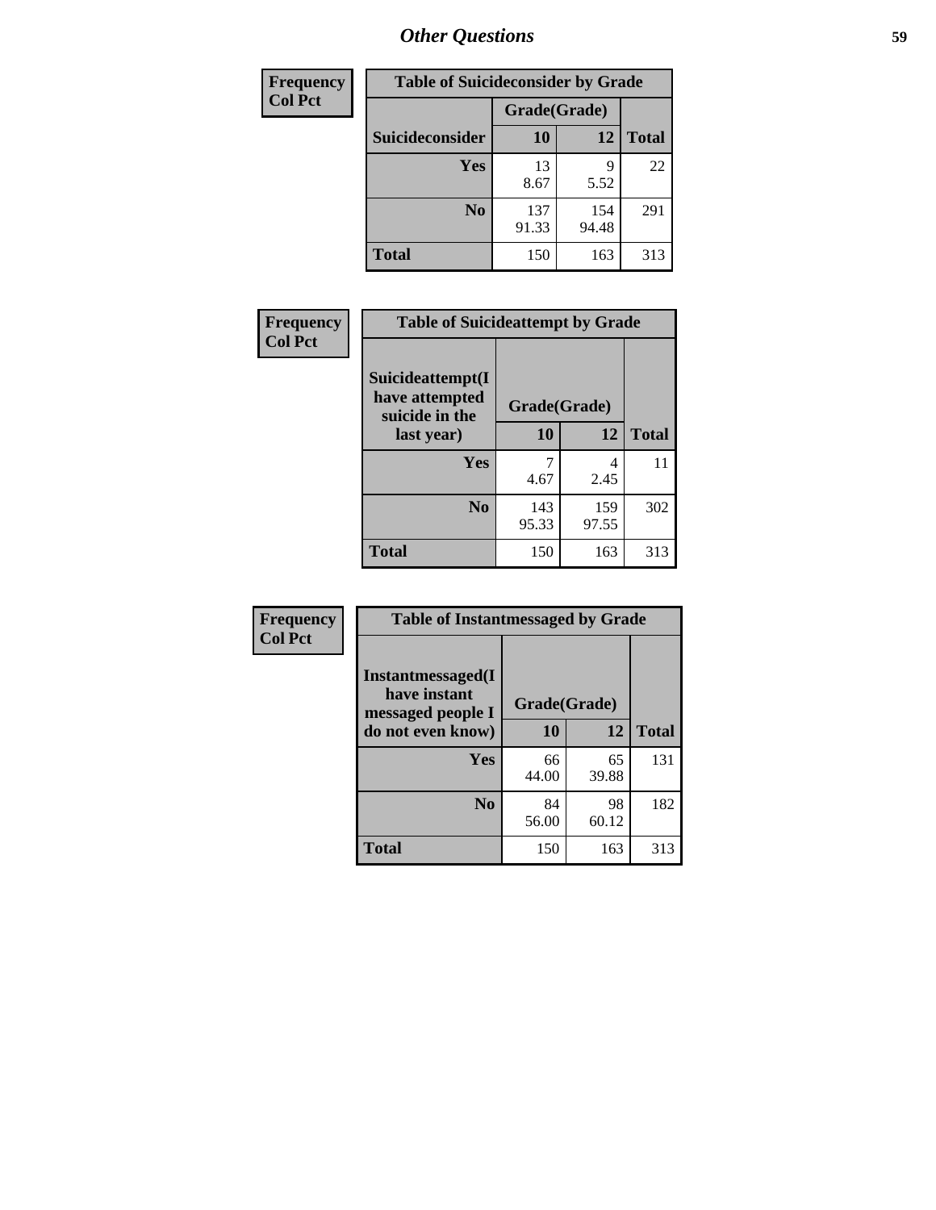## Other Questions

| Frequency<br>Col Pct | Table of Suicideconsider by Grade | | |
|---|---|---|---|
| | Grade(Grade) | | |
| Suicideconsider | 10 | 12 | Total |
| Yes | 13<br>8.67 | 9<br>5.52 | 22 |
| No | 137<br>91.33 | 154<br>94.48 | 291 |
| Total | 150 | 163 | 313 |

| Frequency<br>Col Pct | Table of Suicideattempt by Grade | | |
|---|---|---|---|
| | Grade(Grade) | | |
| Suicideattempt(I have attempted suicide in the last year) | 10 | 12 | Total |
| Yes | 7<br>4.67 | 4<br>2.45 | 11 |
| No | 143<br>95.33 | 159<br>97.55 | 302 |
| Total | 150 | 163 | 313 |

| Frequency<br>Col Pct | Table of Instantmessaged by Grade | | |
|---|---|---|---|
| | Grade(Grade) | | |
| Instantmessaged(I have instant messaged people I do not even know) | 10 | 12 | Total |
| Yes | 66<br>44.00 | 65<br>39.88 | 131 |
| No | 84<br>56.00 | 98<br>60.12 | 182 |
| Total | 150 | 163 | 313 |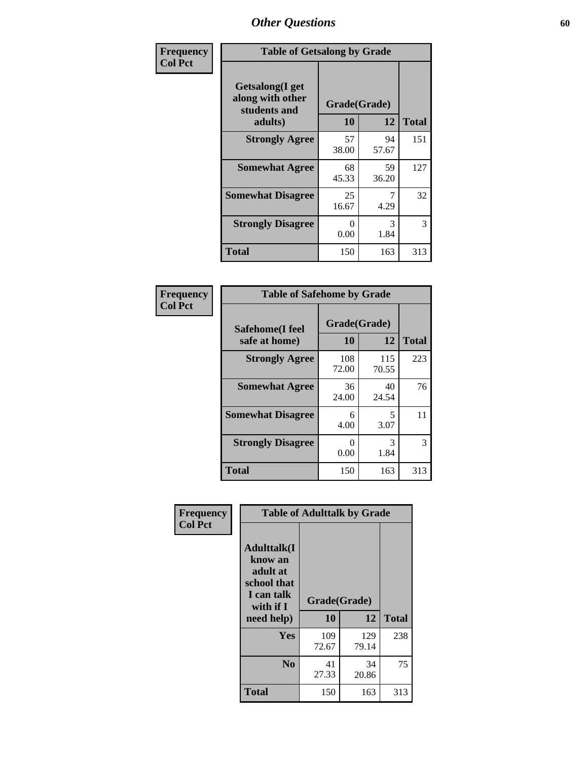# Other Questions

| Frequency Col Pct | Table of Getsalong by Grade | | |
|---|---|---|---|
| Getsalong(I get along with other students and adults) | Grade(Grade) | | |
| | 10 | 12 | Total |
| Strongly Agree | 57<br>38.00 | 94<br>57.67 | 151 |
| Somewhat Agree | 68<br>45.33 | 59<br>36.20 | 127 |
| Somewhat Disagree | 25<br>16.67 | 7<br>4.29 | 32 |
| Strongly Disagree | 0<br>0.00 | 3<br>1.84 | 3 |
| Total | 150 | 163 | 313 |

| Frequency Col Pct | Table of Safehome by Grade | | |
|---|---|---|---|
| Safehome(I feel safe at home) | Grade(Grade) | | |
| | 10 | 12 | Total |
| Strongly Agree | 108<br>72.00 | 115<br>70.55 | 223 |
| Somewhat Agree | 36<br>24.00 | 40<br>24.54 | 76 |
| Somewhat Disagree | 6<br>4.00 | 5<br>3.07 | 11 |
| Strongly Disagree | 0<br>0.00 | 3<br>1.84 | 3 |
| Total | 150 | 163 | 313 |

| Frequency Col Pct | Table of Adulttalk by Grade | | |
|---|---|---|---|
| Adulttalk(I know an adult at school that I can talk with if I need help) | Grade(Grade) | | |
| | 10 | 12 | Total |
| Yes | 109<br>72.67 | 129<br>79.14 | 238 |
| No | 41<br>27.33 | 34<br>20.86 | 75 |
| Total | 150 | 163 | 313 |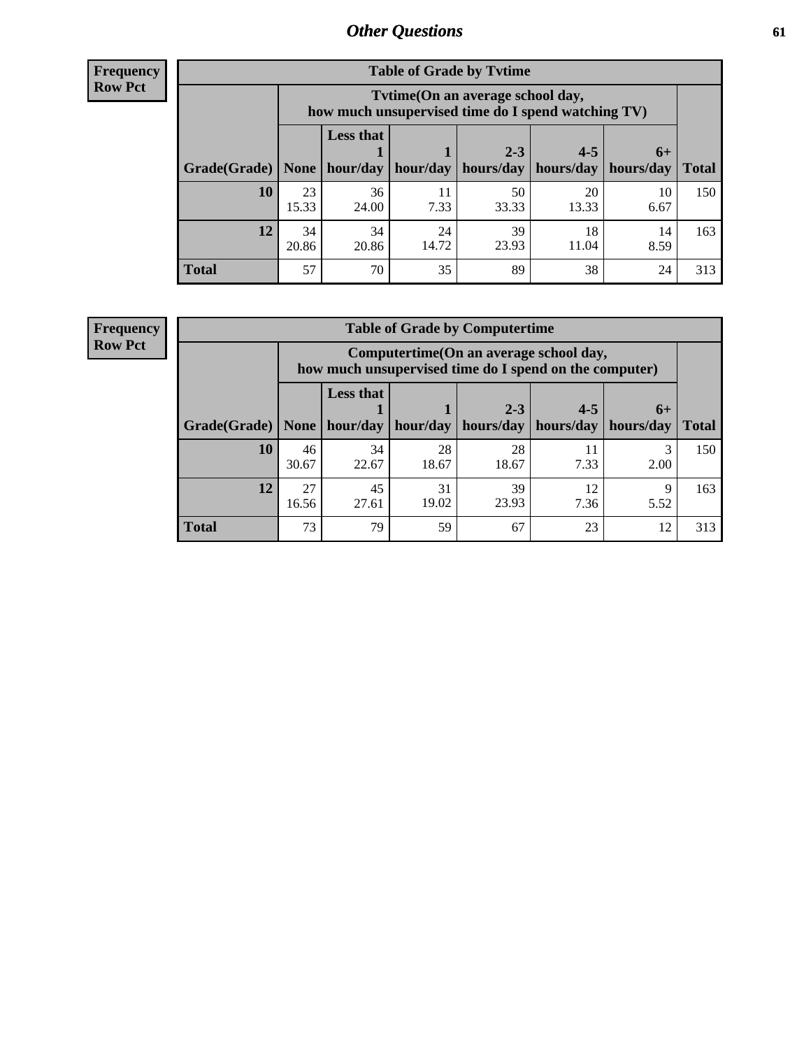## Other Questions

**Frequency**
**Row Pct**

**Table of Grade by Tvtime**

| Grade(Grade) | Tvtime(On an average school day, how much unsupervised time do I spend watching TV) None | Less that 1 hour/day | 1 hour/day | 2-3 hours/day | 4-5 hours/day | 6+ hours/day | Total |
|---|---|---|---|---|---|---|---|
| **10** | 23<br>15.33 | 36<br>24.00 | 11<br>7.33 | 50<br>33.33 | 20<br>13.33 | 10<br>6.67 | 150 |
| **12** | 34<br>20.86 | 34<br>20.86 | 24<br>14.72 | 39<br>23.93 | 18<br>11.04 | 14<br>8.59 | 163 |
| **Total** | 57 | 70 | 35 | 89 | 38 | 24 | 313 |

**Frequency**
**Row Pct**

**Table of Grade by Computertime**

| Grade(Grade) | Computertime(On an average school day, how much unsupervised time do I spend on the computer) None | Less that 1 hour/day | 1 hour/day | 2-3 hours/day | 4-5 hours/day | 6+ hours/day | Total |
|---|---|---|---|---|---|---|---|
| **10** | 46<br>30.67 | 34<br>22.67 | 28<br>18.67 | 28<br>18.67 | 11<br>7.33 | 3<br>2.00 | 150 |
| **12** | 27<br>16.56 | 45<br>27.61 | 31<br>19.02 | 39<br>23.93 | 12<br>7.36 | 9<br>5.52 | 163 |
| **Total** | 73 | 79 | 59 | 67 | 23 | 12 | 313 |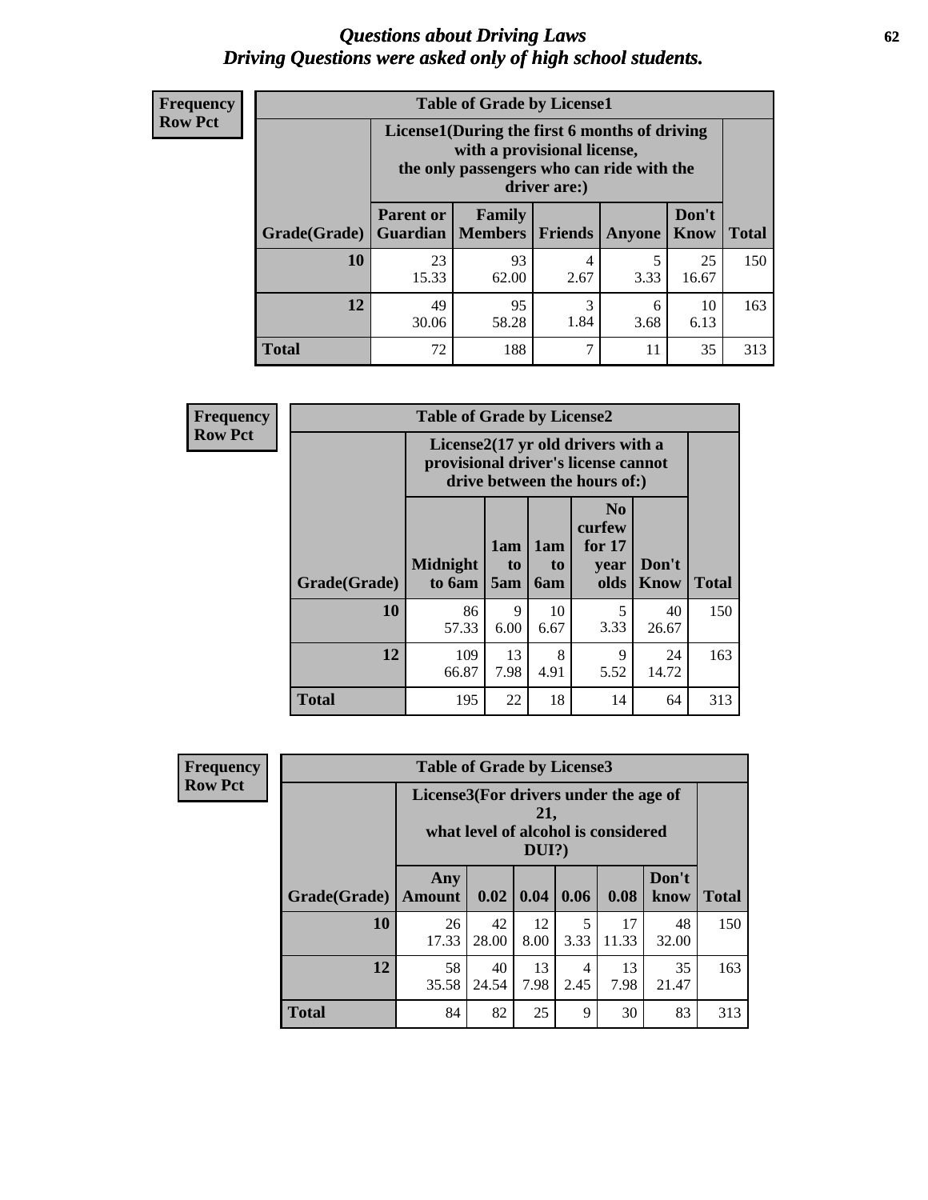# *Questions about Driving Laws*
# *Driving Questions were asked only of high school students.*

**Frequency**
**Row Pct**

**Table of Grade by License1**

| | License1(During the first 6 months of driving with a provisional license, the only passengers who can ride with the driver are:) | | | | | |
|---|---|---|---|---|---|---|
| **Grade(Grade)** | **Parent or Guardian** | **Family Members** | **Friends** | **Anyone** | **Don't Know** | **Total** |
| **10** | 23<br>15.33 | 93<br>62.00 | 4<br>2.67 | 5<br>3.33 | 25<br>16.67 | 150 |
| **12** | 49<br>30.06 | 95<br>58.28 | 3<br>1.84 | 6<br>3.68 | 10<br>6.13 | 163 |
| **Total** | 72 | 188 | 7 | 11 | 35 | 313 |

**Frequency**
**Row Pct**

**Table of Grade by License2**

| | License2(17 yr old drivers with a provisional driver's license cannot drive between the hours of:) | | | | | |
|---|---|---|---|---|---|---|
| **Grade(Grade)** | **Midnight to 6am** | **1am to 5am** | **1am to 6am** | **No curfew for 17 year olds** | **Don't Know** | **Total** |
| **10** | 86<br>57.33 | 9<br>6.00 | 10<br>6.67 | 5<br>3.33 | 40<br>26.67 | 150 |
| **12** | 109<br>66.87 | 13<br>7.98 | 8<br>4.91 | 9<br>5.52 | 24<br>14.72 | 163 |
| **Total** | 195 | 22 | 18 | 14 | 64 | 313 |

**Frequency**
**Row Pct**

**Table of Grade by License3**

| | License3(For drivers under the age of 21, what level of alcohol is considered DUI?) | | | | | | |
|---|---|---|---|---|---|---|---|
| **Grade(Grade)** | **Any Amount** | **0.02** | **0.04** | **0.06** | **0.08** | **Don't know** | **Total** |
| **10** | 26<br>17.33 | 42<br>28.00 | 12<br>8.00 | 5<br>3.33 | 17<br>11.33 | 48<br>32.00 | 150 |
| **12** | 58<br>35.58 | 40<br>24.54 | 13<br>7.98 | 4<br>2.45 | 13<br>7.98 | 35<br>21.47 | 163 |
| **Total** | 84 | 82 | 25 | 9 | 30 | 83 | 313 |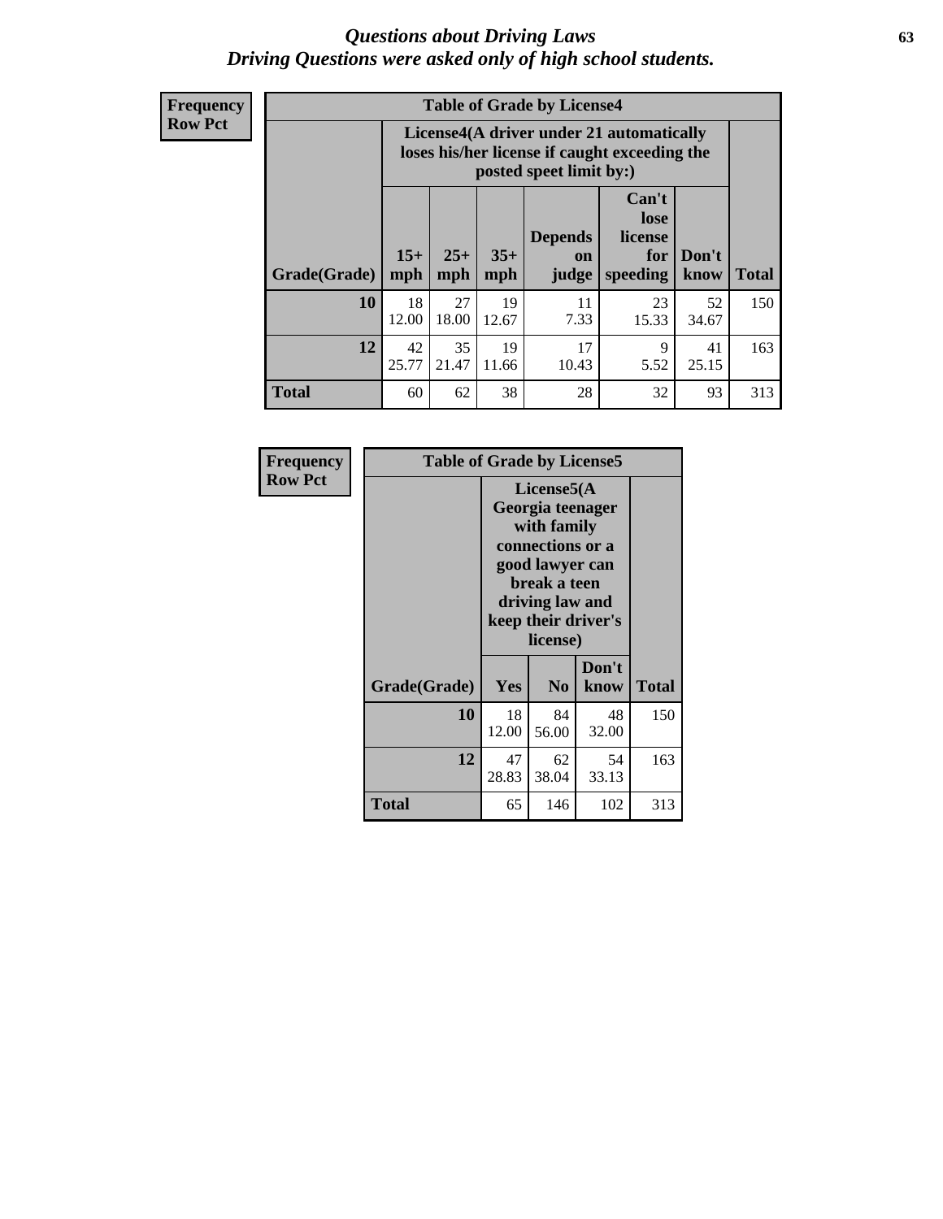# *Questions about Driving Laws*
# *Driving Questions were asked only of high school students.*

**Frequency**
**Row Pct**

| Table of Grade by License4 | | | | | | | |
|---|---|---|---|---|---|---|---|
| | License4(A driver under 21 automatically loses his/her license if caught exceeding the posted speet limit by:) | | | | | | |
| Grade(Grade) | 15+ mph | 25+ mph | 35+ mph | Depends on judge | Can't lose license for speeding | Don't know | Total |
| **10** | 18<br>12.00 | 27<br>18.00 | 19<br>12.67 | 11<br>7.33 | 23<br>15.33 | 52<br>34.67 | 150 |
| **12** | 42<br>25.77 | 35<br>21.47 | 19<br>11.66 | 17<br>10.43 | 9<br>5.52 | 41<br>25.15 | 163 |
| **Total** | 60 | 62 | 38 | 28 | 32 | 93 | 313 |

**Frequency**
**Row Pct**

| Table of Grade by License5 | | | | |
|---|---|---|---|---|
| | License5(A Georgia teenager with family connections or a good lawyer can break a teen driving law and keep their driver's license) | | | |
| Grade(Grade) | Yes | No | Don't know | Total |
| **10** | 18<br>12.00 | 84<br>56.00 | 48<br>32.00 | 150 |
| **12** | 47<br>28.83 | 62<br>38.04 | 54<br>33.13 | 163 |
| **Total** | 65 | 146 | 102 | 313 |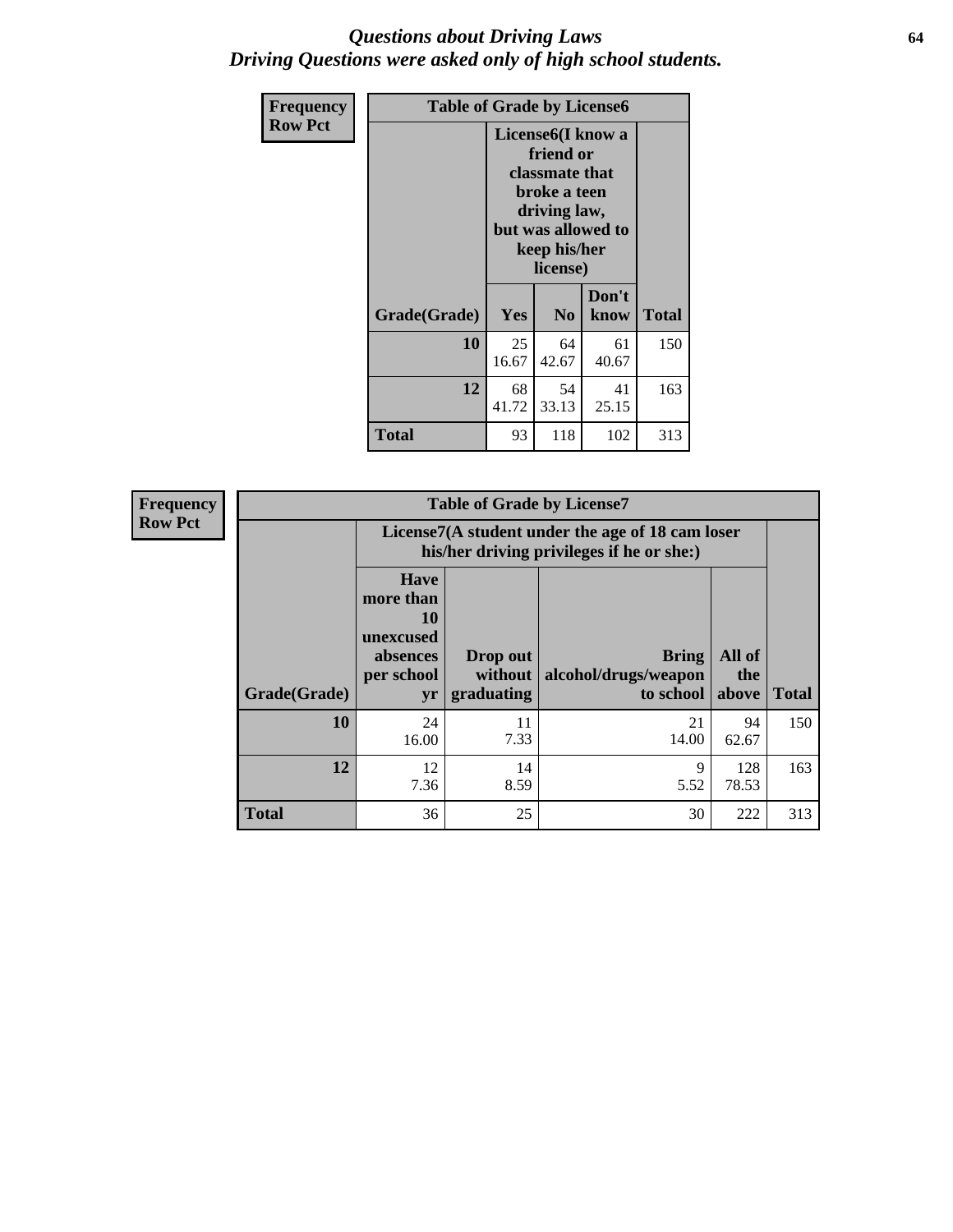# *Questions about Driving Laws*
# *Driving Questions were asked only of high school students.*

**Frequency**
**Row Pct**

| Table of Grade by License6 | | | | |
|---|---|---|---|---|
| | License6(I know a friend or classmate that broke a teen driving law, but was allowed to keep his/her license) | | | |
| Grade(Grade) | Yes | No | Don't know | Total |
| 10 | 25<br>16.67 | 64<br>42.67 | 61<br>40.67 | 150 |
| 12 | 68<br>41.72 | 54<br>33.13 | 41<br>25.15 | 163 |
| Total | 93 | 118 | 102 | 313 |

**Frequency**
**Row Pct**

| Table of Grade by License7 | | | | | |
|---|---|---|---|---|---|
| | License7(A student under the age of 18 cam loser his/her driving privileges if he or she:) | | | | |
| Grade(Grade) | Have more than 10 unexcused absences per school yr | Drop out without graduating | Bring alcohol/drugs/weapon to school | All of the above | Total |
| 10 | 24<br>16.00 | 11<br>7.33 | 21<br>14.00 | 94<br>62.67 | 150 |
| 12 | 12<br>7.36 | 14<br>8.59 | 9<br>5.52 | 128<br>78.53 | 163 |
| Total | 36 | 25 | 30 | 222 | 313 |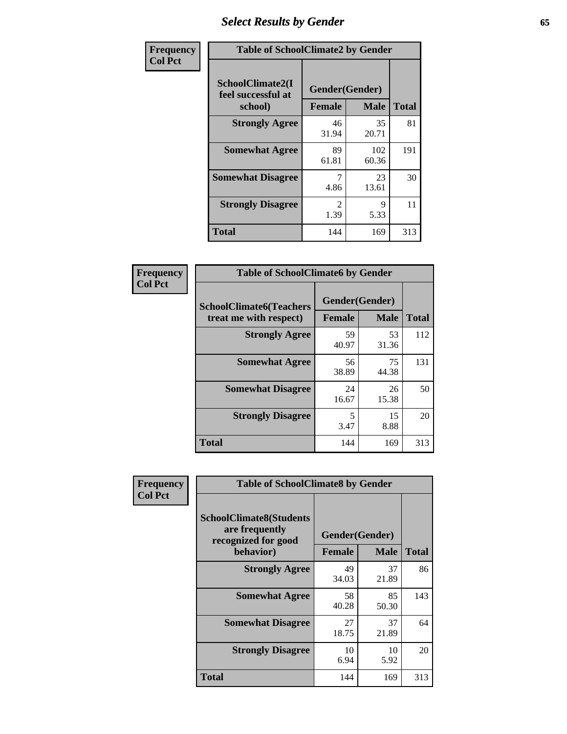# Select Results by Gender

**Frequency**
**Col Pct**

| Table of SchoolClimate2 by Gender | | | |
|---|---|---|---|
| SchoolClimate2(I feel successful at school) | Gender(Gender) | | |
| | Female | Male | Total |
| Strongly Agree | 46<br>31.94 | 35<br>20.71 | 81 |
| Somewhat Agree | 89<br>61.81 | 102<br>60.36 | 191 |
| Somewhat Disagree | 7<br>4.86 | 23<br>13.61 | 30 |
| Strongly Disagree | 2<br>1.39 | 9<br>5.33 | 11 |
| Total | 144 | 169 | 313 |

**Frequency**
**Col Pct**

| Table of SchoolClimate6 by Gender | | | |
|---|---|---|---|
| SchoolClimate6(Teachers treat me with respect) | Gender(Gender) | | |
| | Female | Male | Total |
| Strongly Agree | 59<br>40.97 | 53<br>31.36 | 112 |
| Somewhat Agree | 56<br>38.89 | 75<br>44.38 | 131 |
| Somewhat Disagree | 24<br>16.67 | 26<br>15.38 | 50 |
| Strongly Disagree | 5<br>3.47 | 15<br>8.88 | 20 |
| Total | 144 | 169 | 313 |

**Frequency**
**Col Pct**

| Table of SchoolClimate8 by Gender | | | |
|---|---|---|---|
| SchoolClimate8(Students are frequently recognized for good behavior) | Gender(Gender) | | |
| | Female | Male | Total |
| Strongly Agree | 49<br>34.03 | 37<br>21.89 | 86 |
| Somewhat Agree | 58<br>40.28 | 85<br>50.30 | 143 |
| Somewhat Disagree | 27<br>18.75 | 37<br>21.89 | 64 |
| Strongly Disagree | 10<br>6.94 | 10<br>5.92 | 20 |
| Total | 144 | 169 | 313 |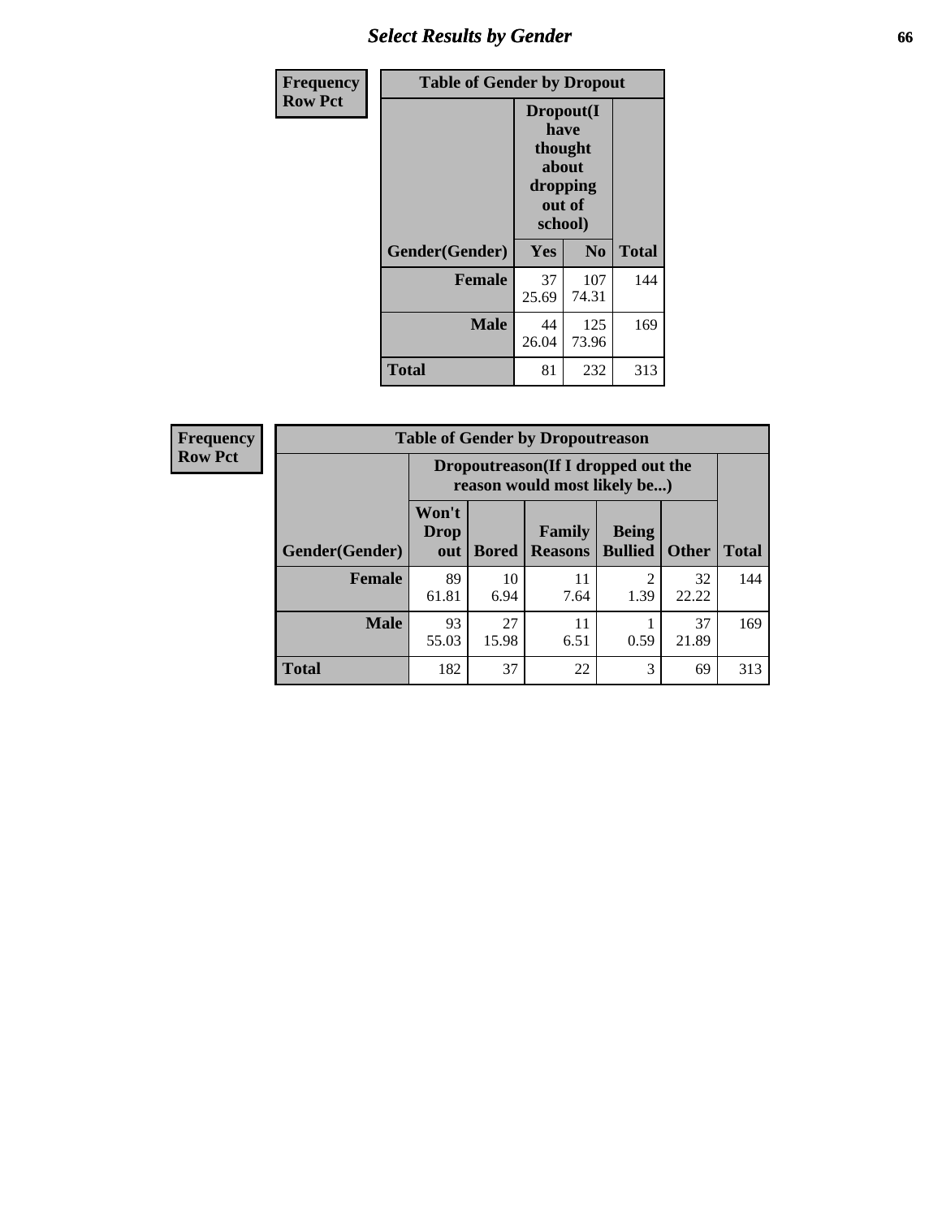| Frequency Row Pct |
|---|

| Table of Gender by Dropout | | | |
|---|---|---|---|
| | Dropout(I have thought about dropping out of school) | | |
| Gender(Gender) | Yes | No | Total |
| **Female** | 37<br>25.69 | 107<br>74.31 | 144 |
| **Male** | 44<br>26.04 | 125<br>73.96 | 169 |
| **Total** | 81 | 232 | 313 |

| Frequency Row Pct |
|---|

| Table of Gender by Dropoutreason | | | | | | |
|---|---|---|---|---|---|---|
| | Dropoutreason(If I dropped out the reason would most likely be...) | | | | | |
| Gender(Gender) | Won't Drop out | Bored | Family Reasons | Being Bullied | Other | Total |
| **Female** | 89<br>61.81 | 10<br>6.94 | 11<br>7.64 | 2<br>1.39 | 32<br>22.22 | 144 |
| **Male** | 93<br>55.03 | 27<br>15.98 | 11<br>6.51 | 1<br>0.59 | 37<br>21.89 | 169 |
| **Total** | 182 | 37 | 22 | 3 | 69 | 313 |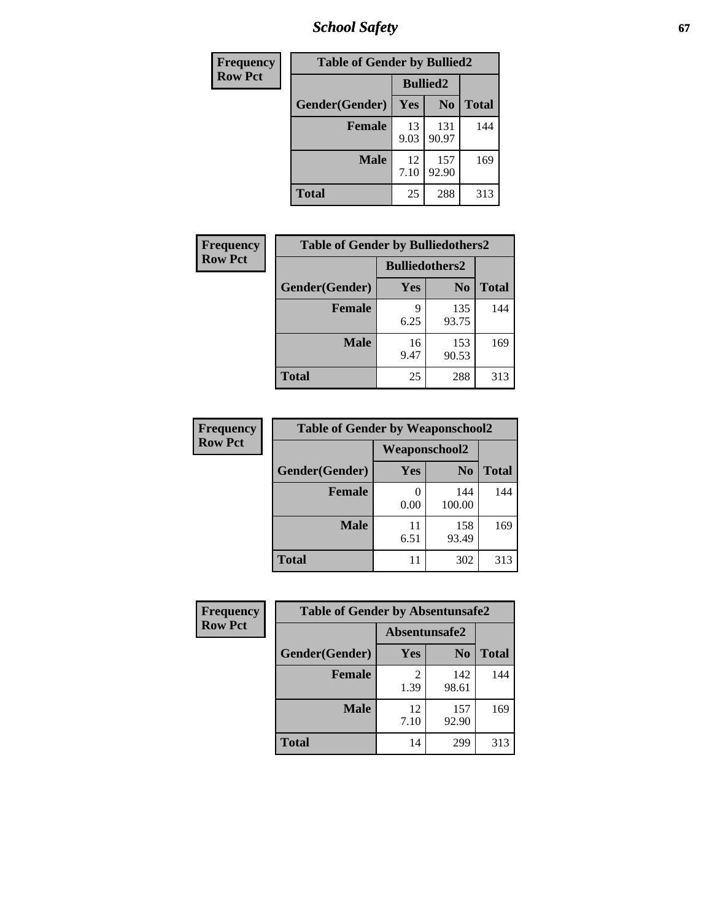| Frequency |
|---|
| Row Pct |

**Table of Gender by Bullied2**

| Gender(Gender) | Bullied2 Yes | Bullied2 No | Total |
|---|---|---|---|
| Female | 13<br>9.03 | 131<br>90.97 | 144 |
| Male | 12<br>7.10 | 157<br>92.90 | 169 |
| Total | 25 | 288 | 313 |

| Frequency |
|---|
| Row Pct |

**Table of Gender by Bulliedothers2**

| Gender(Gender) | Bulliedothers2 Yes | Bulliedothers2 No | Total |
|---|---|---|---|
| Female | 9<br>6.25 | 135<br>93.75 | 144 |
| Male | 16<br>9.47 | 153<br>90.53 | 169 |
| Total | 25 | 288 | 313 |

| Frequency |
|---|
| Row Pct |

**Table of Gender by Weaponschool2**

| Gender(Gender) | Weaponschool2 Yes | Weaponschool2 No | Total |
|---|---|---|---|
| Female | 0<br>0.00 | 144<br>100.00 | 144 |
| Male | 11<br>6.51 | 158<br>93.49 | 169 |
| Total | 11 | 302 | 313 |

| Frequency |
|---|
| Row Pct |

**Table of Gender by Absentunsafe2**

| Gender(Gender) | Absentunsafe2 Yes | Absentunsafe2 No | Total |
|---|---|---|---|
| Female | 2<br>1.39 | 142<br>98.61 | 144 |
| Male | 12<br>7.10 | 157<br>92.90 | 169 |
| Total | 14 | 299 | 313 |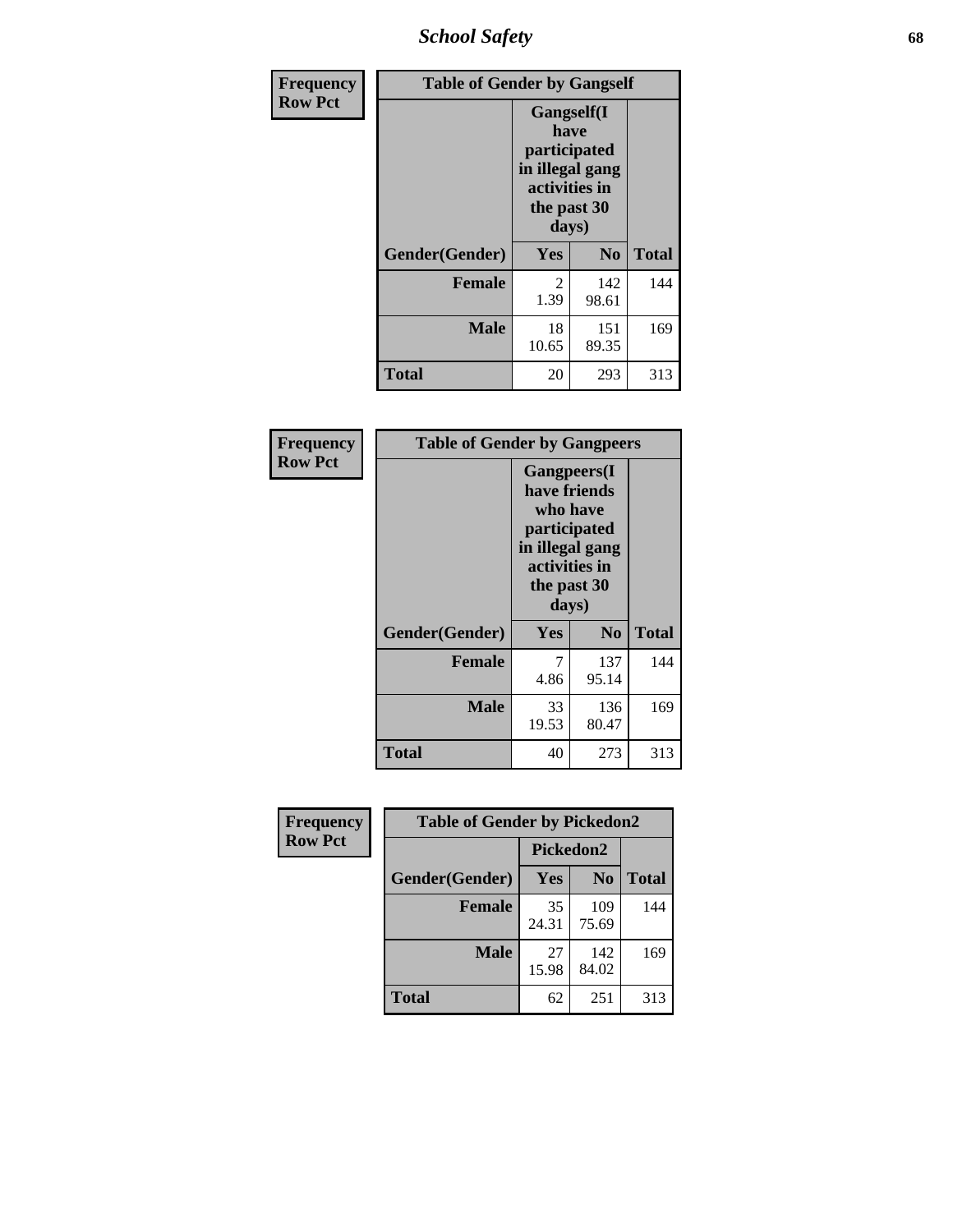| Frequency<br>Row Pct | Table of Gender by Gangself | | |
|---|---|---|---|
| | Gangself(I have participated in illegal gang activities in the past 30 days) | | |
| Gender(Gender) | Yes | No | Total |
| Female | 2<br>1.39 | 142<br>98.61 | 144 |
| Male | 18<br>10.65 | 151<br>89.35 | 169 |
| Total | 20 | 293 | 313 |

| Frequency<br>Row Pct | Table of Gender by Gangpeers | | |
|---|---|---|---|
| | Gangpeers(I have friends who have participated in illegal gang activities in the past 30 days) | | |
| Gender(Gender) | Yes | No | Total |
| Female | 7<br>4.86 | 137<br>95.14 | 144 |
| Male | 33<br>19.53 | 136<br>80.47 | 169 |
| Total | 40 | 273 | 313 |

| Frequency<br>Row Pct | Table of Gender by Pickedon2 | | |
|---|---|---|---|
| | Pickedon2 | | |
| Gender(Gender) | Yes | No | Total |
| Female | 35<br>24.31 | 109<br>75.69 | 144 |
| Male | 27<br>15.98 | 142<br>84.02 | 169 |
| Total | 62 | 251 | 313 |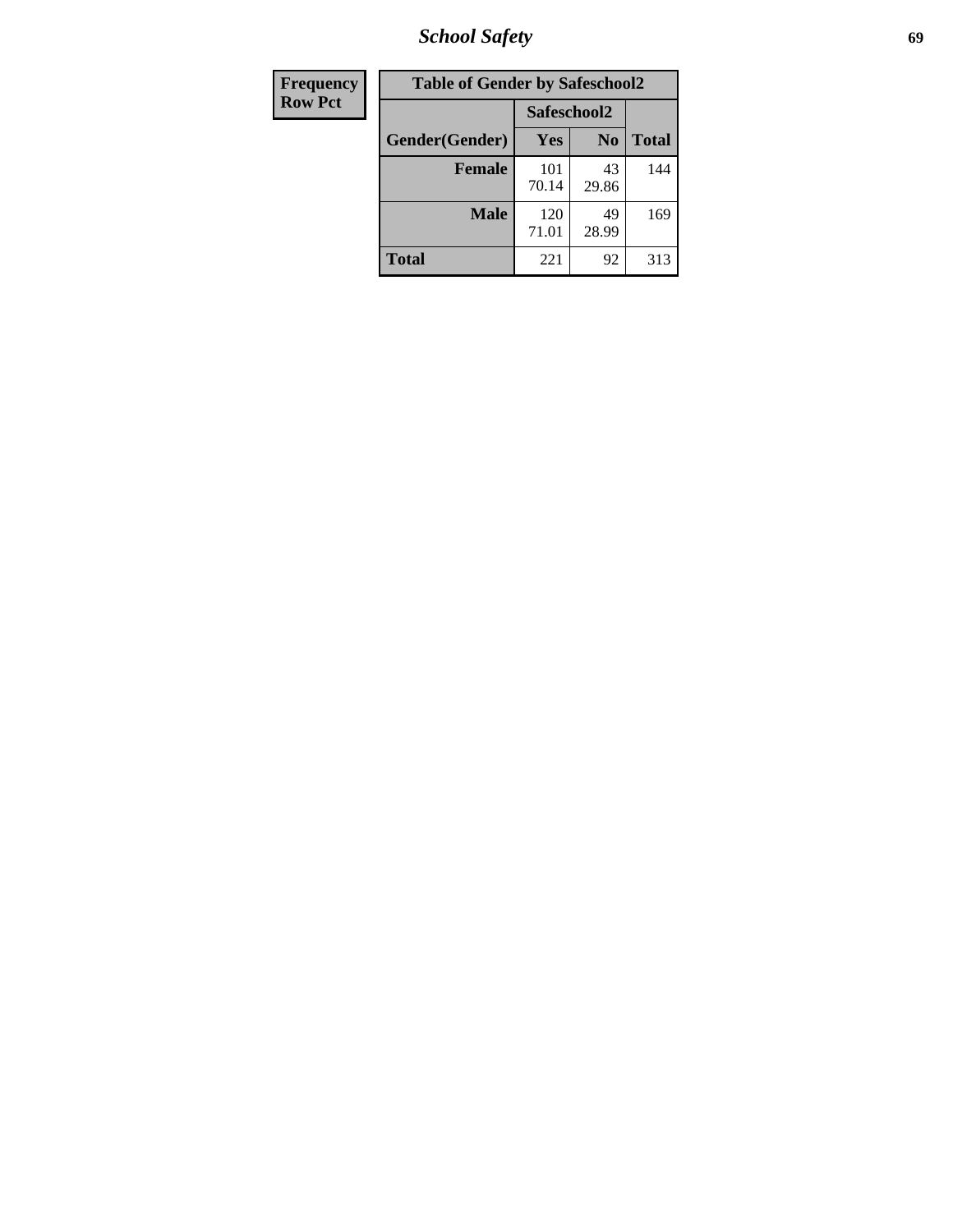| Frequency |
|---|
| Row Pct |

**Table of Gender by Safeschool2**

| Gender(Gender) | Safeschool2 | | Total |
|---|---|---|---|
| | Yes | No | |
| **Female** | 101<br>70.14 | 43<br>29.86 | 144 |
| **Male** | 120<br>71.01 | 49<br>28.99 | 169 |
| **Total** | 221 | 92 | 313 |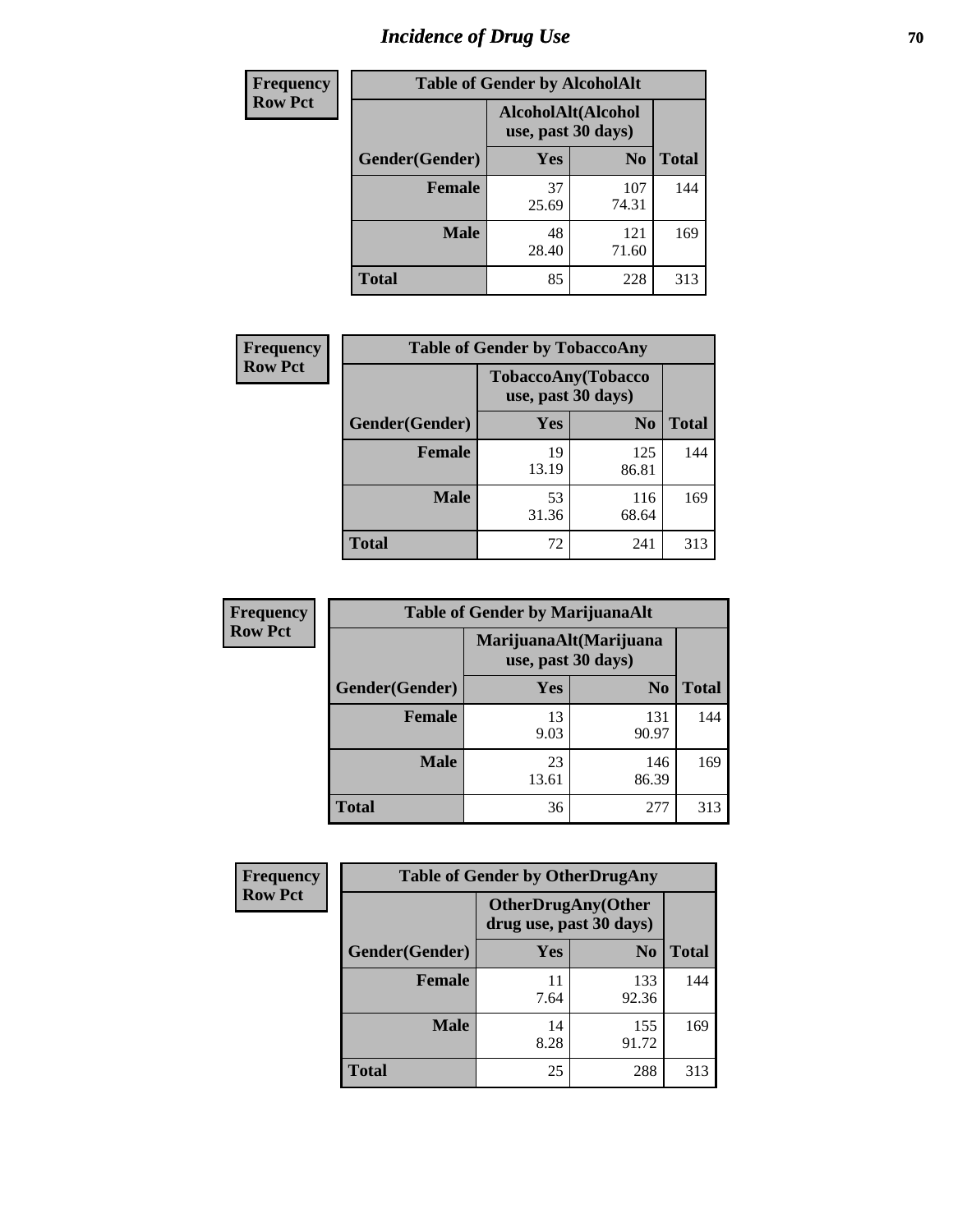# Incidence of Drug Use

**Frequency**
**Row Pct**

| Table of Gender by AlcoholAlt | | | |
|---|---|---|---|
| | AlcoholAlt(Alcohol use, past 30 days) | | |
| Gender(Gender) | Yes | No | Total |
| Female | 37<br>25.69 | 107<br>74.31 | 144 |
| Male | 48<br>28.40 | 121<br>71.60 | 169 |
| Total | 85 | 228 | 313 |

**Frequency**
**Row Pct**

| Table of Gender by TobaccoAny | | | |
|---|---|---|---|
| | TobaccoAny(Tobacco use, past 30 days) | | |
| Gender(Gender) | Yes | No | Total |
| Female | 19<br>13.19 | 125<br>86.81 | 144 |
| Male | 53<br>31.36 | 116<br>68.64 | 169 |
| Total | 72 | 241 | 313 |

**Frequency**
**Row Pct**

| Table of Gender by MarijuanaAlt | | | |
|---|---|---|---|
| | MarijuanaAlt(Marijuana use, past 30 days) | | |
| Gender(Gender) | Yes | No | Total |
| Female | 13<br>9.03 | 131<br>90.97 | 144 |
| Male | 23<br>13.61 | 146<br>86.39 | 169 |
| Total | 36 | 277 | 313 |

**Frequency**
**Row Pct**

| Table of Gender by OtherDrugAny | | | |
|---|---|---|---|
| | OtherDrugAny(Other drug use, past 30 days) | | |
| Gender(Gender) | Yes | No | Total |
| Female | 11<br>7.64 | 133<br>92.36 | 144 |
| Male | 14<br>8.28 | 155<br>91.72 | 169 |
| Total | 25 | 288 | 313 |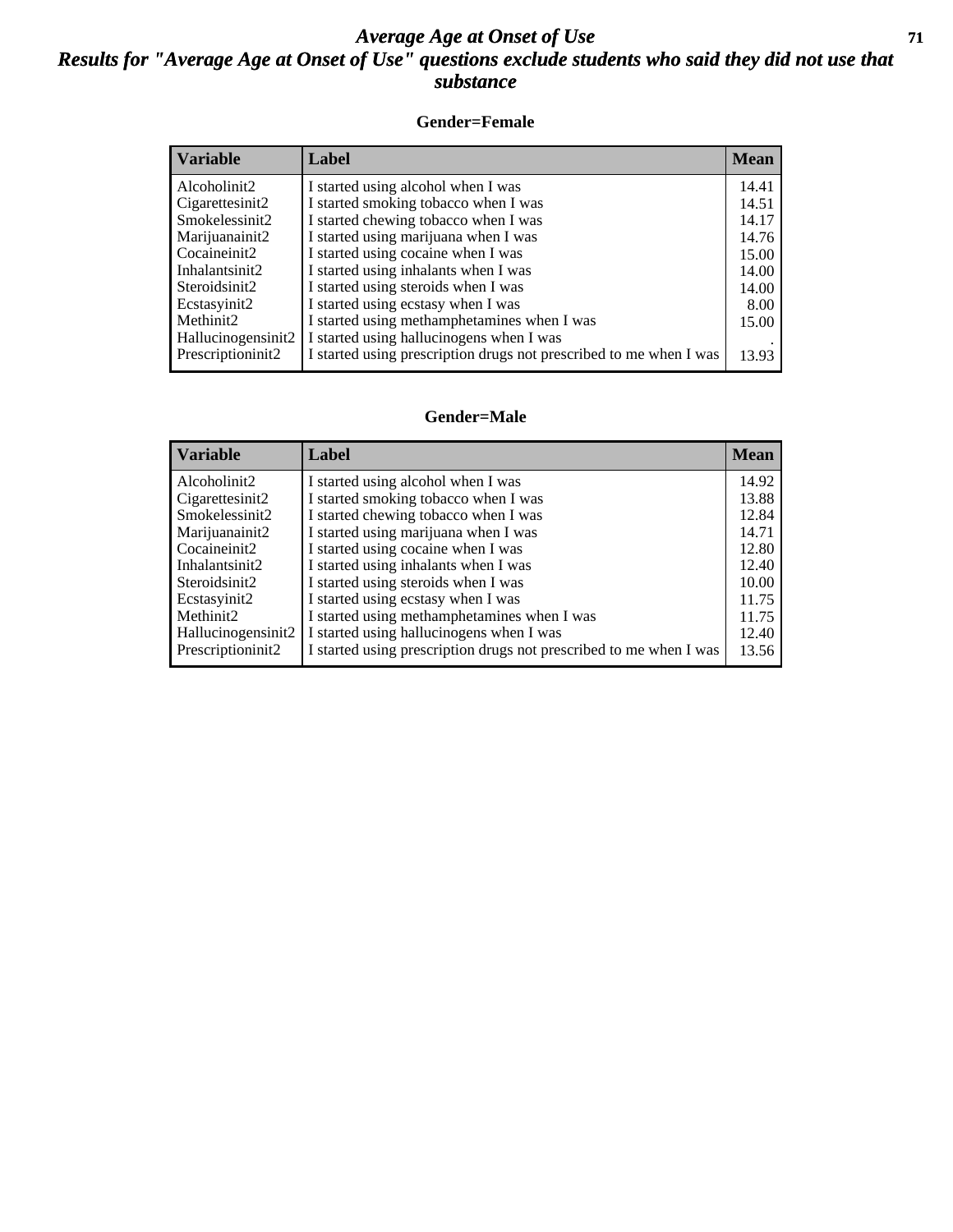# Average Age at Onset of Use

## Results for "Average Age at Onset of Use" questions exclude students who said they did not use that substance

### Gender=Female

| Variable | Label | Mean |
|---|---|---|
| Alcoholinit2 | I started using alcohol when I was | 14.41 |
| Cigarettesinit2 | I started smoking tobacco when I was | 14.51 |
| Smokelessinit2 | I started chewing tobacco when I was | 14.17 |
| Marijuanainit2 | I started using marijuana when I was | 14.76 |
| Cocaineinit2 | I started using cocaine when I was | 15.00 |
| Inhalantsinit2 | I started using inhalants when I was | 14.00 |
| Steroidsinit2 | I started using steroids when I was | 14.00 |
| Ecstasyinit2 | I started using ecstasy when I was | 8.00 |
| Methinit2 | I started using methamphetamines when I was | 15.00 |
| Hallucinogensinit2 | I started using hallucinogens when I was | . |
| Prescriptioninit2 | I started using prescription drugs not prescribed to me when I was | 13.93 |

### Gender=Male

| Variable | Label | Mean |
|---|---|---|
| Alcoholinit2 | I started using alcohol when I was | 14.92 |
| Cigarettesinit2 | I started smoking tobacco when I was | 13.88 |
| Smokelessinit2 | I started chewing tobacco when I was | 12.84 |
| Marijuanainit2 | I started using marijuana when I was | 14.71 |
| Cocaineinit2 | I started using cocaine when I was | 12.80 |
| Inhalantsinit2 | I started using inhalants when I was | 12.40 |
| Steroidsinit2 | I started using steroids when I was | 10.00 |
| Ecstasyinit2 | I started using ecstasy when I was | 11.75 |
| Methinit2 | I started using methamphetamines when I was | 11.75 |
| Hallucinogensinit2 | I started using hallucinogens when I was | 12.40 |
| Prescriptioninit2 | I started using prescription drugs not prescribed to me when I was | 13.56 |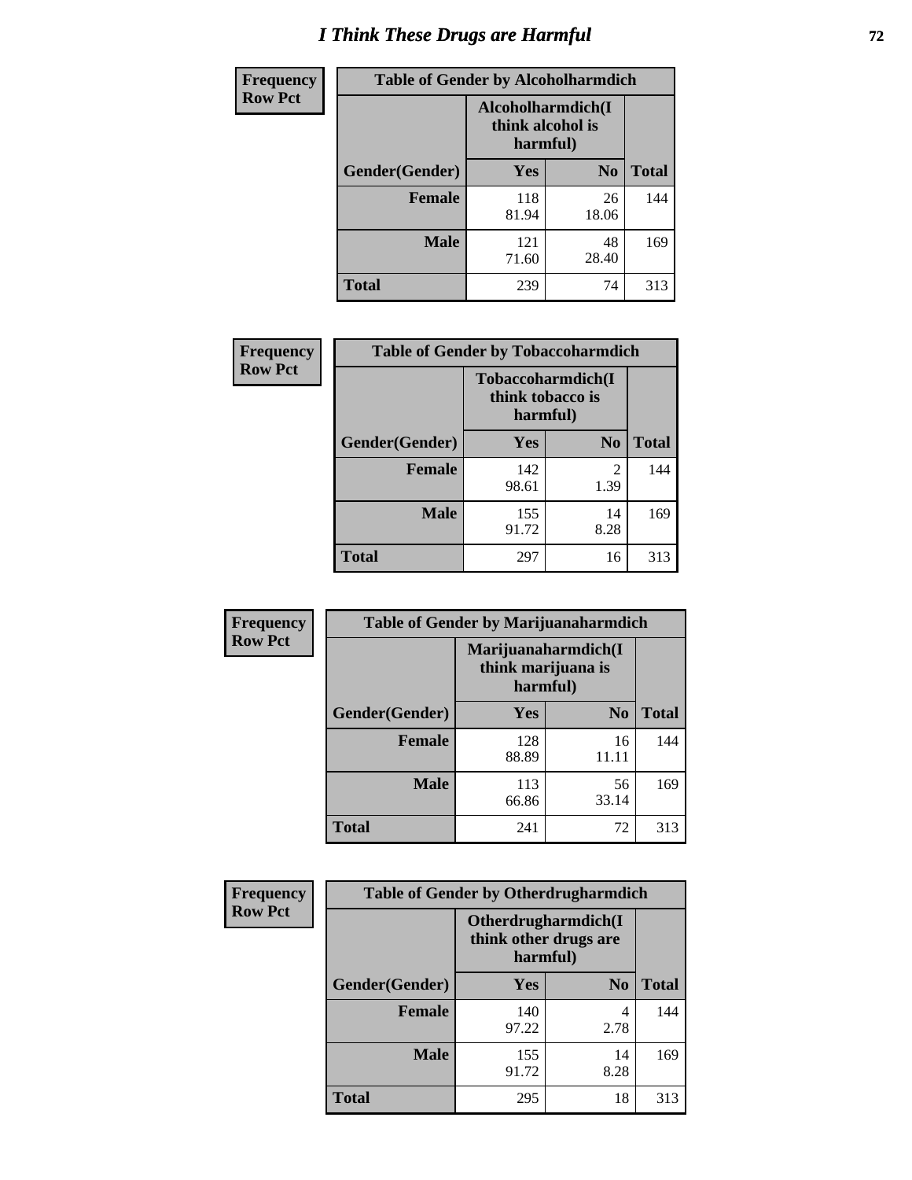# I Think These Drugs are Harmful

| Frequency Row Pct | Table of Gender by Alcoholharmdich | | |
|---|---|---|---|
| | Alcoholharmdich(I think alcohol is harmful) | | |
| Gender(Gender) | Yes | No | Total |
| Female | 118<br>81.94 | 26<br>18.06 | 144 |
| Male | 121<br>71.60 | 48<br>28.40 | 169 |
| Total | 239 | 74 | 313 |

| Frequency Row Pct | Table of Gender by Tobaccoharmdich | | |
|---|---|---|---|
| | Tobaccoharmdich(I think tobacco is harmful) | | |
| Gender(Gender) | Yes | No | Total |
| Female | 142<br>98.61 | 2<br>1.39 | 144 |
| Male | 155<br>91.72 | 14<br>8.28 | 169 |
| Total | 297 | 16 | 313 |

| Frequency Row Pct | Table of Gender by Marijuanaharmdich | | |
|---|---|---|---|
| | Marijuanaharmdich(I think marijuana is harmful) | | |
| Gender(Gender) | Yes | No | Total |
| Female | 128<br>88.89 | 16<br>11.11 | 144 |
| Male | 113<br>66.86 | 56<br>33.14 | 169 |
| Total | 241 | 72 | 313 |

| Frequency Row Pct | Table of Gender by Otherdrugharmdich | | |
|---|---|---|---|
| | Otherdrugharmdich(I think other drugs are harmful) | | |
| Gender(Gender) | Yes | No | Total |
| Female | 140<br>97.22 | 4<br>2.78 | 144 |
| Male | 155<br>91.72 | 14<br>8.28 | 169 |
| Total | 295 | 18 | 313 |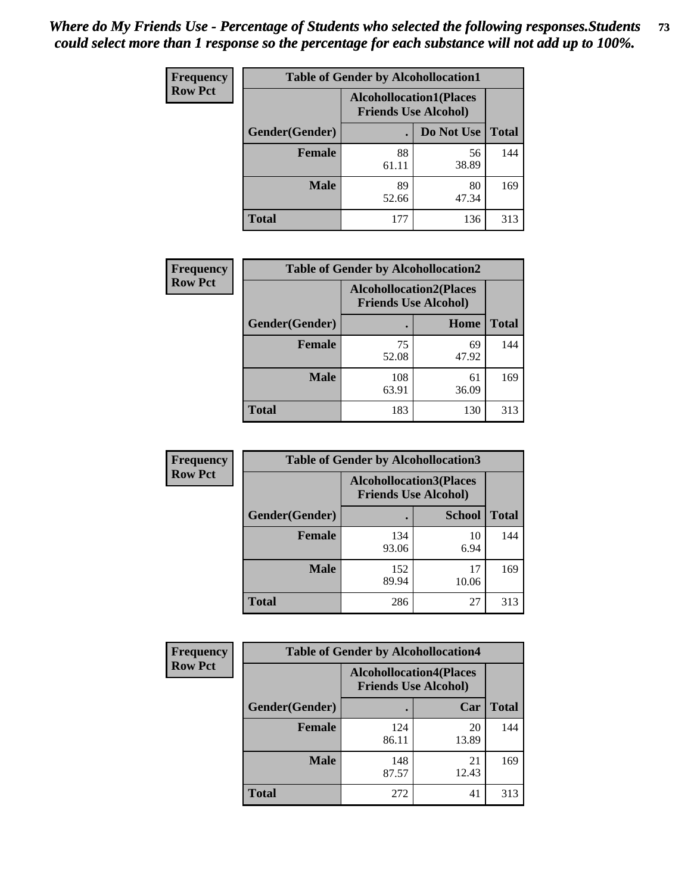*Where do My Friends Use - Percentage of Students who selected the following responses.Students could select more than 1 response so the percentage for each substance will not add up to 100%.*

**Frequency Row Pct**

| Table of Gender by Alcohollocation1 | | | |
|---|---|---|---|
| | Alcohollocation1(Places Friends Use Alcohol) | | |
| Gender(Gender) | . | Do Not Use | Total |
| Female | 88<br>61.11 | 56<br>38.89 | 144 |
| Male | 89<br>52.66 | 80<br>47.34 | 169 |
| Total | 177 | 136 | 313 |

**Frequency Row Pct**

| Table of Gender by Alcohollocation2 | | | |
|---|---|---|---|
| | Alcohollocation2(Places Friends Use Alcohol) | | |
| Gender(Gender) | . | Home | Total |
| Female | 75<br>52.08 | 69<br>47.92 | 144 |
| Male | 108<br>63.91 | 61<br>36.09 | 169 |
| Total | 183 | 130 | 313 |

**Frequency Row Pct**

| Table of Gender by Alcohollocation3 | | | |
|---|---|---|---|
| | Alcohollocation3(Places Friends Use Alcohol) | | |
| Gender(Gender) | . | School | Total |
| Female | 134<br>93.06 | 10<br>6.94 | 144 |
| Male | 152<br>89.94 | 17<br>10.06 | 169 |
| Total | 286 | 27 | 313 |

**Frequency Row Pct**

| Table of Gender by Alcohollocation4 | | | |
|---|---|---|---|
| | Alcohollocation4(Places Friends Use Alcohol) | | |
| Gender(Gender) | . | Car | Total |
| Female | 124<br>86.11 | 20<br>13.89 | 144 |
| Male | 148<br>87.57 | 21<br>12.43 | 169 |
| Total | 272 | 41 | 313 |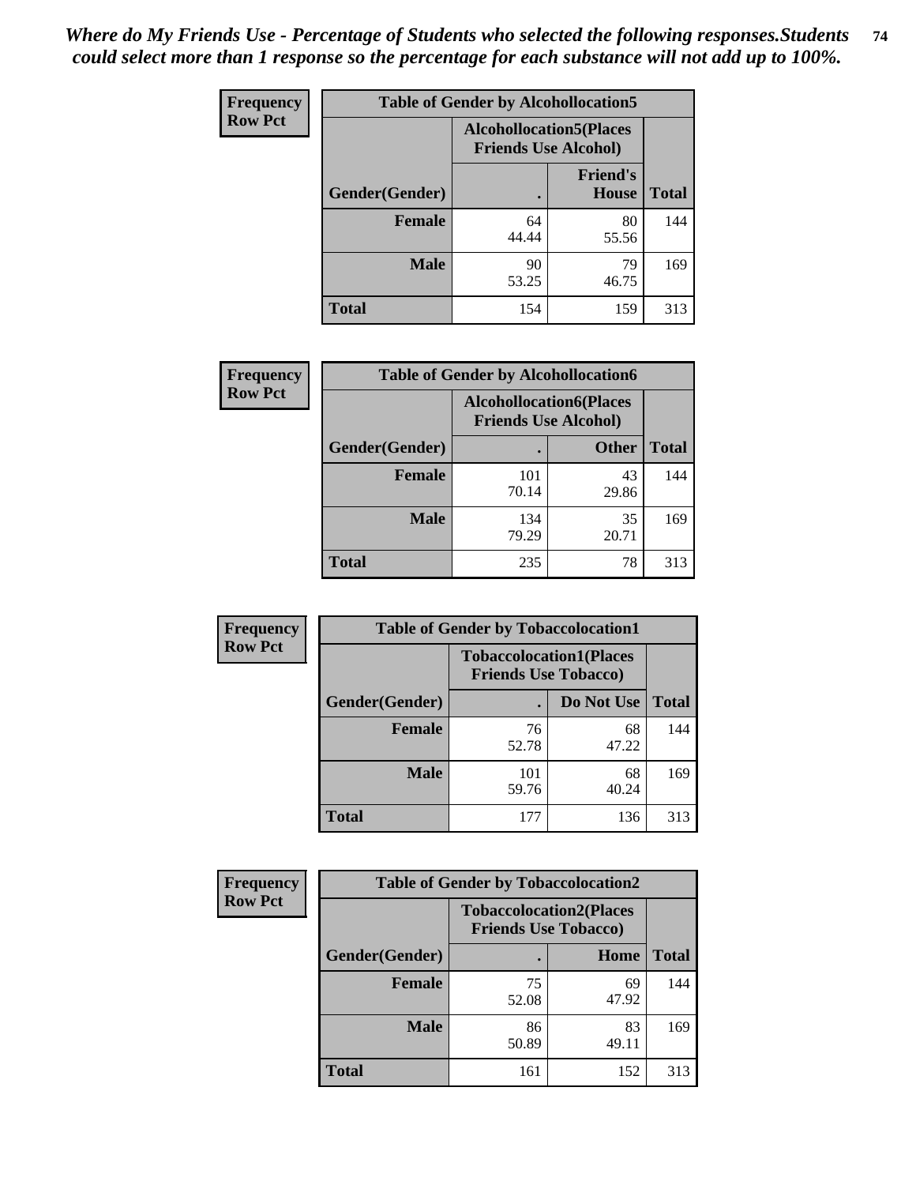*Where do My Friends Use - Percentage of Students who selected the following responses.Students could select more than 1 response so the percentage for each substance will not add up to 100%.*

**Frequency**
**Row Pct**

| Table of Gender by Alcohollocation5 | | | |
|---|---|---|---|
| | Alcohollocation5(Places Friends Use Alcohol) | | |
| Gender(Gender) | . | Friend's House | Total |
| **Female** | 64<br>44.44 | 80<br>55.56 | 144 |
| **Male** | 90<br>53.25 | 79<br>46.75 | 169 |
| **Total** | 154 | 159 | 313 |

**Frequency**
**Row Pct**

| Table of Gender by Alcohollocation6 | | | |
|---|---|---|---|
| | Alcohollocation6(Places Friends Use Alcohol) | | |
| Gender(Gender) | . | Other | Total |
| **Female** | 101<br>70.14 | 43<br>29.86 | 144 |
| **Male** | 134<br>79.29 | 35<br>20.71 | 169 |
| **Total** | 235 | 78 | 313 |

**Frequency**
**Row Pct**

| Table of Gender by Tobaccolocation1 | | | |
|---|---|---|---|
| | Tobaccolocation1(Places Friends Use Tobacco) | | |
| Gender(Gender) | . | Do Not Use | Total |
| **Female** | 76<br>52.78 | 68<br>47.22 | 144 |
| **Male** | 101<br>59.76 | 68<br>40.24 | 169 |
| **Total** | 177 | 136 | 313 |

**Frequency**
**Row Pct**

| Table of Gender by Tobaccolocation2 | | | |
|---|---|---|---|
| | Tobaccolocation2(Places Friends Use Tobacco) | | |
| Gender(Gender) | . | Home | Total |
| **Female** | 75<br>52.08 | 69<br>47.92 | 144 |
| **Male** | 86<br>50.89 | 83<br>49.11 | 169 |
| **Total** | 161 | 152 | 313 |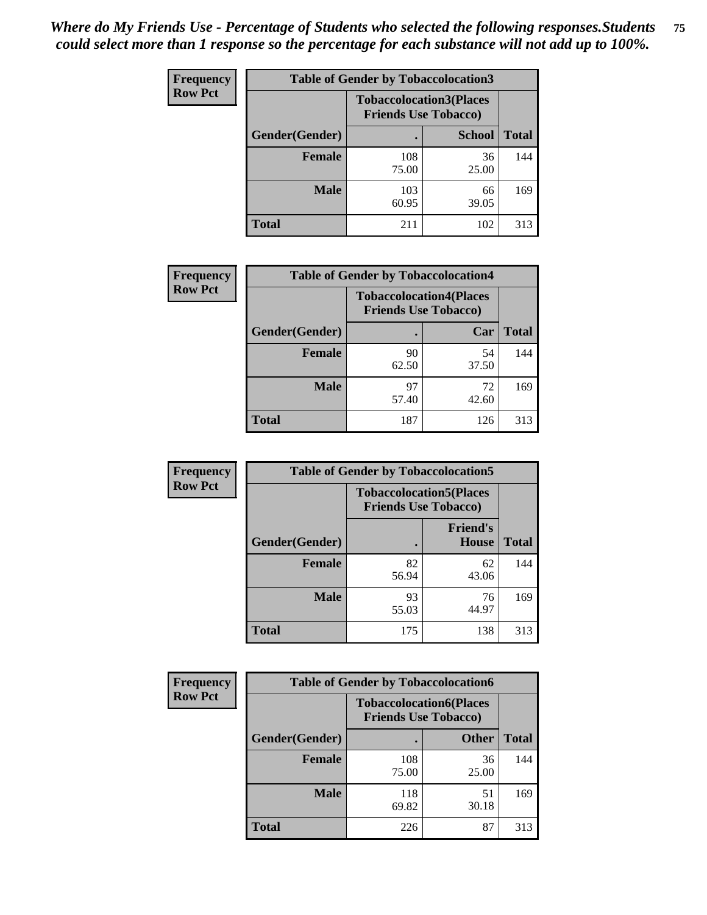*Where do My Friends Use - Percentage of Students who selected the following responses.Students could select more than 1 response so the percentage for each substance will not add up to 100%.*

**Frequency / Row Pct**

**Table of Gender by Tobaccolocation3**

| | Tobaccolocation3(Places Friends Use Tobacco) | | |
|---|---|---|---|
| Gender(Gender) | . | School | Total |
| Female | 108<br>75.00 | 36<br>25.00 | 144 |
| Male | 103<br>60.95 | 66<br>39.05 | 169 |
| Total | 211 | 102 | 313 |

**Frequency / Row Pct**

**Table of Gender by Tobaccolocation4**

| | Tobaccolocation4(Places Friends Use Tobacco) | | |
|---|---|---|---|
| Gender(Gender) | . | Car | Total |
| Female | 90<br>62.50 | 54<br>37.50 | 144 |
| Male | 97<br>57.40 | 72<br>42.60 | 169 |
| Total | 187 | 126 | 313 |

**Frequency / Row Pct**

**Table of Gender by Tobaccolocation5**

| | Tobaccolocation5(Places Friends Use Tobacco) | | |
|---|---|---|---|
| Gender(Gender) | . | Friend's House | Total |
| Female | 82<br>56.94 | 62<br>43.06 | 144 |
| Male | 93<br>55.03 | 76<br>44.97 | 169 |
| Total | 175 | 138 | 313 |

**Frequency / Row Pct**

**Table of Gender by Tobaccolocation6**

| | Tobaccolocation6(Places Friends Use Tobacco) | | |
|---|---|---|---|
| Gender(Gender) | . | Other | Total |
| Female | 108<br>75.00 | 36<br>25.00 | 144 |
| Male | 118<br>69.82 | 51<br>30.18 | 169 |
| Total | 226 | 87 | 313 |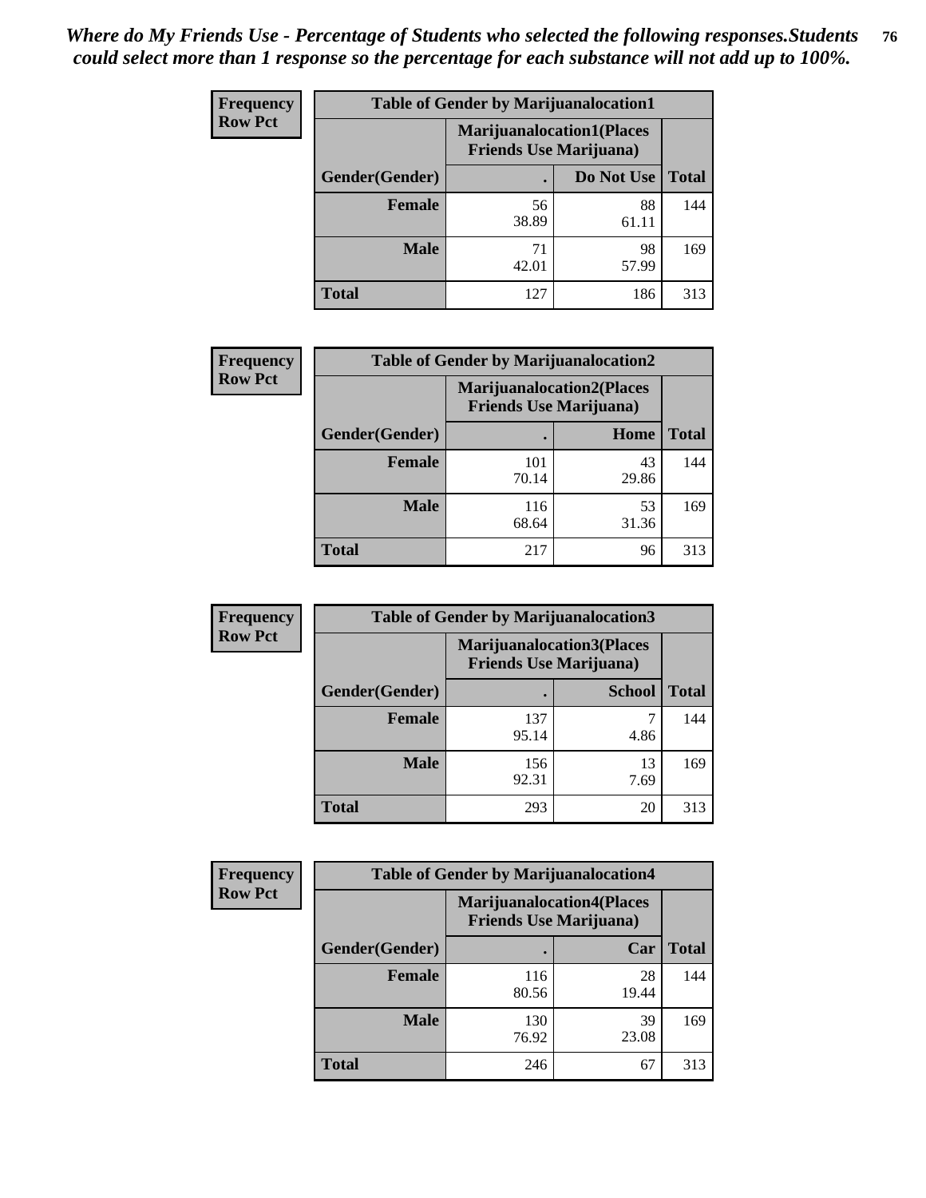*Where do My Friends Use - Percentage of Students who selected the following responses.Students could select more than 1 response so the percentage for each substance will not add up to 100%.*

**Frequency**
**Row Pct**

| Table of Gender by Marijuanalocation1 | | | |
|---|---|---|---|
| | Marijuanalocation1(Places Friends Use Marijuana) | | |
| Gender(Gender) | . | Do Not Use | Total |
| Female | 56<br>38.89 | 88<br>61.11 | 144 |
| Male | 71<br>42.01 | 98<br>57.99 | 169 |
| Total | 127 | 186 | 313 |

**Frequency**
**Row Pct**

| Table of Gender by Marijuanalocation2 | | | |
|---|---|---|---|
| | Marijuanalocation2(Places Friends Use Marijuana) | | |
| Gender(Gender) | . | Home | Total |
| Female | 101<br>70.14 | 43<br>29.86 | 144 |
| Male | 116<br>68.64 | 53<br>31.36 | 169 |
| Total | 217 | 96 | 313 |

**Frequency**
**Row Pct**

| Table of Gender by Marijuanalocation3 | | | |
|---|---|---|---|
| | Marijuanalocation3(Places Friends Use Marijuana) | | |
| Gender(Gender) | . | School | Total |
| Female | 137<br>95.14 | 7<br>4.86 | 144 |
| Male | 156<br>92.31 | 13<br>7.69 | 169 |
| Total | 293 | 20 | 313 |

**Frequency**
**Row Pct**

| Table of Gender by Marijuanalocation4 | | | |
|---|---|---|---|
| | Marijuanalocation4(Places Friends Use Marijuana) | | |
| Gender(Gender) | . | Car | Total |
| Female | 116<br>80.56 | 28<br>19.44 | 144 |
| Male | 130<br>76.92 | 39<br>23.08 | 169 |
| Total | 246 | 67 | 313 |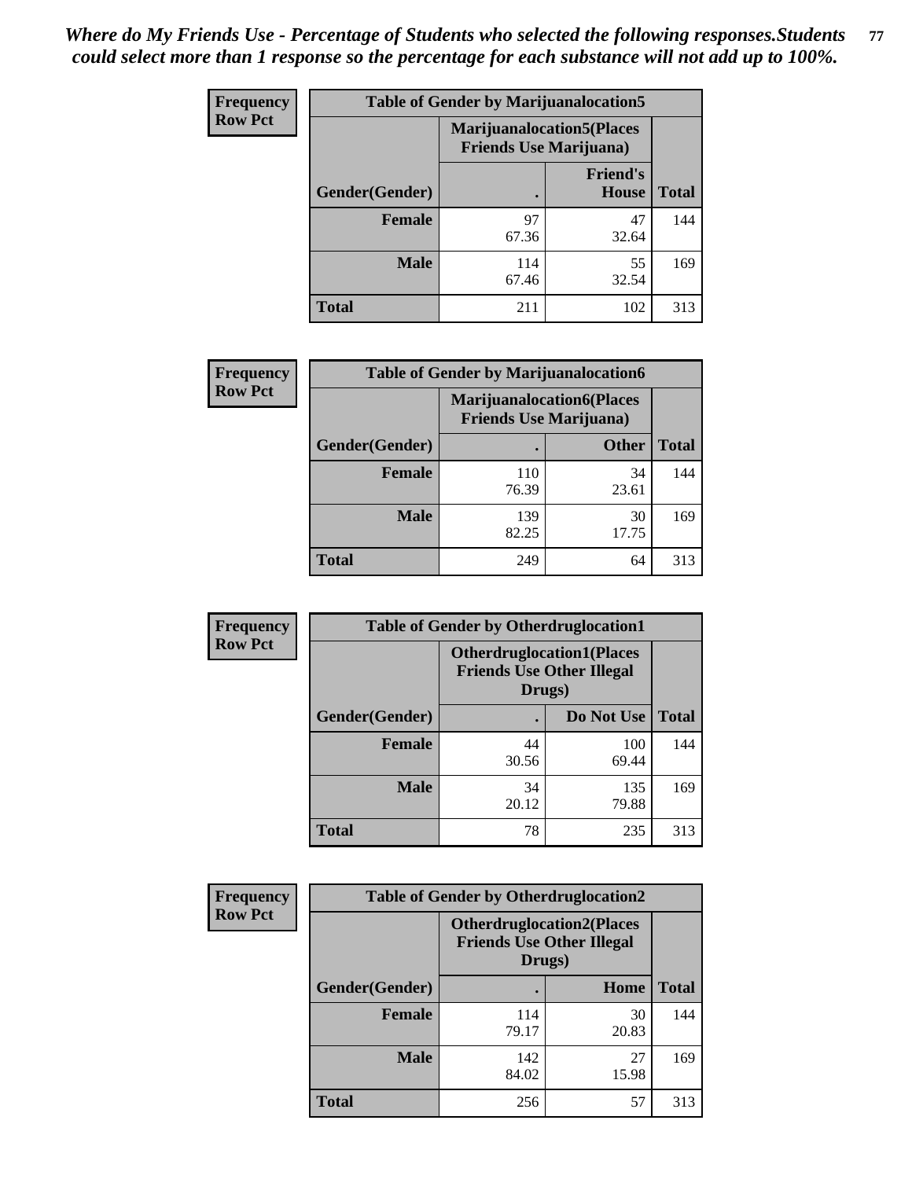*Where do My Friends Use - Percentage of Students who selected the following responses.Students could select more than 1 response so the percentage for each substance will not add up to 100%.*

**Frequency Row Pct**

| Table of Gender by Marijuanalocation5 | | | |
|---|---|---|---|
| | Marijuanalocation5(Places Friends Use Marijuana) | | |
| Gender(Gender) | . | Friend's House | Total |
| **Female** | 97<br>67.36 | 47<br>32.64 | 144 |
| **Male** | 114<br>67.46 | 55<br>32.54 | 169 |
| **Total** | 211 | 102 | 313 |

**Frequency Row Pct**

| Table of Gender by Marijuanalocation6 | | | |
|---|---|---|---|
| | Marijuanalocation6(Places Friends Use Marijuana) | | |
| Gender(Gender) | . | Other | Total |
| **Female** | 110<br>76.39 | 34<br>23.61 | 144 |
| **Male** | 139<br>82.25 | 30<br>17.75 | 169 |
| **Total** | 249 | 64 | 313 |

**Frequency Row Pct**

| Table of Gender by Otherdruglocation1 | | | |
|---|---|---|---|
| | Otherdruglocation1(Places Friends Use Other Illegal Drugs) | | |
| Gender(Gender) | . | Do Not Use | Total |
| **Female** | 44<br>30.56 | 100<br>69.44 | 144 |
| **Male** | 34<br>20.12 | 135<br>79.88 | 169 |
| **Total** | 78 | 235 | 313 |

**Frequency Row Pct**

| Table of Gender by Otherdruglocation2 | | | |
|---|---|---|---|
| | Otherdruglocation2(Places Friends Use Other Illegal Drugs) | | |
| Gender(Gender) | . | Home | Total |
| **Female** | 114<br>79.17 | 30<br>20.83 | 144 |
| **Male** | 142<br>84.02 | 27<br>15.98 | 169 |
| **Total** | 256 | 57 | 313 |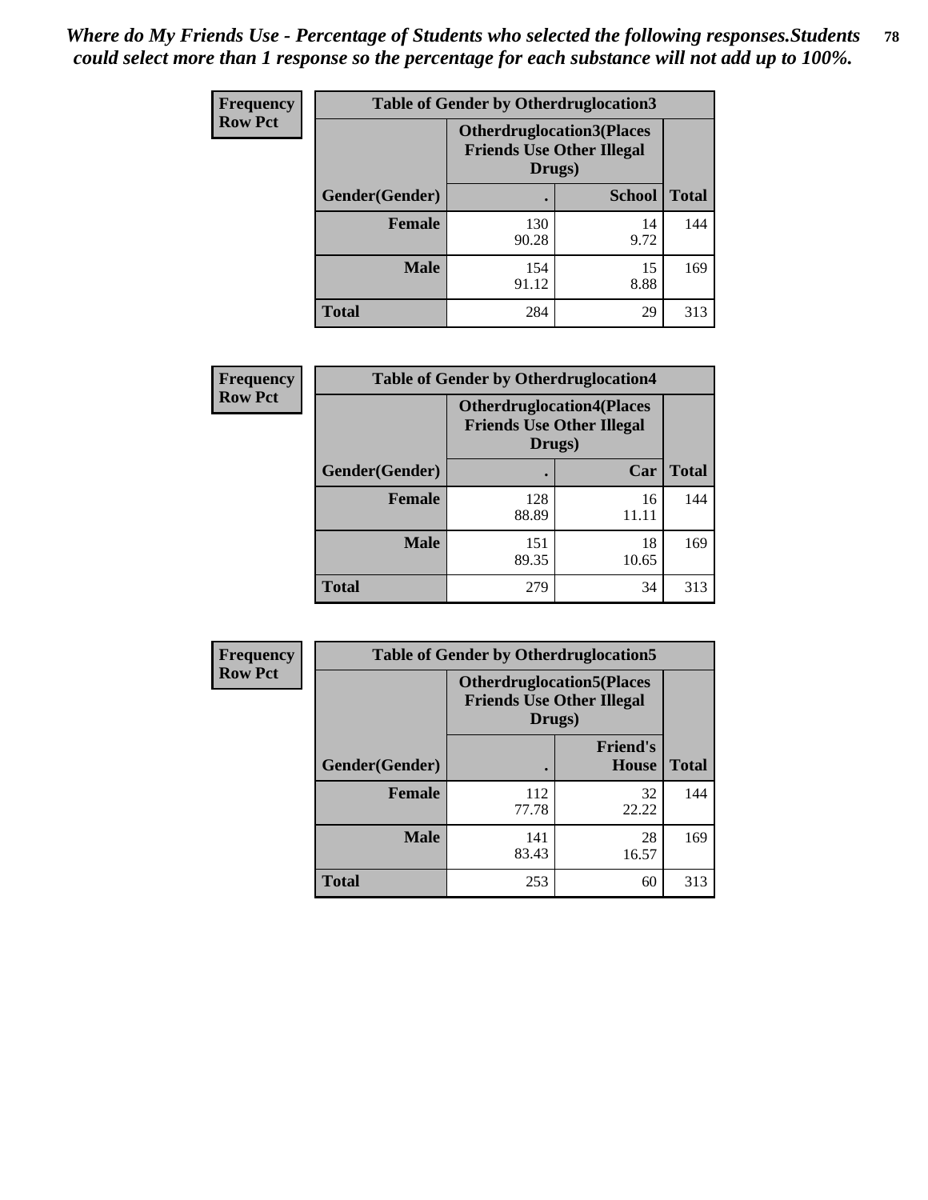*Where do My Friends Use - Percentage of Students who selected the following responses.Students could select more than 1 response so the percentage for each substance will not add up to 100%.*

**Frequency**
**Row Pct**

| Table of Gender by Otherdruglocation3 | | | |
|---|---|---|---|
| | Otherdruglocation3(Places Friends Use Other Illegal Drugs) | | |
| Gender(Gender) | . | School | Total |
| Female | 130<br>90.28 | 14<br>9.72 | 144 |
| Male | 154<br>91.12 | 15<br>8.88 | 169 |
| Total | 284 | 29 | 313 |

**Frequency**
**Row Pct**

| Table of Gender by Otherdruglocation4 | | | |
|---|---|---|---|
| | Otherdruglocation4(Places Friends Use Other Illegal Drugs) | | |
| Gender(Gender) | . | Car | Total |
| Female | 128<br>88.89 | 16<br>11.11 | 144 |
| Male | 151<br>89.35 | 18<br>10.65 | 169 |
| Total | 279 | 34 | 313 |

**Frequency**
**Row Pct**

| Table of Gender by Otherdruglocation5 | | | |
|---|---|---|---|
| | Otherdruglocation5(Places Friends Use Other Illegal Drugs) | | |
| Gender(Gender) | . | Friend's House | Total |
| Female | 112<br>77.78 | 32<br>22.22 | 144 |
| Male | 141<br>83.43 | 28<br>16.57 | 169 |
| Total | 253 | 60 | 313 |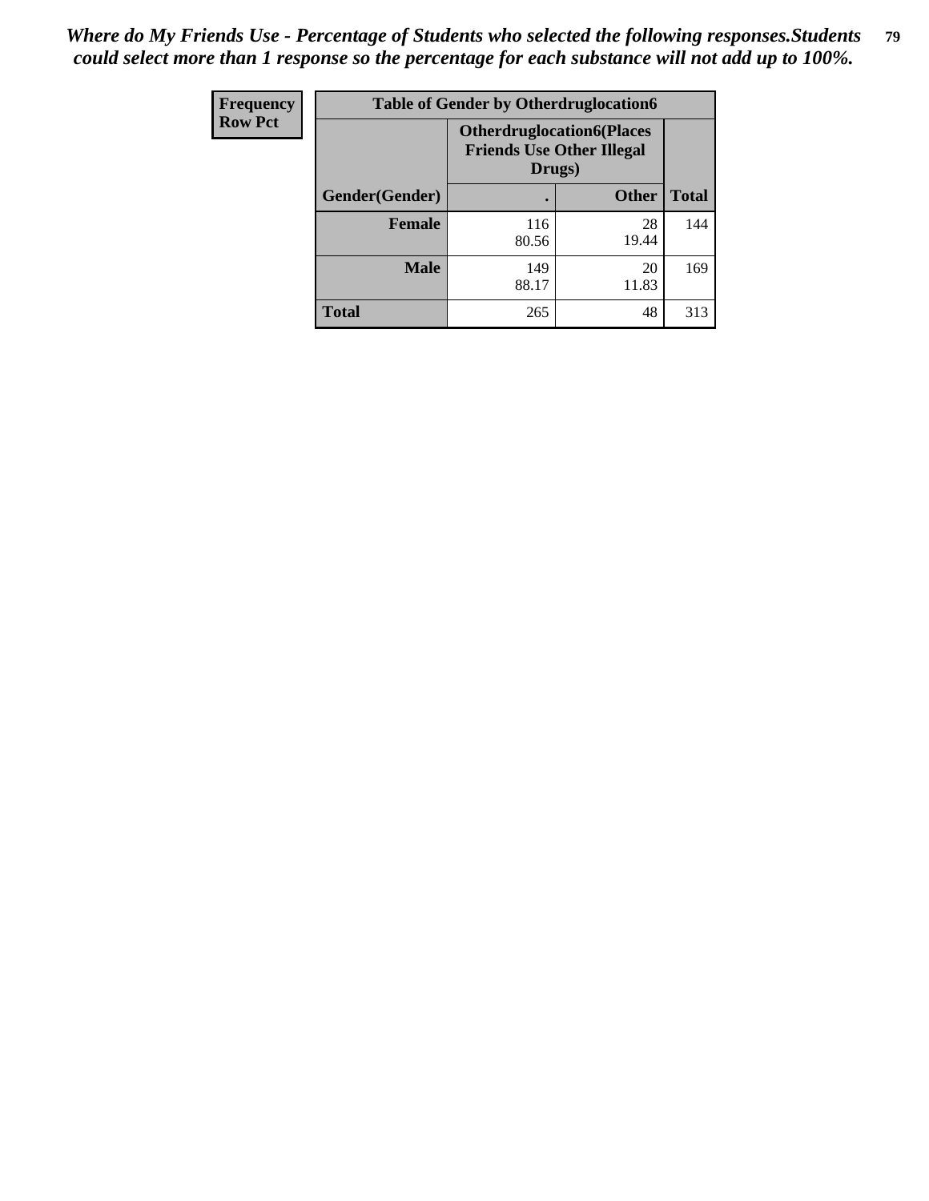*Where do My Friends Use - Percentage of Students who selected the following responses.Students could select more than 1 response so the percentage for each substance will not add up to 100%.*

| Frequency Row Pct | Table of Gender by Otherdruglocation6 | | |
|---|---|---|---|
| | Otherdruglocation6(Places Friends Use Other Illegal Drugs) | | |
| Gender(Gender) | . | Other | Total |
| Female | 116 80.56 | 28 19.44 | 144 |
| Male | 149 88.17 | 20 11.83 | 169 |
| Total | 265 | 48 | 313 |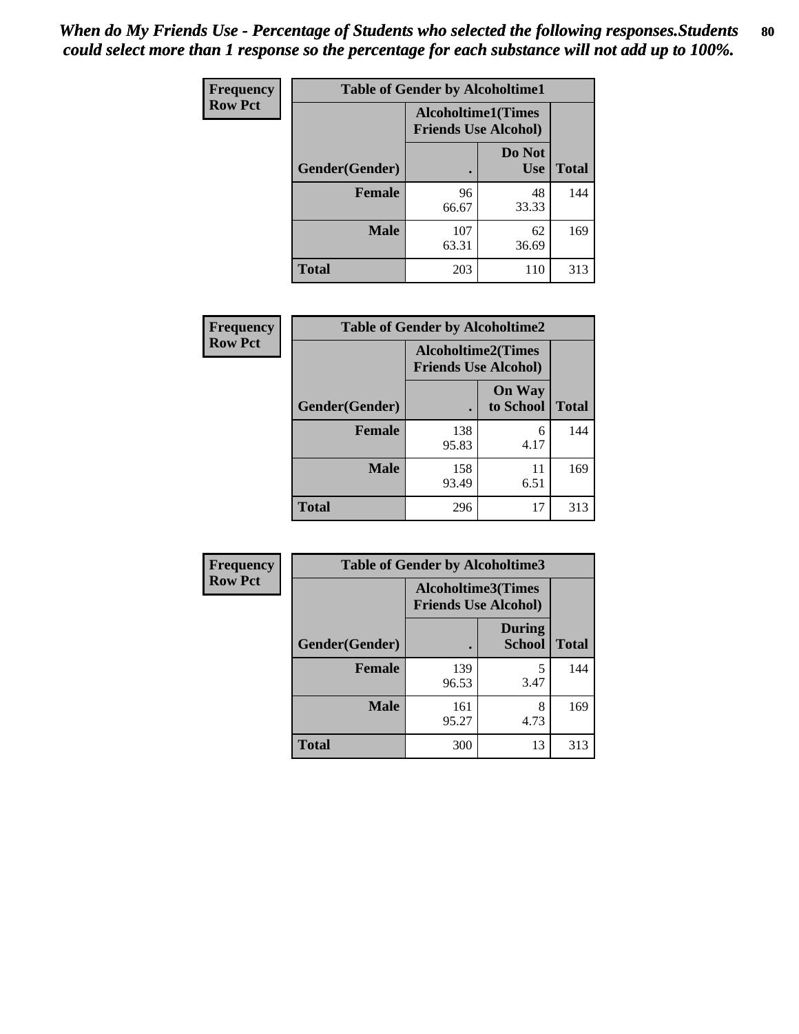*When do My Friends Use - Percentage of Students who selected the following responses.Students could select more than 1 response so the percentage for each substance will not add up to 100%.*

**Frequency**
**Row Pct**

| Table of Gender by Alcoholtime1 | | | |
|---|---|---|---|
| | Alcoholtime1(Times Friends Use Alcohol) | | |
| Gender(Gender) | . | Do Not Use | Total |
| **Female** | 96<br>66.67 | 48<br>33.33 | 144 |
| **Male** | 107<br>63.31 | 62<br>36.69 | 169 |
| **Total** | 203 | 110 | 313 |

**Frequency**
**Row Pct**

| Table of Gender by Alcoholtime2 | | | |
|---|---|---|---|
| | Alcoholtime2(Times Friends Use Alcohol) | | |
| Gender(Gender) | . | On Way to School | Total |
| **Female** | 138<br>95.83 | 6<br>4.17 | 144 |
| **Male** | 158<br>93.49 | 11<br>6.51 | 169 |
| **Total** | 296 | 17 | 313 |

**Frequency**
**Row Pct**

| Table of Gender by Alcoholtime3 | | | |
|---|---|---|---|
| | Alcoholtime3(Times Friends Use Alcohol) | | |
| Gender(Gender) | . | During School | Total |
| **Female** | 139<br>96.53 | 5<br>3.47 | 144 |
| **Male** | 161<br>95.27 | 8<br>4.73 | 169 |
| **Total** | 300 | 13 | 313 |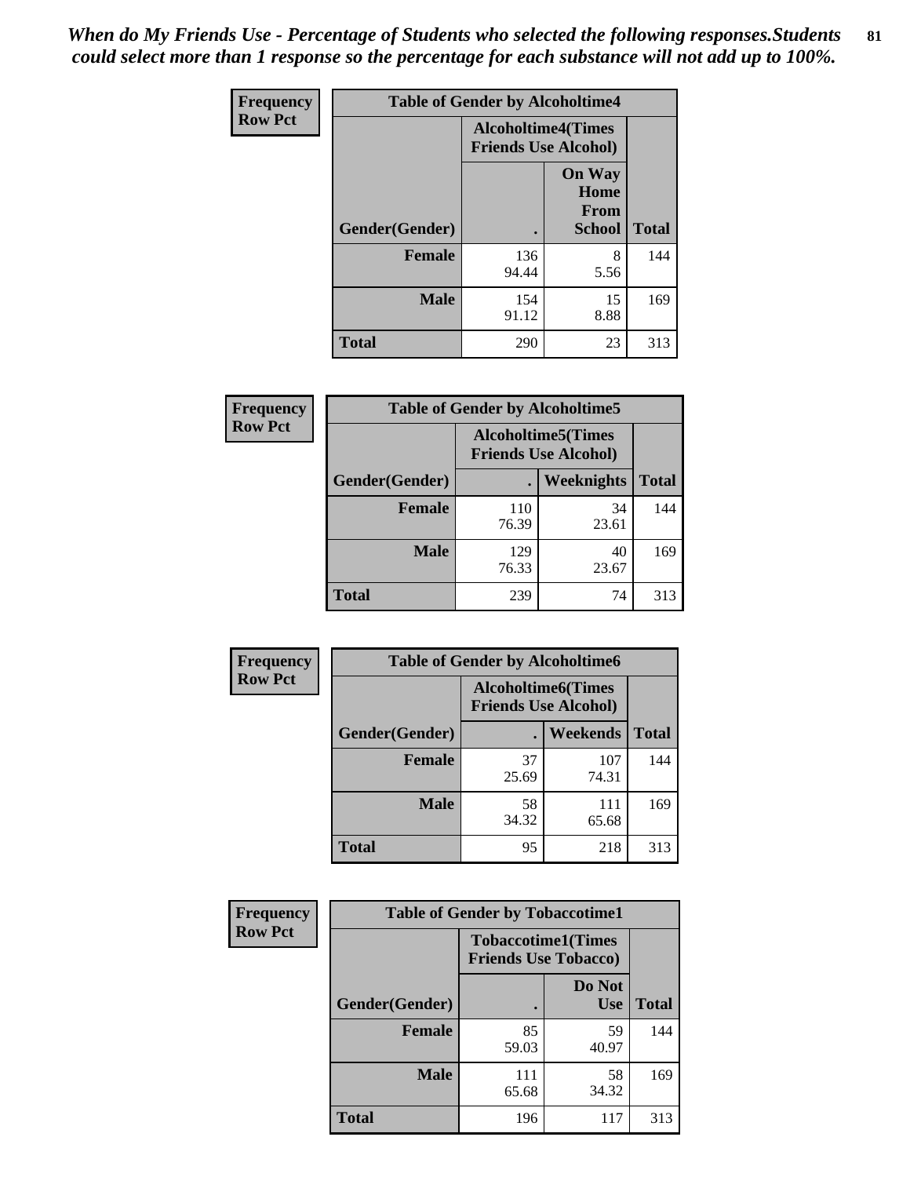*When do My Friends Use - Percentage of Students who selected the following responses.Students could select more than 1 response so the percentage for each substance will not add up to 100%.*

**Frequency Row Pct**

| Table of Gender by Alcoholtime4 | | | |
|---|---|---|---|
| | Alcoholtime4(Times Friends Use Alcohol) | | |
| Gender(Gender) | . | On Way Home From School | Total |
| Female | 136<br>94.44 | 8<br>5.56 | 144 |
| Male | 154<br>91.12 | 15<br>8.88 | 169 |
| Total | 290 | 23 | 313 |

**Frequency Row Pct**

| Table of Gender by Alcoholtime5 | | | |
|---|---|---|---|
| | Alcoholtime5(Times Friends Use Alcohol) | | |
| Gender(Gender) | . | Weeknights | Total |
| Female | 110<br>76.39 | 34<br>23.61 | 144 |
| Male | 129<br>76.33 | 40<br>23.67 | 169 |
| Total | 239 | 74 | 313 |

**Frequency Row Pct**

| Table of Gender by Alcoholtime6 | | | |
|---|---|---|---|
| | Alcoholtime6(Times Friends Use Alcohol) | | |
| Gender(Gender) | . | Weekends | Total |
| Female | 37<br>25.69 | 107<br>74.31 | 144 |
| Male | 58<br>34.32 | 111<br>65.68 | 169 |
| Total | 95 | 218 | 313 |

**Frequency Row Pct**

| Table of Gender by Tobaccotime1 | | | |
|---|---|---|---|
| | Tobaccotime1(Times Friends Use Tobacco) | | |
| Gender(Gender) | . | Do Not Use | Total |
| Female | 85<br>59.03 | 59<br>40.97 | 144 |
| Male | 111<br>65.68 | 58<br>34.32 | 169 |
| Total | 196 | 117 | 313 |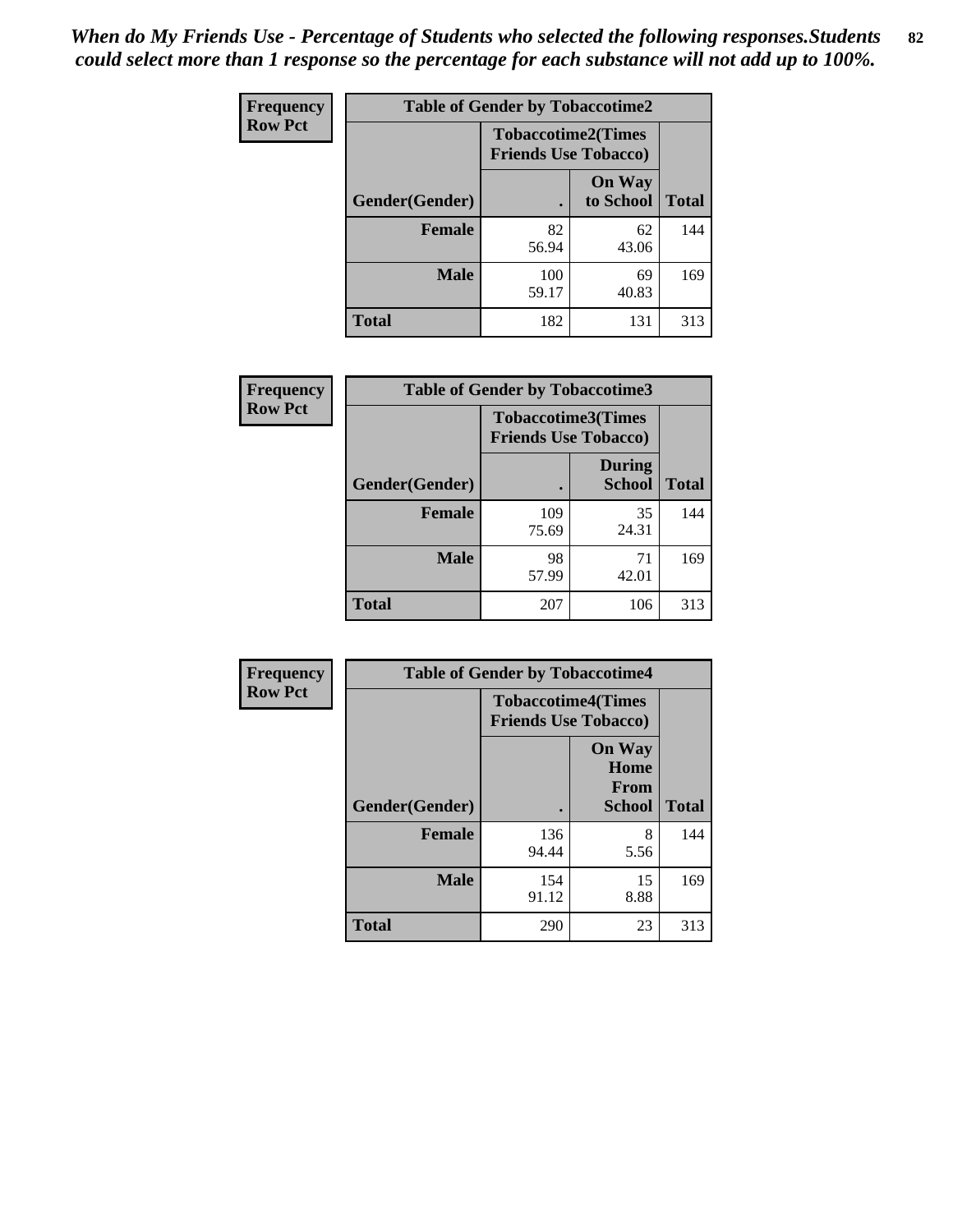*When do My Friends Use - Percentage of Students who selected the following responses.Students could select more than 1 response so the percentage for each substance will not add up to 100%.*

**Frequency**
**Row Pct**

**Table of Gender by Tobaccotime2**

| Gender(Gender) | Tobaccotime2(Times Friends Use Tobacco) | | Total |
|---|---|---|---|
| | . | On Way to School | |
| **Female** | 82<br>56.94 | 62<br>43.06 | 144 |
| **Male** | 100<br>59.17 | 69<br>40.83 | 169 |
| **Total** | 182 | 131 | 313 |

**Frequency**
**Row Pct**

**Table of Gender by Tobaccotime3**

| Gender(Gender) | Tobaccotime3(Times Friends Use Tobacco) | | Total |
|---|---|---|---|
| | . | During School | |
| **Female** | 109<br>75.69 | 35<br>24.31 | 144 |
| **Male** | 98<br>57.99 | 71<br>42.01 | 169 |
| **Total** | 207 | 106 | 313 |

**Frequency**
**Row Pct**

**Table of Gender by Tobaccotime4**

| Gender(Gender) | Tobaccotime4(Times Friends Use Tobacco) | | Total |
|---|---|---|---|
| | . | On Way Home From School | |
| **Female** | 136<br>94.44 | 8<br>5.56 | 144 |
| **Male** | 154<br>91.12 | 15<br>8.88 | 169 |
| **Total** | 290 | 23 | 313 |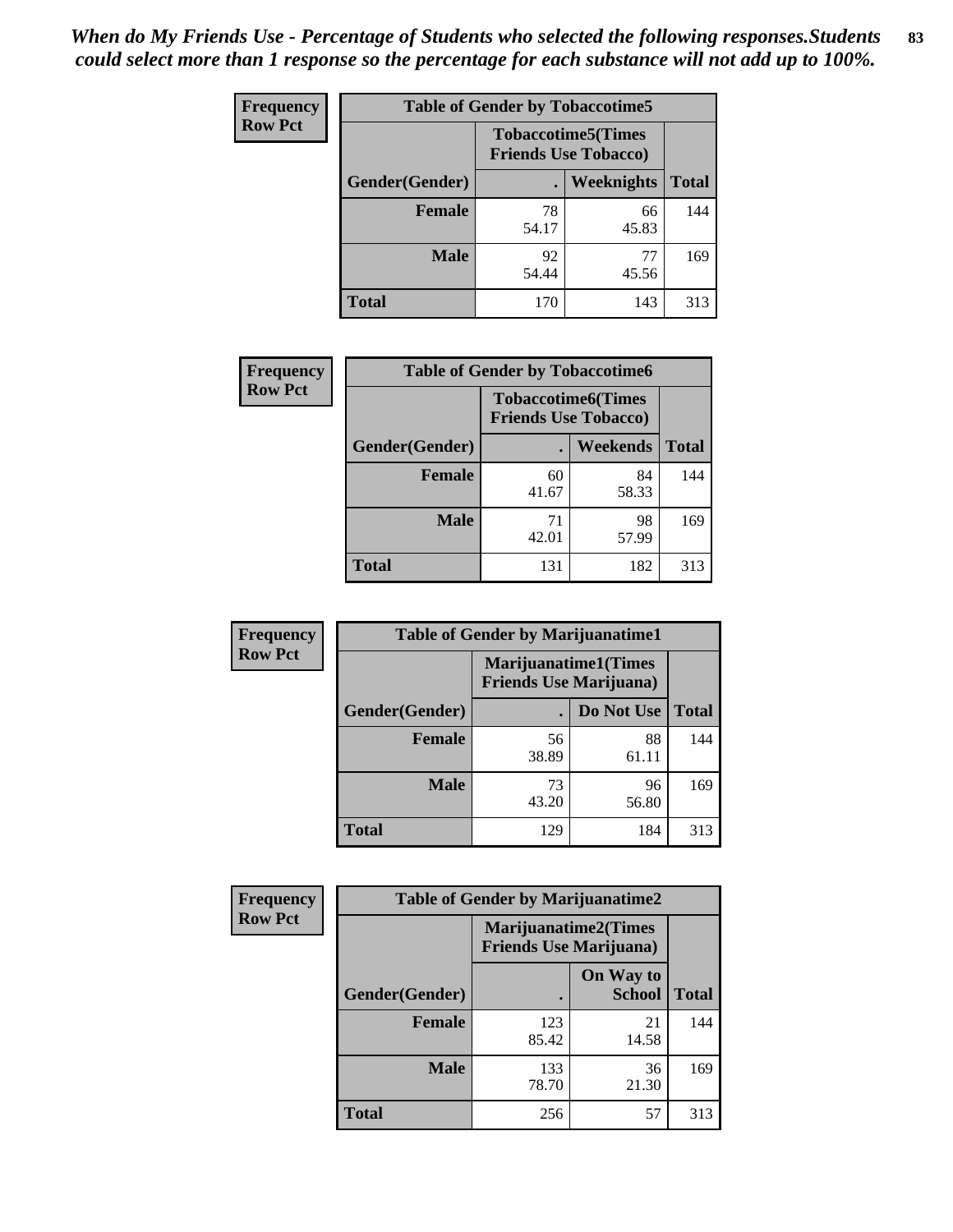*When do My Friends Use - Percentage of Students who selected the following responses.Students could select more than 1 response so the percentage for each substance will not add up to 100%.*

**Frequency**
**Row Pct**

| Table of Gender by Tobaccotime5 | | | |
|---|---|---|---|
| | Tobaccotime5(Times Friends Use Tobacco) | | |
| Gender(Gender) | . | Weeknights | Total |
| **Female** | 78<br>54.17 | 66<br>45.83 | 144 |
| **Male** | 92<br>54.44 | 77<br>45.56 | 169 |
| **Total** | 170 | 143 | 313 |

**Frequency**
**Row Pct**

| Table of Gender by Tobaccotime6 | | | |
|---|---|---|---|
| | Tobaccotime6(Times Friends Use Tobacco) | | |
| Gender(Gender) | . | Weekends | Total |
| **Female** | 60<br>41.67 | 84<br>58.33 | 144 |
| **Male** | 71<br>42.01 | 98<br>57.99 | 169 |
| **Total** | 131 | 182 | 313 |

**Frequency**
**Row Pct**

| Table of Gender by Marijuanatime1 | | | |
|---|---|---|---|
| | Marijuanatime1(Times Friends Use Marijuana) | | |
| Gender(Gender) | . | Do Not Use | Total |
| **Female** | 56<br>38.89 | 88<br>61.11 | 144 |
| **Male** | 73<br>43.20 | 96<br>56.80 | 169 |
| **Total** | 129 | 184 | 313 |

**Frequency**
**Row Pct**

| Table of Gender by Marijuanatime2 | | | |
|---|---|---|---|
| | Marijuanatime2(Times Friends Use Marijuana) | | |
| Gender(Gender) | . | On Way to School | Total |
| **Female** | 123<br>85.42 | 21<br>14.58 | 144 |
| **Male** | 133<br>78.70 | 36<br>21.30 | 169 |
| **Total** | 256 | 57 | 313 |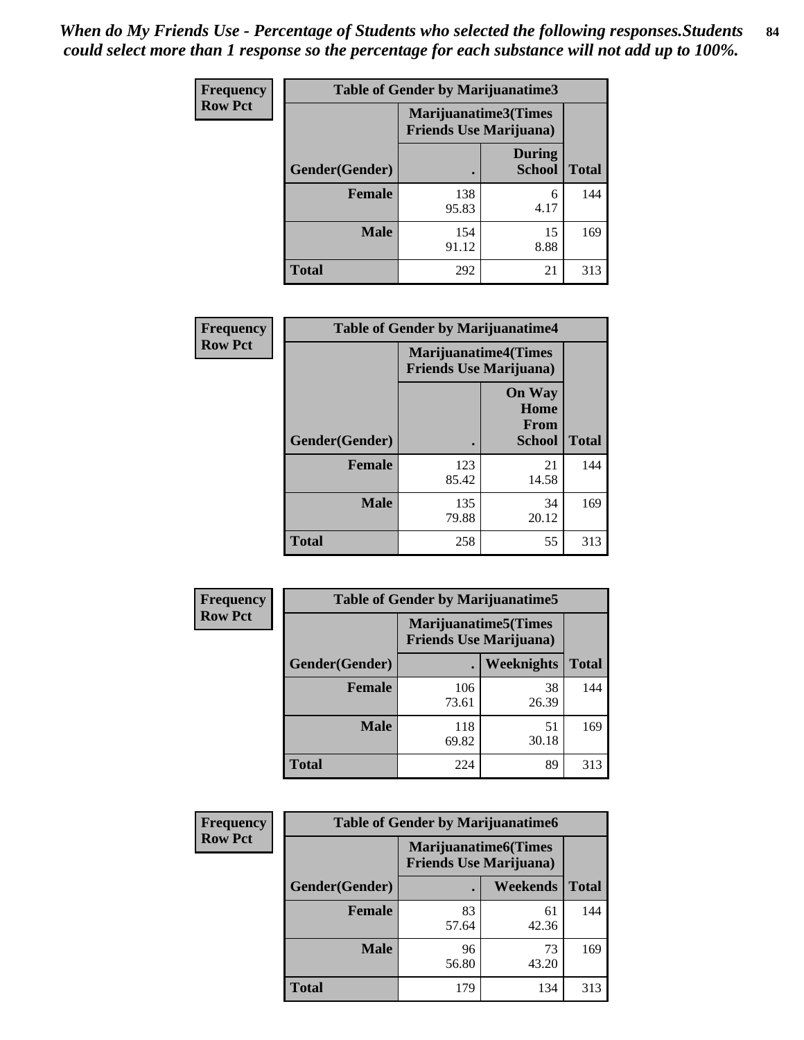*When do My Friends Use - Percentage of Students who selected the following responses.Students could select more than 1 response so the percentage for each substance will not add up to 100%.*

**Frequency**
**Row Pct**

| Table of Gender by Marijuanatime3 | | | |
|---|---|---|---|
| | Marijuanatime3(Times Friends Use Marijuana) | | |
| Gender(Gender) | . | During School | Total |
| **Female** | 138<br>95.83 | 6<br>4.17 | 144 |
| **Male** | 154<br>91.12 | 15<br>8.88 | 169 |
| **Total** | 292 | 21 | 313 |

**Frequency**
**Row Pct**

| Table of Gender by Marijuanatime4 | | | |
|---|---|---|---|
| | Marijuanatime4(Times Friends Use Marijuana) | | |
| Gender(Gender) | . | On Way Home From School | Total |
| **Female** | 123<br>85.42 | 21<br>14.58 | 144 |
| **Male** | 135<br>79.88 | 34<br>20.12 | 169 |
| **Total** | 258 | 55 | 313 |

**Frequency**
**Row Pct**

| Table of Gender by Marijuanatime5 | | | |
|---|---|---|---|
| | Marijuanatime5(Times Friends Use Marijuana) | | |
| Gender(Gender) | . | Weeknights | Total |
| **Female** | 106<br>73.61 | 38<br>26.39 | 144 |
| **Male** | 118<br>69.82 | 51<br>30.18 | 169 |
| **Total** | 224 | 89 | 313 |

**Frequency**
**Row Pct**

| Table of Gender by Marijuanatime6 | | | |
|---|---|---|---|
| | Marijuanatime6(Times Friends Use Marijuana) | | |
| Gender(Gender) | . | Weekends | Total |
| **Female** | 83<br>57.64 | 61<br>42.36 | 144 |
| **Male** | 96<br>56.80 | 73<br>43.20 | 169 |
| **Total** | 179 | 134 | 313 |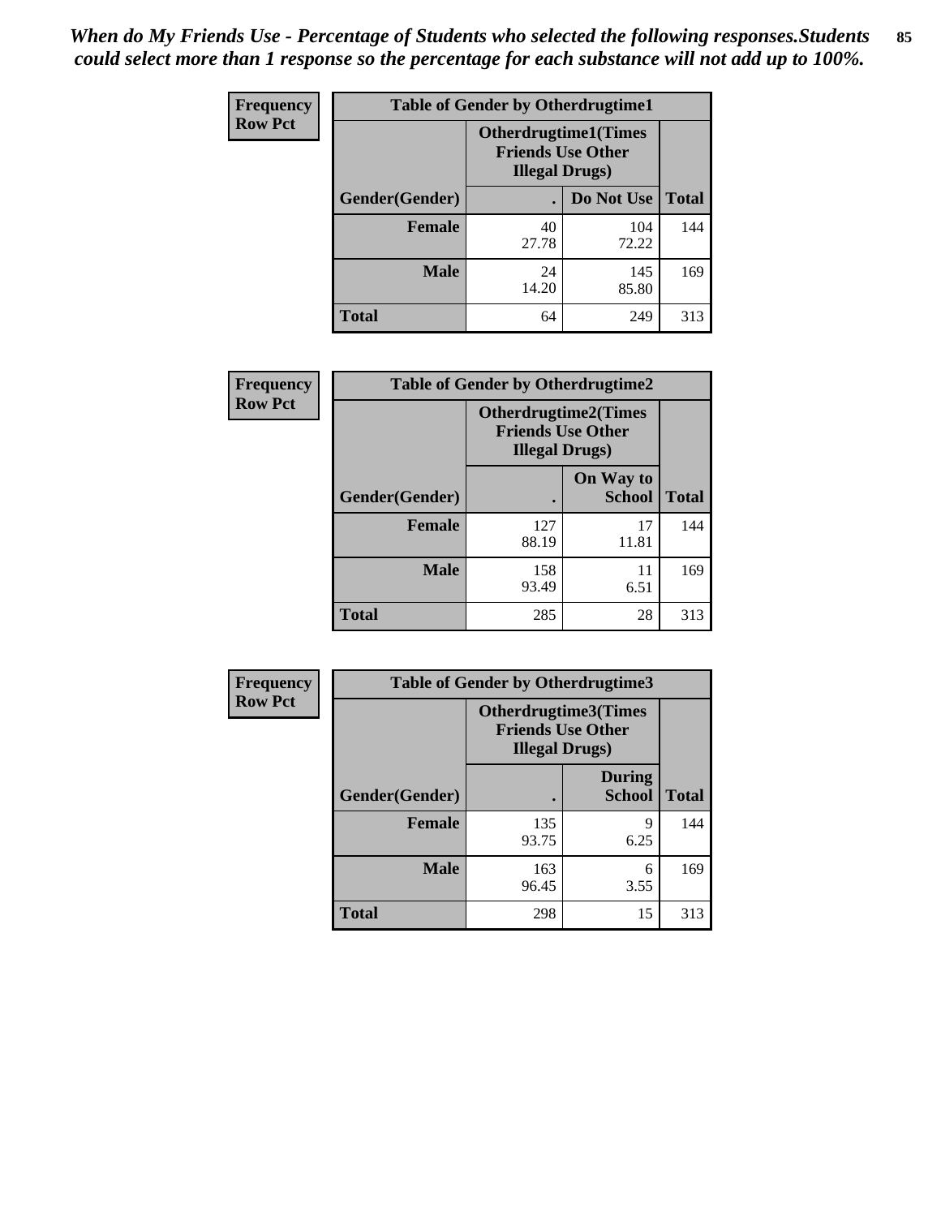*When do My Friends Use - Percentage of Students who selected the following responses.Students could select more than 1 response so the percentage for each substance will not add up to 100%.*

**Frequency**
**Row Pct**

| Table of Gender by Otherdrugtime1 | | | |
|---|---|---|---|
| | Otherdrugtime1(Times Friends Use Other Illegal Drugs) | | |
| Gender(Gender) | . | Do Not Use | Total |
| Female | 40<br>27.78 | 104<br>72.22 | 144 |
| Male | 24<br>14.20 | 145<br>85.80 | 169 |
| Total | 64 | 249 | 313 |

**Frequency**
**Row Pct**

| Table of Gender by Otherdrugtime2 | | | |
|---|---|---|---|
| | Otherdrugtime2(Times Friends Use Other Illegal Drugs) | | |
| Gender(Gender) | . | On Way to School | Total |
| Female | 127<br>88.19 | 17<br>11.81 | 144 |
| Male | 158<br>93.49 | 11<br>6.51 | 169 |
| Total | 285 | 28 | 313 |

**Frequency**
**Row Pct**

| Table of Gender by Otherdrugtime3 | | | |
|---|---|---|---|
| | Otherdrugtime3(Times Friends Use Other Illegal Drugs) | | |
| Gender(Gender) | . | During School | Total |
| Female | 135<br>93.75 | 9<br>6.25 | 144 |
| Male | 163<br>96.45 | 6<br>3.55 | 169 |
| Total | 298 | 15 | 313 |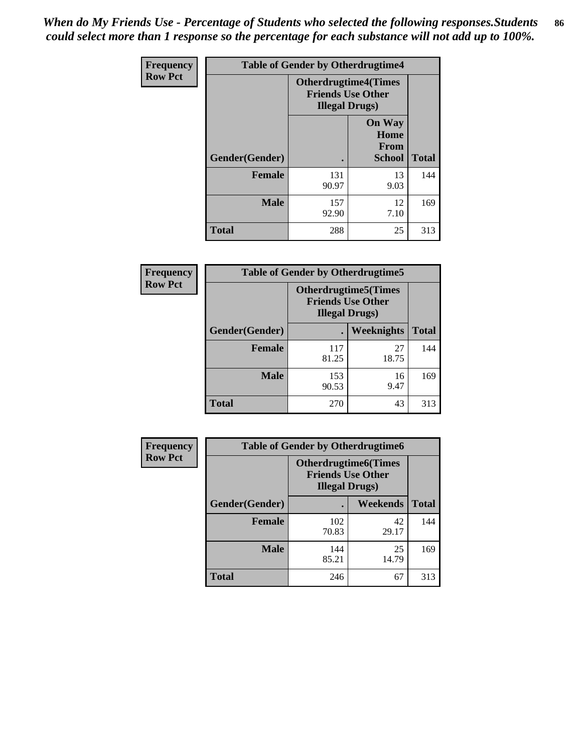*When do My Friends Use - Percentage of Students who selected the following responses.Students could select more than 1 response so the percentage for each substance will not add up to 100%.*

| Frequency Row Pct | Table of Gender by Otherdrugtime4 | | |
|---|---|---|---|
| | Otherdrugtime4(Times Friends Use Other Illegal Drugs) | | |
| Gender(Gender) | . | On Way Home From School | Total |
| Female | 131<br>90.97 | 13<br>9.03 | 144 |
| Male | 157<br>92.90 | 12<br>7.10 | 169 |
| Total | 288 | 25 | 313 |

| Frequency Row Pct | Table of Gender by Otherdrugtime5 | | |
|---|---|---|---|
| | Otherdrugtime5(Times Friends Use Other Illegal Drugs) | | |
| Gender(Gender) | . | Weeknights | Total |
| Female | 117<br>81.25 | 27<br>18.75 | 144 |
| Male | 153<br>90.53 | 16<br>9.47 | 169 |
| Total | 270 | 43 | 313 |

| Frequency Row Pct | Table of Gender by Otherdrugtime6 | | |
|---|---|---|---|
| | Otherdrugtime6(Times Friends Use Other Illegal Drugs) | | |
| Gender(Gender) | . | Weekends | Total |
| Female | 102<br>70.83 | 42<br>29.17 | 144 |
| Male | 144<br>85.21 | 25<br>14.79 | 169 |
| Total | 246 | 67 | 313 |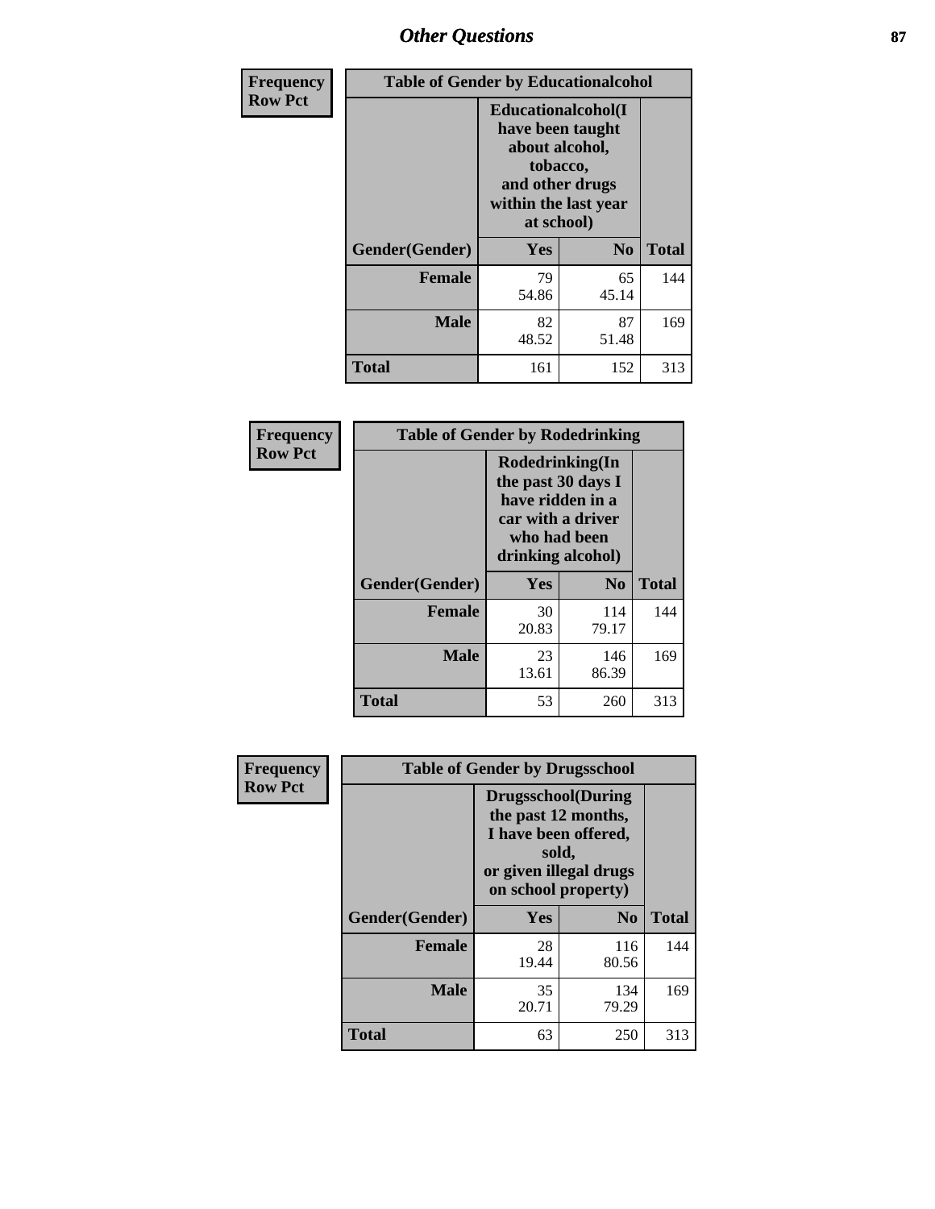## Other Questions

**Frequency**
**Row Pct**

| Table of Gender by Educationalcohol | | | |
|---|---|---|---|
| | Educationalcohol(I have been taught about alcohol, tobacco, and other drugs within the last year at school) | | |
| Gender(Gender) | Yes | No | Total |
| Female | 79<br>54.86 | 65<br>45.14 | 144 |
| Male | 82<br>48.52 | 87<br>51.48 | 169 |
| Total | 161 | 152 | 313 |

**Frequency**
**Row Pct**

| Table of Gender by Rodedrinking | | | |
|---|---|---|---|
| | Rodedrinking(In the past 30 days I have ridden in a car with a driver who had been drinking alcohol) | | |
| Gender(Gender) | Yes | No | Total |
| Female | 30<br>20.83 | 114<br>79.17 | 144 |
| Male | 23<br>13.61 | 146<br>86.39 | 169 |
| Total | 53 | 260 | 313 |

**Frequency**
**Row Pct**

| Table of Gender by Drugsschool | | | |
|---|---|---|---|
| | Drugsschool(During the past 12 months, I have been offered, sold, or given illegal drugs on school property) | | |
| Gender(Gender) | Yes | No | Total |
| Female | 28<br>19.44 | 116<br>80.56 | 144 |
| Male | 35<br>20.71 | 134<br>79.29 | 169 |
| Total | 63 | 250 | 313 |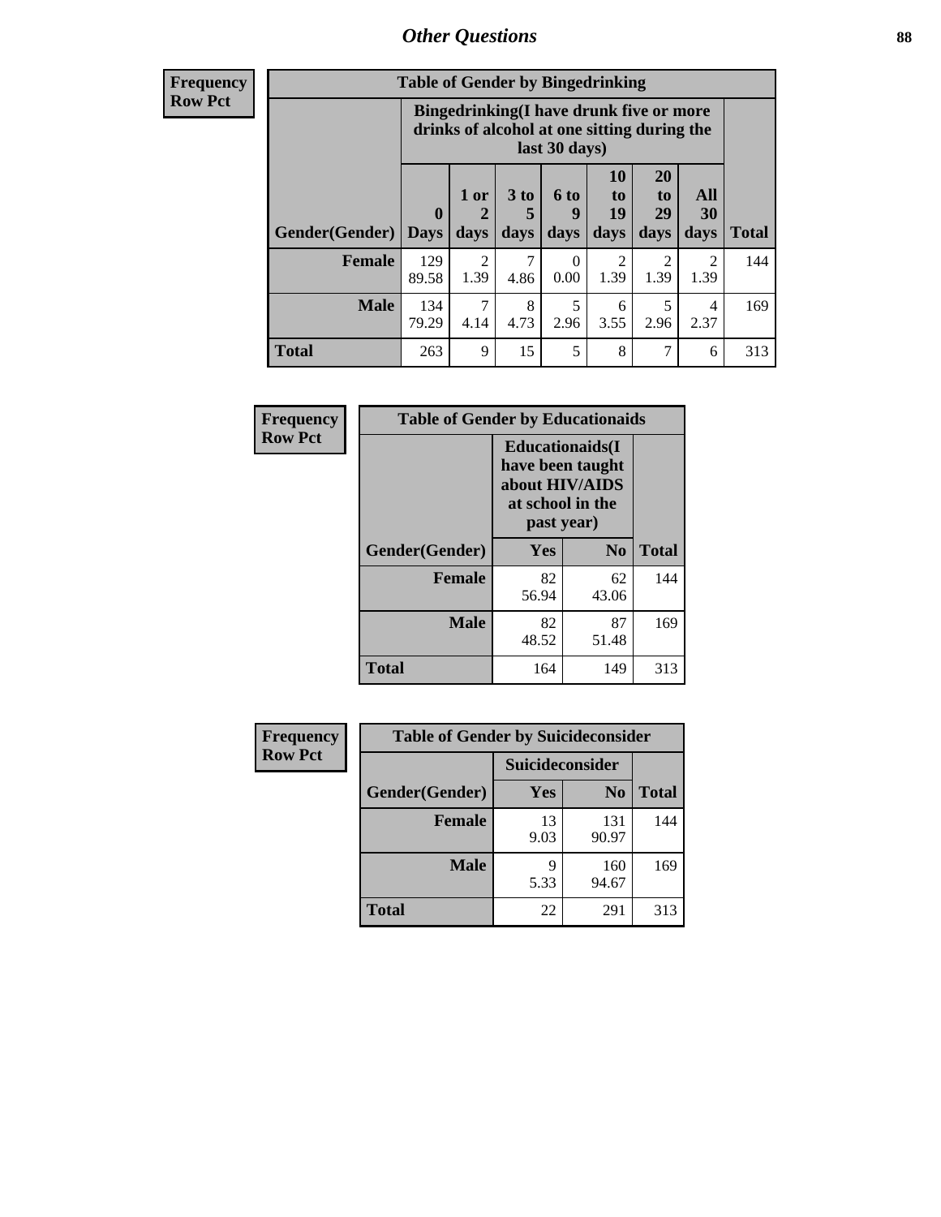## Other Questions

Frequency
Row Pct

**Table of Gender by Bingedrinking**

| Gender(Gender) | Bingedrinking(I have drunk five or more drinks of alcohol at one sitting during the last 30 days) | | | | | | | Total |
|---|---|---|---|---|---|---|---|---|
| | 0 Days | 1 or 2 days | 3 to 5 days | 6 to 9 days | 10 to 19 days | 20 to 29 days | All 30 days | |
| **Female** | 129<br>89.58 | 2<br>1.39 | 7<br>4.86 | 0<br>0.00 | 2<br>1.39 | 2<br>1.39 | 2<br>1.39 | 144 |
| **Male** | 134<br>79.29 | 7<br>4.14 | 8<br>4.73 | 5<br>2.96 | 6<br>3.55 | 5<br>2.96 | 4<br>2.37 | 169 |
| **Total** | 263 | 9 | 15 | 5 | 8 | 7 | 6 | 313 |

Frequency
Row Pct

**Table of Gender by Educationaids**

| Gender(Gender) | Educationaids(I have been taught about HIV/AIDS at school in the past year) | | Total |
|---|---|---|---|
| | Yes | No | |
| **Female** | 82<br>56.94 | 62<br>43.06 | 144 |
| **Male** | 82<br>48.52 | 87<br>51.48 | 169 |
| **Total** | 164 | 149 | 313 |

Frequency
Row Pct

**Table of Gender by Suicideconsider**

| Gender(Gender) | Suicideconsider | | Total |
|---|---|---|---|
| | Yes | No | |
| **Female** | 13<br>9.03 | 131<br>90.97 | 144 |
| **Male** | 9<br>5.33 | 160<br>94.67 | 169 |
| **Total** | 22 | 291 | 313 |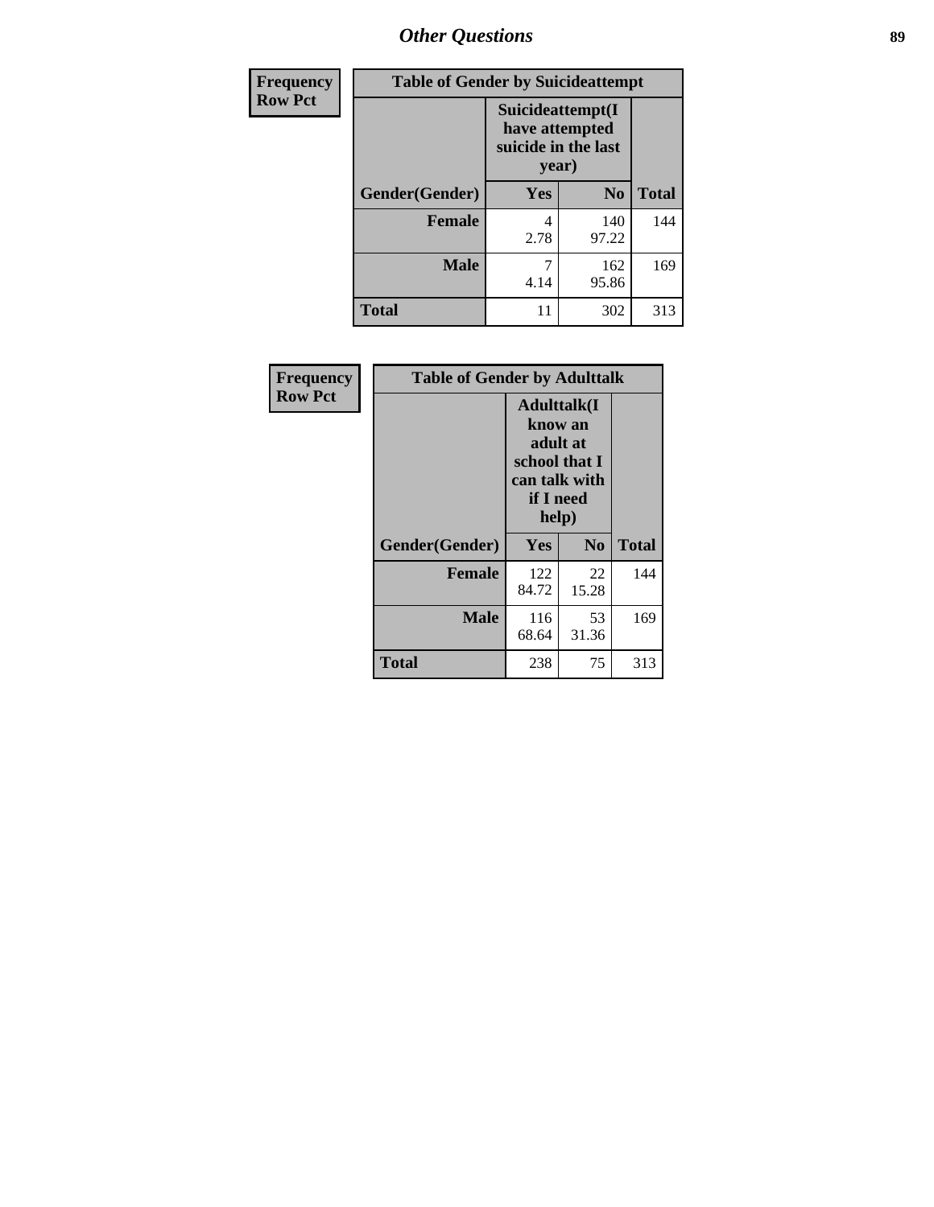# Other Questions

| Frequency Row Pct | Table of Gender by Suicideattempt | | |
|---|---|---|---|
| | Suicideattempt(I have attempted suicide in the last year) | | |
| Gender(Gender) | Yes | No | Total |
| Female | 4<br>2.78 | 140<br>97.22 | 144 |
| Male | 7<br>4.14 | 162<br>95.86 | 169 |
| Total | 11 | 302 | 313 |

| Frequency Row Pct | Table of Gender by Adulttalk | | |
|---|---|---|---|
| | Adulttalk(I know an adult at school that I can talk with if I need help) | | |
| Gender(Gender) | Yes | No | Total |
| Female | 122<br>84.72 | 22<br>15.28 | 144 |
| Male | 116<br>68.64 | 53<br>31.36 | 169 |
| Total | 238 | 75 | 313 |